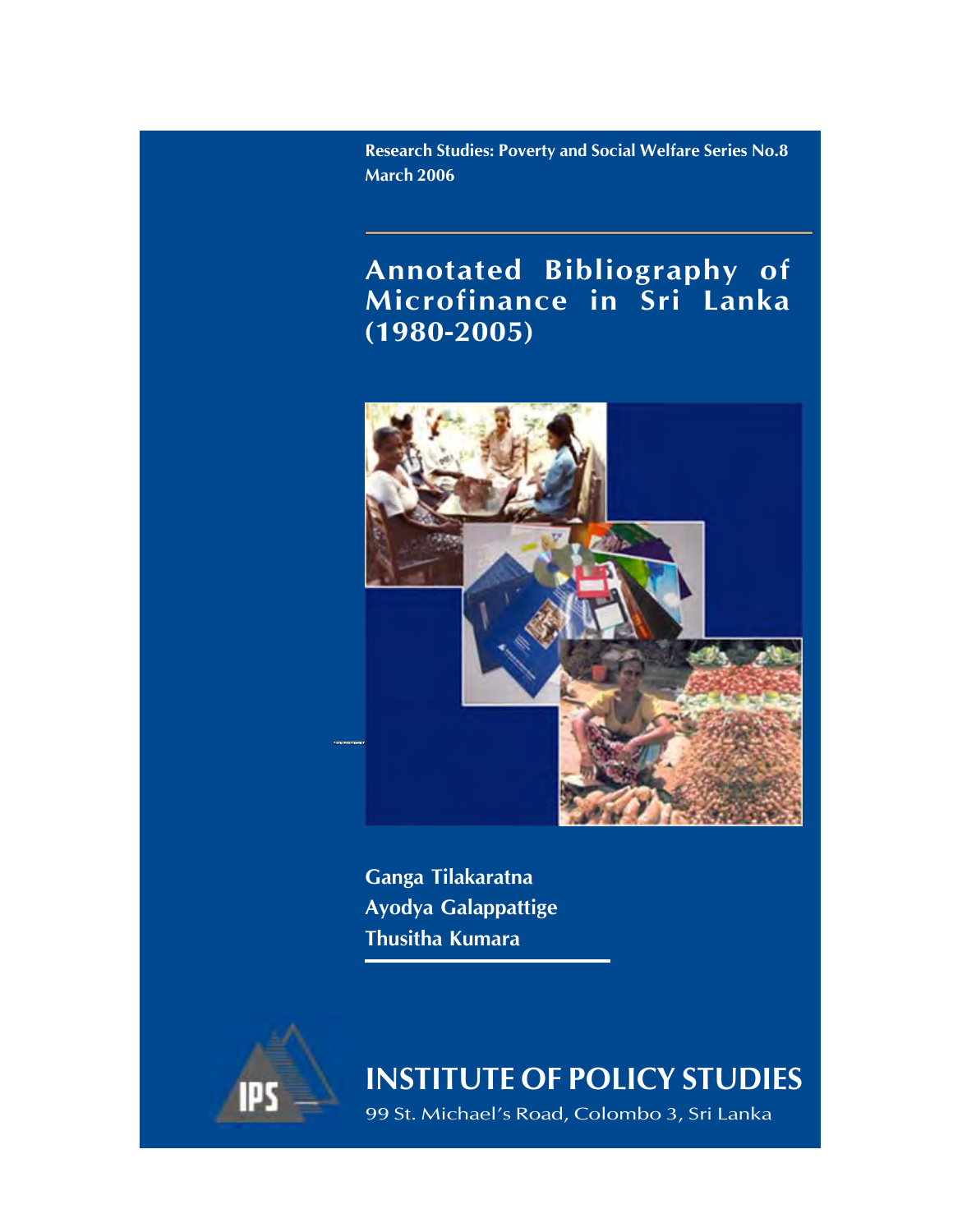Research Studies: Poverty and Social Welfare Series No.8
March 2006

# Annotated Bibliography of Microfinance in Sri Lanka (1980-2005)

Ganga Tilakaratna
Ayodya Galappattige
Thusitha Kumara

## INSTITUTE OF POLICY STUDIES

99 St. Michael's Road, Colombo 3, Sri Lanka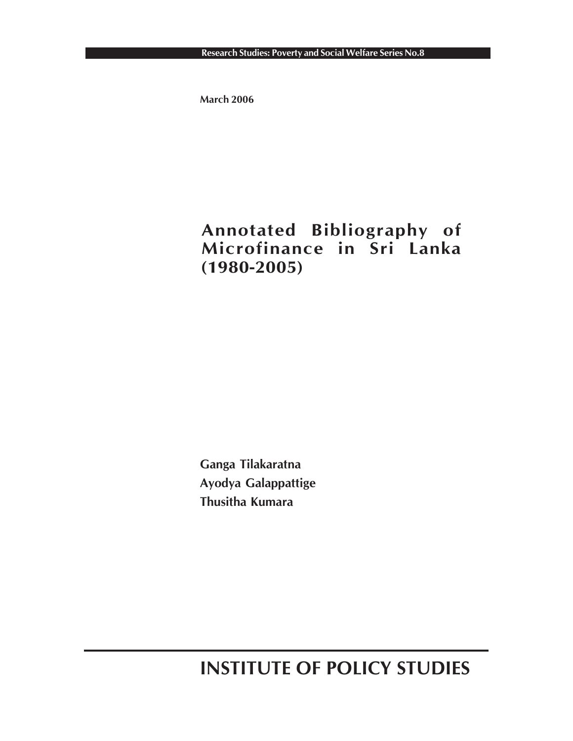Research Studies: Poverty and Social Welfare Series No.8

March 2006

# Annotated Bibliography of Microfinance in Sri Lanka (1980-2005)

**Ganga Tilakaratna**
**Ayodya Galappattige**
**Thusitha Kumara**

## INSTITUTE OF POLICY STUDIES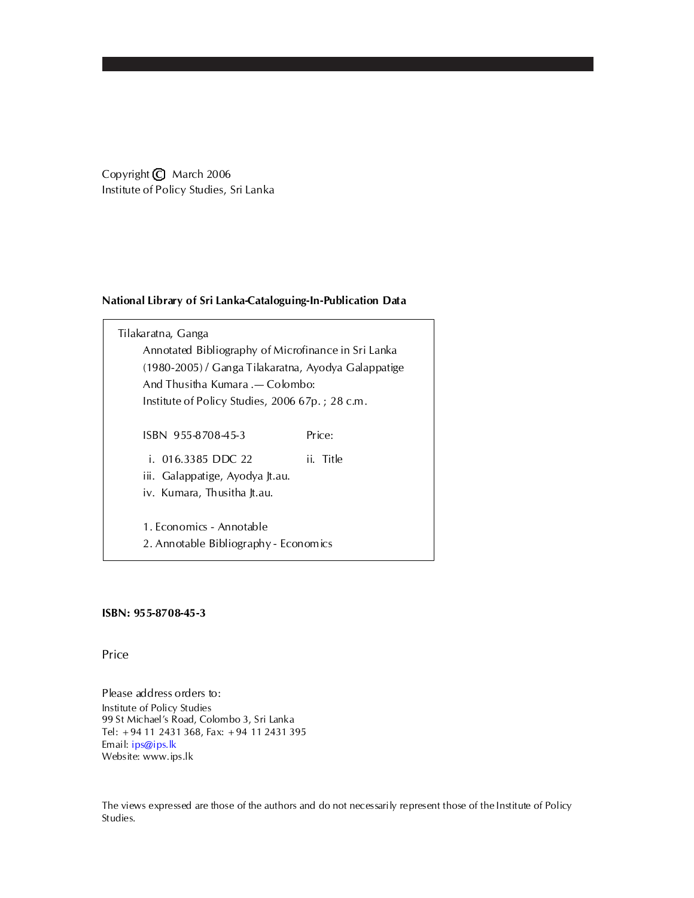Copyright © March 2006
Institute of Policy Studies, Sri Lanka

**National Library of Sri Lanka-Cataloguing-In-Publication Data**

Tilakaratna, Ganga
Annotated Bibliography of Microfinance in Sri Lanka (1980-2005) / Ganga Tilakaratna, Ayodya Galappatige And Thusitha Kumara .— Colombo: Institute of Policy Studies, 2006 67p. ; 28 c.m.

ISBN 955-8708-45-3 Price:

i. 016.3385 DDC 22 ii. Title
iii. Galappatige, Ayodya Jt.au.
iv. Kumara, Thusitha Jt.au.

1. Economics - Annotable
2. Annotable Bibliography - Economics

**ISBN: 955-8708-45-3**

Price

Please address orders to:
Institute of Policy Studies
99 St Michael's Road, Colombo 3, Sri Lanka
Tel: +94 11 2431 368, Fax: +94 11 2431 395
Email: ips@ips.lk
Website: www.ips.lk

The views expressed are those of the authors and do not necessarily represent those of the Institute of Policy Studies.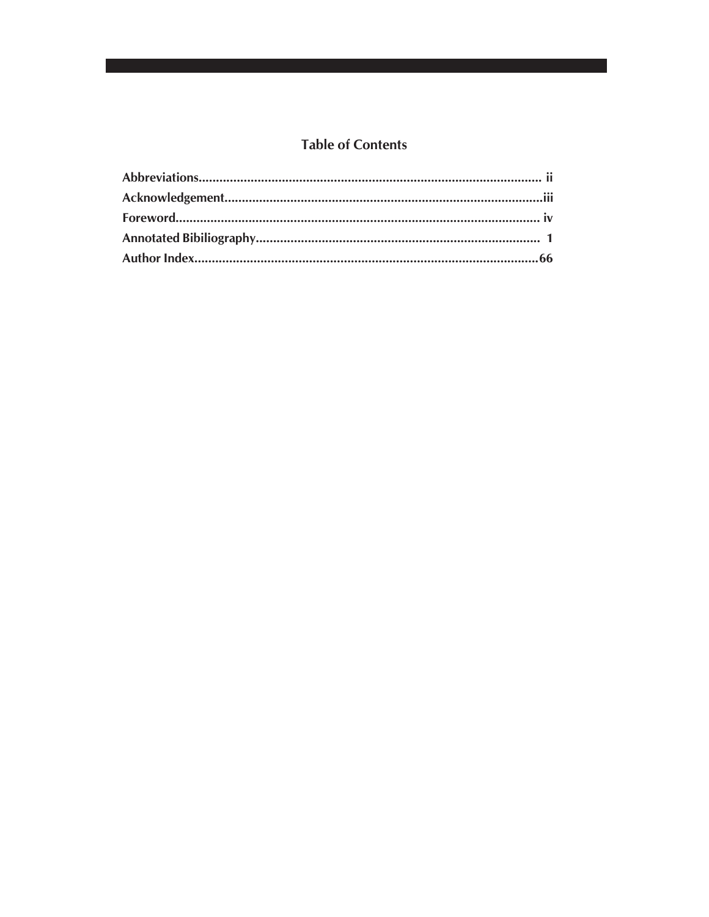# Table of Contents

**Abbreviations....................................................................................................... ii**

**Acknowledgement...............................................................................................iii**

**Foreword............................................................................................................. iv**

**Annotated Bibiliography.......................................................................................  1**

**Author Index.......................................................................................................66**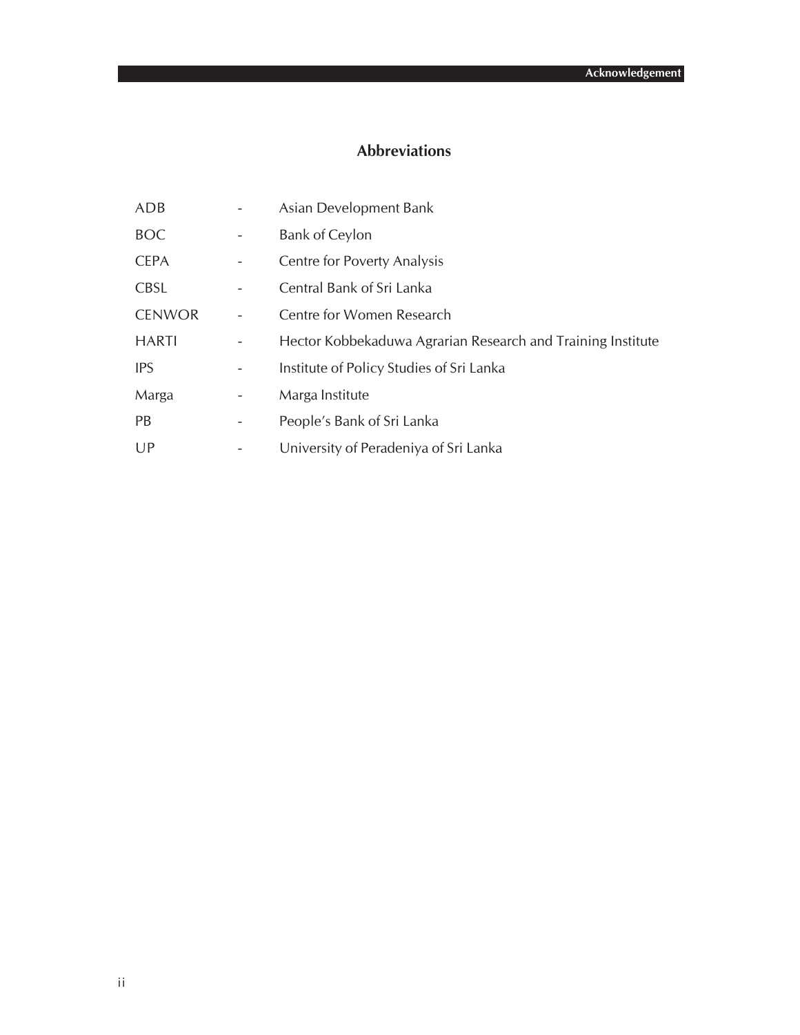## Abbreviations

| | | |
|---|---|---|
| ADB | - | Asian Development Bank |
| BOC | - | Bank of Ceylon |
| CEPA | - | Centre for Poverty Analysis |
| CBSL | - | Central Bank of Sri Lanka |
| CENWOR | - | Centre for Women Research |
| HARTI | - | Hector Kobbekaduwa Agrarian Research and Training Institute |
| IPS | - | Institute of Policy Studies of Sri Lanka |
| Marga | - | Marga Institute |
| PB | - | People's Bank of Sri Lanka |
| UP | - | University of Peradeniya of Sri Lanka |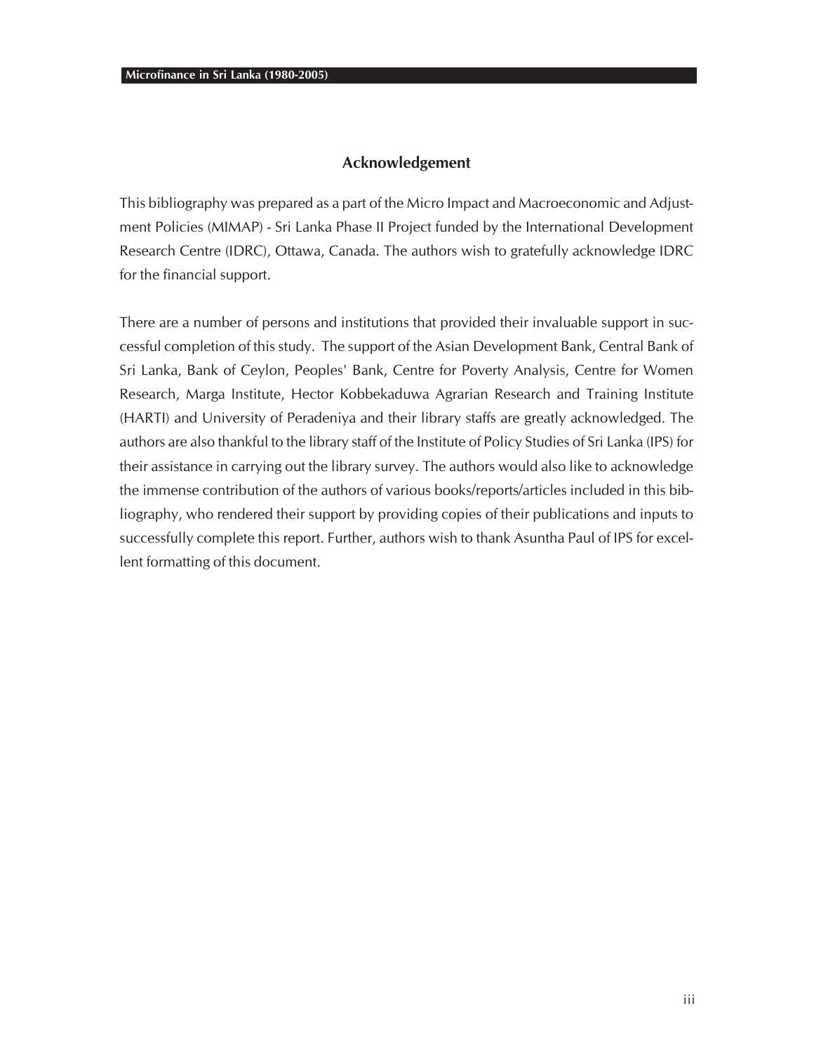## Acknowledgement

This bibliography was prepared as a part of the Micro Impact and Macroeconomic and Adjustment Policies (MIMAP) - Sri Lanka Phase II Project funded by the International Development Research Centre (IDRC), Ottawa, Canada. The authors wish to gratefully acknowledge IDRC for the financial support.

There are a number of persons and institutions that provided their invaluable support in successful completion of this study. The support of the Asian Development Bank, Central Bank of Sri Lanka, Bank of Ceylon, Peoples' Bank, Centre for Poverty Analysis, Centre for Women Research, Marga Institute, Hector Kobbekaduwa Agrarian Research and Training Institute (HARTI) and University of Peradeniya and their library staffs are greatly acknowledged. The authors are also thankful to the library staff of the Institute of Policy Studies of Sri Lanka (IPS) for their assistance in carrying out the library survey. The authors would also like to acknowledge the immense contribution of the authors of various books/reports/articles included in this bibliography, who rendered their support by providing copies of their publications and inputs to successfully complete this report. Further, authors wish to thank Asuntha Paul of IPS for excellent formatting of this document.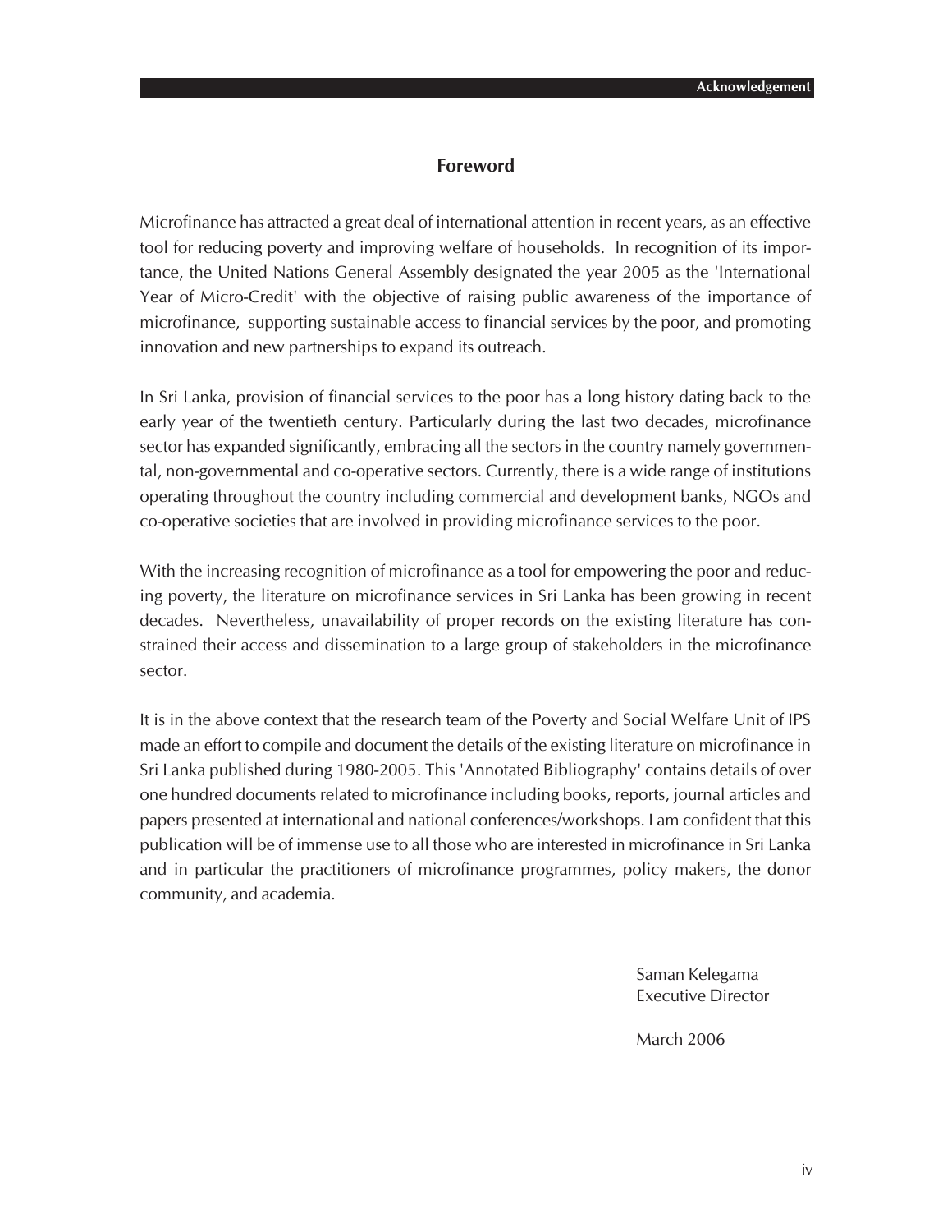## Foreword

Microfinance has attracted a great deal of international attention in recent years, as an effective tool for reducing poverty and improving welfare of households. In recognition of its importance, the United Nations General Assembly designated the year 2005 as the 'International Year of Micro-Credit' with the objective of raising public awareness of the importance of microfinance, supporting sustainable access to financial services by the poor, and promoting innovation and new partnerships to expand its outreach.

In Sri Lanka, provision of financial services to the poor has a long history dating back to the early year of the twentieth century. Particularly during the last two decades, microfinance sector has expanded significantly, embracing all the sectors in the country namely governmental, non-governmental and co-operative sectors. Currently, there is a wide range of institutions operating throughout the country including commercial and development banks, NGOs and co-operative societies that are involved in providing microfinance services to the poor.

With the increasing recognition of microfinance as a tool for empowering the poor and reducing poverty, the literature on microfinance services in Sri Lanka has been growing in recent decades. Nevertheless, unavailability of proper records on the existing literature has constrained their access and dissemination to a large group of stakeholders in the microfinance sector.

It is in the above context that the research team of the Poverty and Social Welfare Unit of IPS made an effort to compile and document the details of the existing literature on microfinance in Sri Lanka published during 1980-2005. This 'Annotated Bibliography' contains details of over one hundred documents related to microfinance including books, reports, journal articles and papers presented at international and national conferences/workshops. I am confident that this publication will be of immense use to all those who are interested in microfinance in Sri Lanka and in particular the practitioners of microfinance programmes, policy makers, the donor community, and academia.

Saman Kelegama
Executive Director

March 2006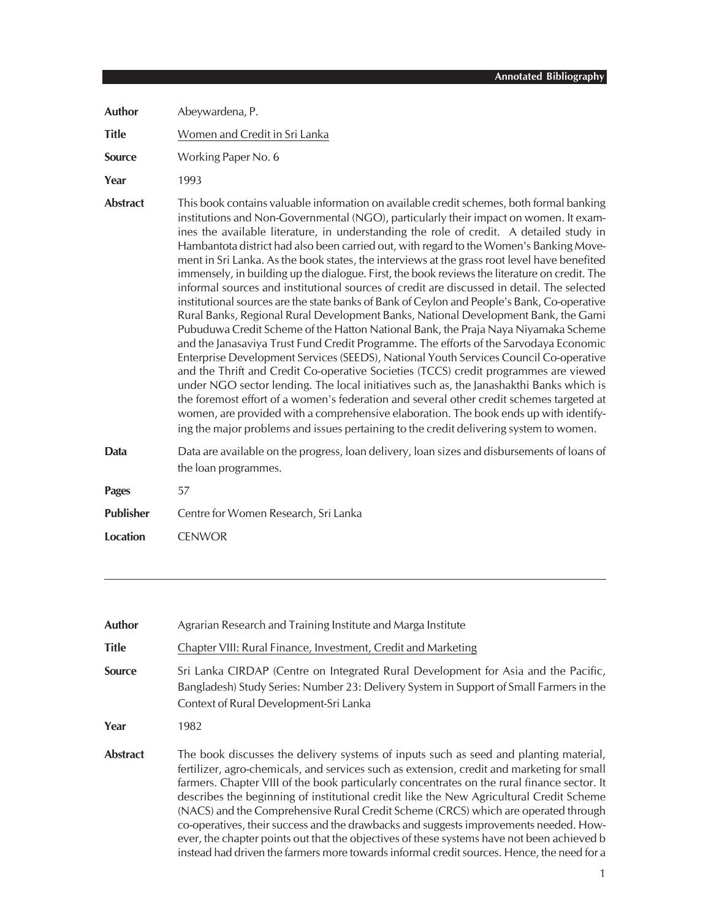| | |
|---|---|
| **Author** | Abeywardena, P. |
| **Title** | Women and Credit in Sri Lanka |
| **Source** | Working Paper No. 6 |
| **Year** | 1993 |
| **Abstract** | This book contains valuable information on available credit schemes, both formal banking institutions and Non-Governmental (NGO), particularly their impact on women. It examines the available literature, in understanding the role of credit. A detailed study in Hambantota district had also been carried out, with regard to the Women's Banking Movement in Sri Lanka. As the book states, the interviews at the grass root level have benefited immensely, in building up the dialogue. First, the book reviews the literature on credit. The informal sources and institutional sources of credit are discussed in detail. The selected institutional sources are the state banks of Bank of Ceylon and People's Bank, Co-operative Rural Banks, Regional Rural Development Banks, National Development Bank, the Gami Pubuduwa Credit Scheme of the Hatton National Bank, the Praja Naya Niyamaka Scheme and the Janasaviya Trust Fund Credit Programme. The efforts of the Sarvodaya Economic Enterprise Development Services (SEEDS), National Youth Services Council Co-operative and the Thrift and Credit Co-operative Societies (TCCS) credit programmes are viewed under NGO sector lending. The local initiatives such as, the Janashakthi Banks which is the foremost effort of a women's federation and several other credit schemes targeted at women, are provided with a comprehensive elaboration. The book ends up with identifying the major problems and issues pertaining to the credit delivering system to women. |
| **Data** | Data are available on the progress, loan delivery, loan sizes and disbursements of loans of the loan programmes. |
| **Pages** | 57 |
| **Publisher** | Centre for Women Research, Sri Lanka |
| **Location** | CENWOR |

---

| | |
|---|---|
| **Author** | Agrarian Research and Training Institute and Marga Institute |
| **Title** | Chapter VIII: Rural Finance, Investment, Credit and Marketing |
| **Source** | Sri Lanka CIRDAP (Centre on Integrated Rural Development for Asia and the Pacific, Bangladesh) Study Series: Number 23: Delivery System in Support of Small Farmers in the Context of Rural Development-Sri Lanka |
| **Year** | 1982 |
| **Abstract** | The book discusses the delivery systems of inputs such as seed and planting material, fertilizer, agro-chemicals, and services such as extension, credit and marketing for small farmers. Chapter VIII of the book particularly concentrates on the rural finance sector. It describes the beginning of institutional credit like the New Agricultural Credit Scheme (NACS) and the Comprehensive Rural Credit Scheme (CRCS) which are operated through co-operatives, their success and the drawbacks and suggests improvements needed. However, the chapter points out that the objectives of these systems have not been achieved b instead had driven the farmers more towards informal credit sources. Hence, the need for a |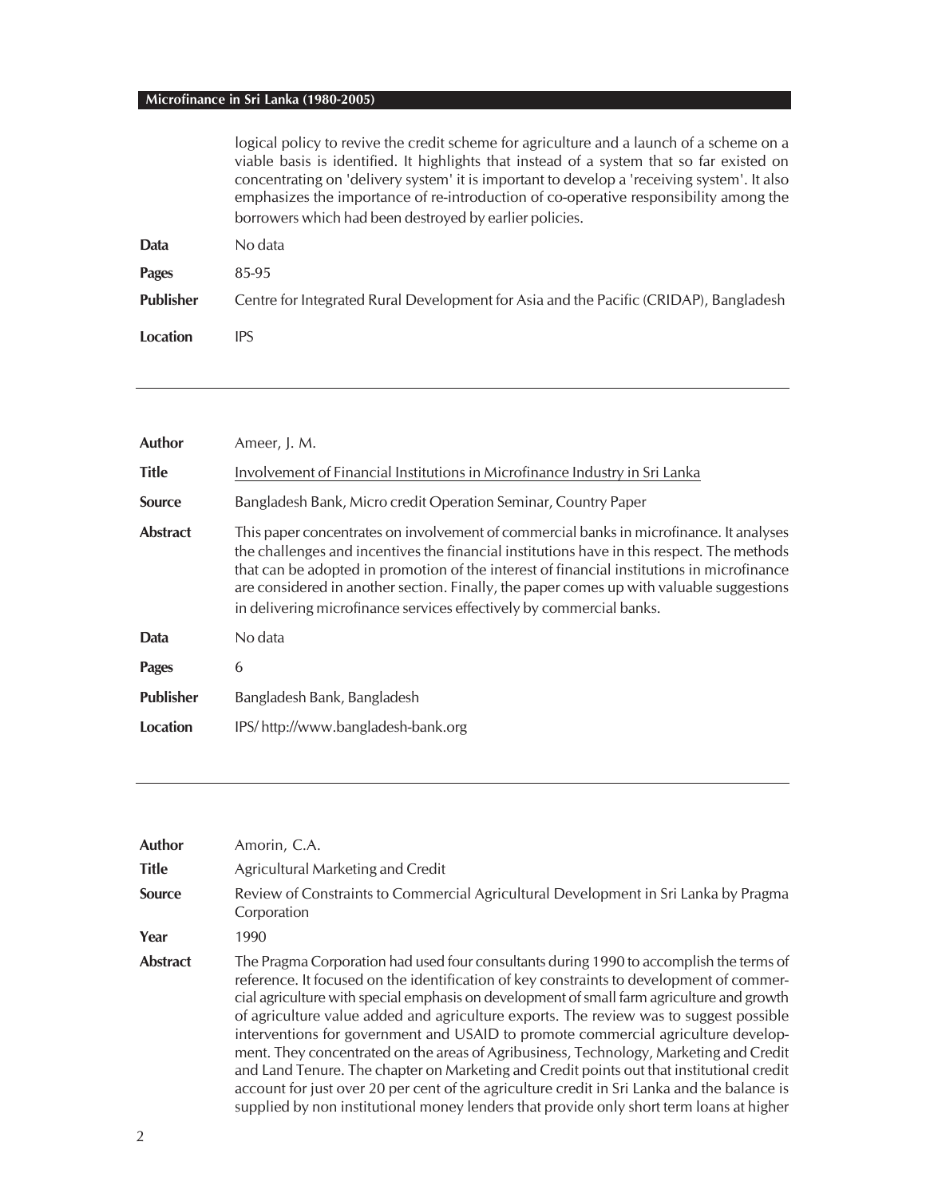logical policy to revive the credit scheme for agriculture and a launch of a scheme on a viable basis is identified. It highlights that instead of a system that so far existed on concentrating on 'delivery system' it is important to develop a 'receiving system'. It also emphasizes the importance of re-introduction of co-operative responsibility among the borrowers which had been destroyed by earlier policies.

| | |
|---|---|
| **Data** | No data |
| **Pages** | 85-95 |
| **Publisher** | Centre for Integrated Rural Development for Asia and the Pacific (CRIDAP), Bangladesh |
| **Location** | IPS |

---

| | |
|---|---|
| **Author** | Ameer, J. M. |
| **Title** | Involvement of Financial Institutions in Microfinance Industry in Sri Lanka |
| **Source** | Bangladesh Bank, Micro credit Operation Seminar, Country Paper |
| **Abstract** | This paper concentrates on involvement of commercial banks in microfinance. It analyses the challenges and incentives the financial institutions have in this respect. The methods that can be adopted in promotion of the interest of financial institutions in microfinance are considered in another section. Finally, the paper comes up with valuable suggestions in delivering microfinance services effectively by commercial banks. |
| **Data** | No data |
| **Pages** | 6 |
| **Publisher** | Bangladesh Bank, Bangladesh |
| **Location** | IPS/ http://www.bangladesh-bank.org |

---

| | |
|---|---|
| **Author** | Amorin, C.A. |
| **Title** | Agricultural Marketing and Credit |
| **Source** | Review of Constraints to Commercial Agricultural Development in Sri Lanka by Pragma Corporation |
| **Year** | 1990 |
| **Abstract** | The Pragma Corporation had used four consultants during 1990 to accomplish the terms of reference. It focused on the identification of key constraints to development of commercial agriculture with special emphasis on development of small farm agriculture and growth of agriculture value added and agriculture exports. The review was to suggest possible interventions for government and USAID to promote commercial agriculture development. They concentrated on the areas of Agribusiness, Technology, Marketing and Credit and Land Tenure. The chapter on Marketing and Credit points out that institutional credit account for just over 20 per cent of the agriculture credit in Sri Lanka and the balance is supplied by non institutional money lenders that provide only short term loans at higher |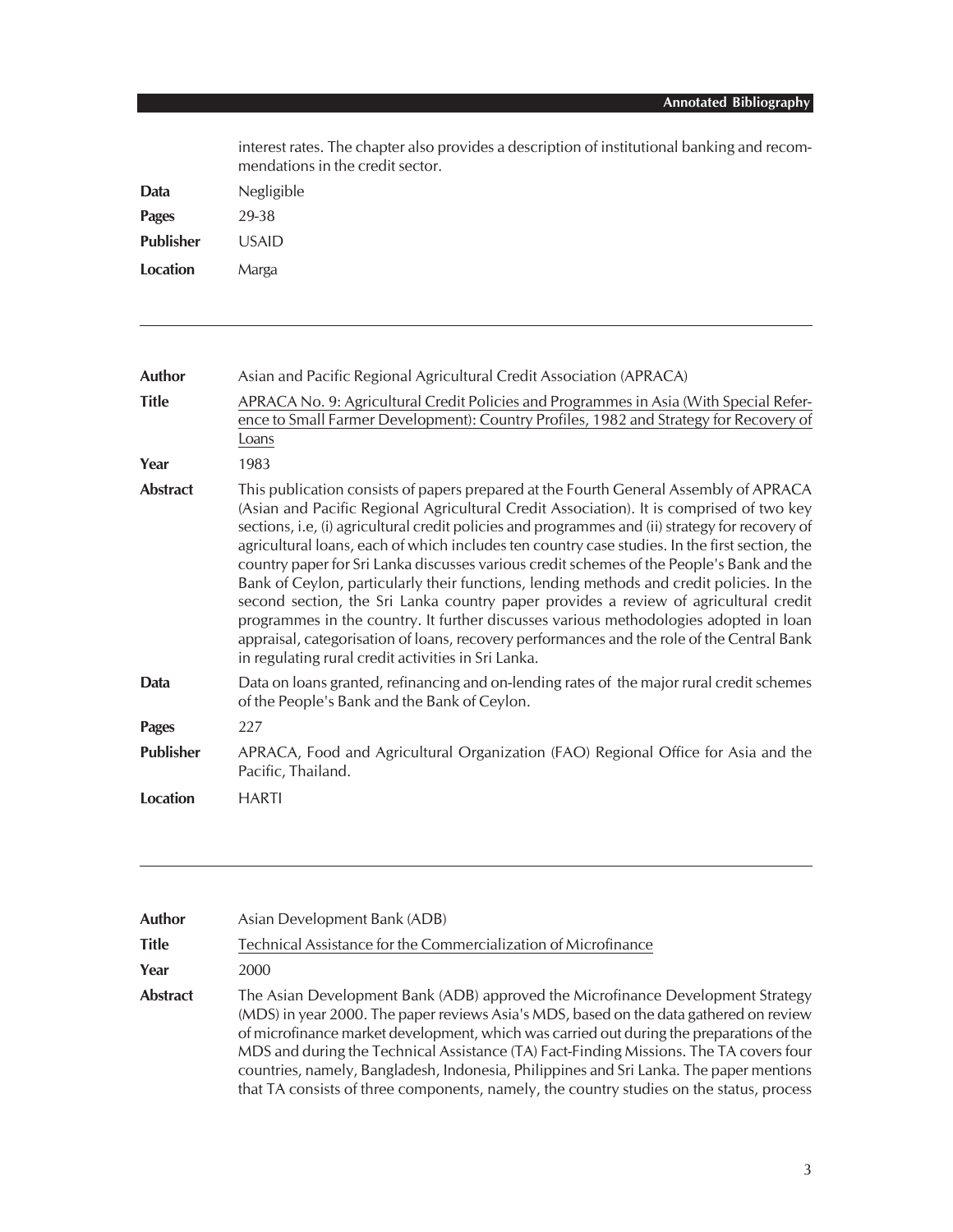interest rates. The chapter also provides a description of institutional banking and recommendations in the credit sector.

**Data** Negligible

**Pages** 29-38

**Publisher** USAID

**Location** Marga

---

**Author** Asian and Pacific Regional Agricultural Credit Association (APRACA)

**Title** APRACA No. 9: Agricultural Credit Policies and Programmes in Asia (With Special Reference to Small Farmer Development): Country Profiles, 1982 and Strategy for Recovery of Loans

**Year** 1983

**Abstract** This publication consists of papers prepared at the Fourth General Assembly of APRACA (Asian and Pacific Regional Agricultural Credit Association). It is comprised of two key sections, i.e, (i) agricultural credit policies and programmes and (ii) strategy for recovery of agricultural loans, each of which includes ten country case studies. In the first section, the country paper for Sri Lanka discusses various credit schemes of the People's Bank and the Bank of Ceylon, particularly their functions, lending methods and credit policies. In the second section, the Sri Lanka country paper provides a review of agricultural credit programmes in the country. It further discusses various methodologies adopted in loan appraisal, categorisation of loans, recovery performances and the role of the Central Bank in regulating rural credit activities in Sri Lanka.

**Data** Data on loans granted, refinancing and on-lending rates of the major rural credit schemes of the People's Bank and the Bank of Ceylon.

**Pages** 227

**Publisher** APRACA, Food and Agricultural Organization (FAO) Regional Office for Asia and the Pacific, Thailand.

**Location** HARTI

---

**Author** Asian Development Bank (ADB)

**Title** Technical Assistance for the Commercialization of Microfinance

**Year** 2000

**Abstract** The Asian Development Bank (ADB) approved the Microfinance Development Strategy (MDS) in year 2000. The paper reviews Asia's MDS, based on the data gathered on review of microfinance market development, which was carried out during the preparations of the MDS and during the Technical Assistance (TA) Fact-Finding Missions. The TA covers four countries, namely, Bangladesh, Indonesia, Philippines and Sri Lanka. The paper mentions that TA consists of three components, namely, the country studies on the status, process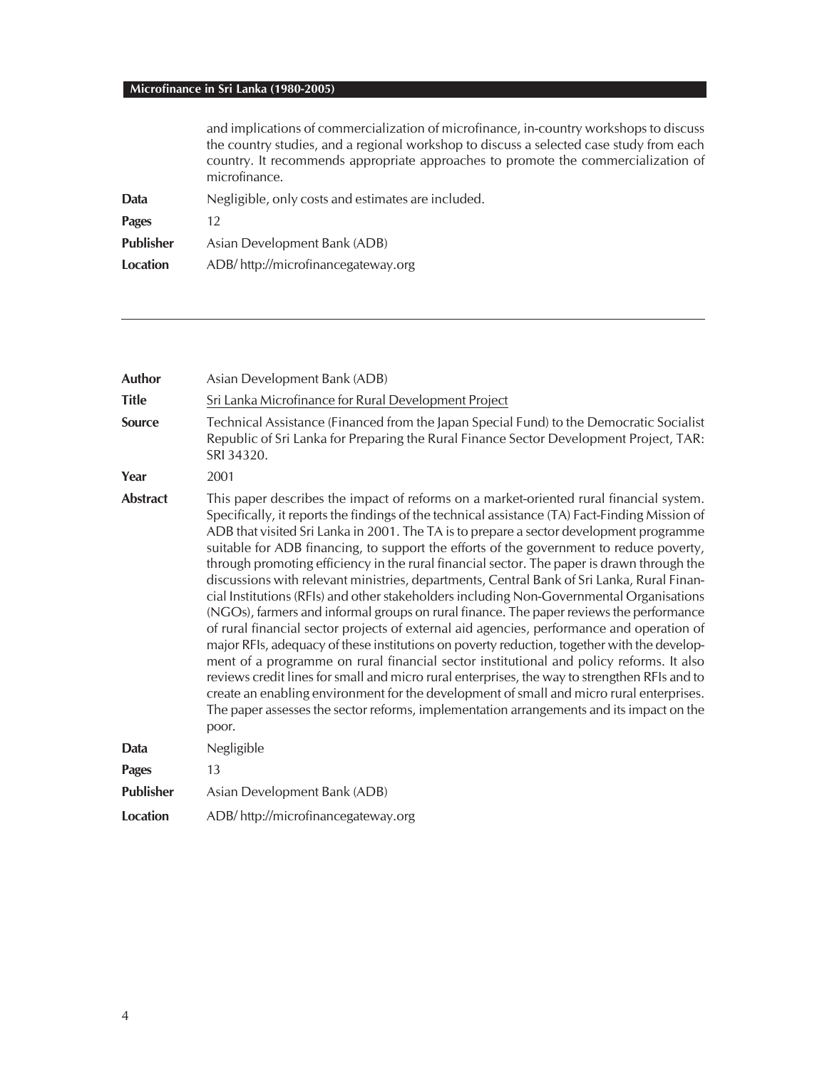and implications of commercialization of microfinance, in-country workshops to discuss the country studies, and a regional workshop to discuss a selected case study from each country. It recommends appropriate approaches to promote the commercialization of microfinance.

| | |
|---|---|
| **Data** | Negligible, only costs and estimates are included. |
| **Pages** | 12 |
| **Publisher** | Asian Development Bank (ADB) |
| **Location** | ADB/ http://microfinancegateway.org |

---

| | |
|---|---|
| **Author** | Asian Development Bank (ADB) |
| **Title** | Sri Lanka Microfinance for Rural Development Project |
| **Source** | Technical Assistance (Financed from the Japan Special Fund) to the Democratic Socialist Republic of Sri Lanka for Preparing the Rural Finance Sector Development Project, TAR: SRI 34320. |
| **Year** | 2001 |
| **Abstract** | This paper describes the impact of reforms on a market-oriented rural financial system. Specifically, it reports the findings of the technical assistance (TA) Fact-Finding Mission of ADB that visited Sri Lanka in 2001. The TA is to prepare a sector development programme suitable for ADB financing, to support the efforts of the government to reduce poverty, through promoting efficiency in the rural financial sector. The paper is drawn through the discussions with relevant ministries, departments, Central Bank of Sri Lanka, Rural Financial Institutions (RFIs) and other stakeholders including Non-Governmental Organisations (NGOs), farmers and informal groups on rural finance. The paper reviews the performance of rural financial sector projects of external aid agencies, performance and operation of major RFIs, adequacy of these institutions on poverty reduction, together with the development of a programme on rural financial sector institutional and policy reforms. It also reviews credit lines for small and micro rural enterprises, the way to strengthen RFIs and to create an enabling environment for the development of small and micro rural enterprises. The paper assesses the sector reforms, implementation arrangements and its impact on the poor. |
| **Data** | Negligible |
| **Pages** | 13 |
| **Publisher** | Asian Development Bank (ADB) |
| **Location** | ADB/ http://microfinancegateway.org |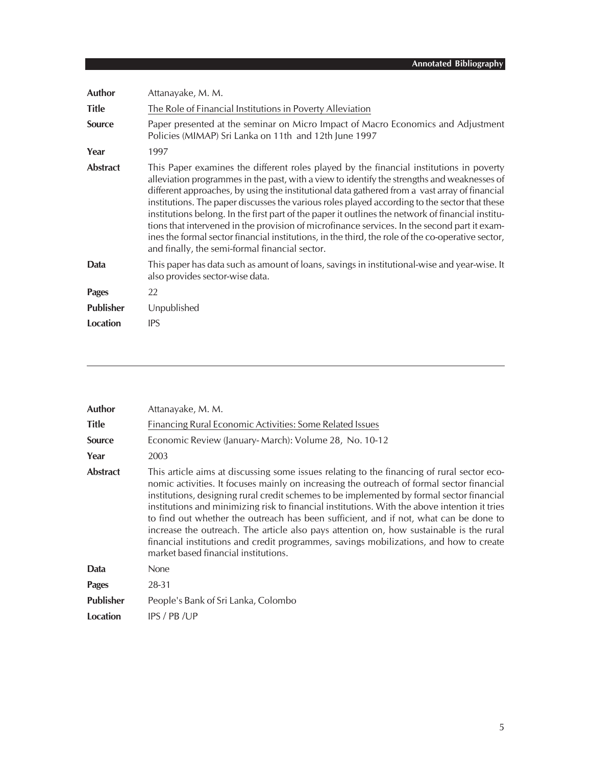| | |
|---|---|
| **Author** | Attanayake, M. M. |
| **Title** | The Role of Financial Institutions in Poverty Alleviation |
| **Source** | Paper presented at the seminar on Micro Impact of Macro Economics and Adjustment Policies (MIMAP) Sri Lanka on 11th and 12th June 1997 |
| **Year** | 1997 |
| **Abstract** | This Paper examines the different roles played by the financial institutions in poverty alleviation programmes in the past, with a view to identify the strengths and weaknesses of different approaches, by using the institutional data gathered from a vast array of financial institutions. The paper discusses the various roles played according to the sector that these institutions belong. In the first part of the paper it outlines the network of financial institutions that intervened in the provision of microfinance services. In the second part it examines the formal sector financial institutions, in the third, the role of the co-operative sector, and finally, the semi-formal financial sector. |
| **Data** | This paper has data such as amount of loans, savings in institutional-wise and year-wise. It also provides sector-wise data. |
| **Pages** | 22 |
| **Publisher** | Unpublished |
| **Location** | IPS |

---

| | |
|---|---|
| **Author** | Attanayake, M. M. |
| **Title** | Financing Rural Economic Activities: Some Related Issues |
| **Source** | Economic Review (January- March): Volume 28, No. 10-12 |
| **Year** | 2003 |
| **Abstract** | This article aims at discussing some issues relating to the financing of rural sector economic activities. It focuses mainly on increasing the outreach of formal sector financial institutions, designing rural credit schemes to be implemented by formal sector financial institutions and minimizing risk to financial institutions. With the above intention it tries to find out whether the outreach has been sufficient, and if not, what can be done to increase the outreach. The article also pays attention on, how sustainable is the rural financial institutions and credit programmes, savings mobilizations, and how to create market based financial institutions. |
| **Data** | None |
| **Pages** | 28-31 |
| **Publisher** | People's Bank of Sri Lanka, Colombo |
| **Location** | IPS / PB /UP |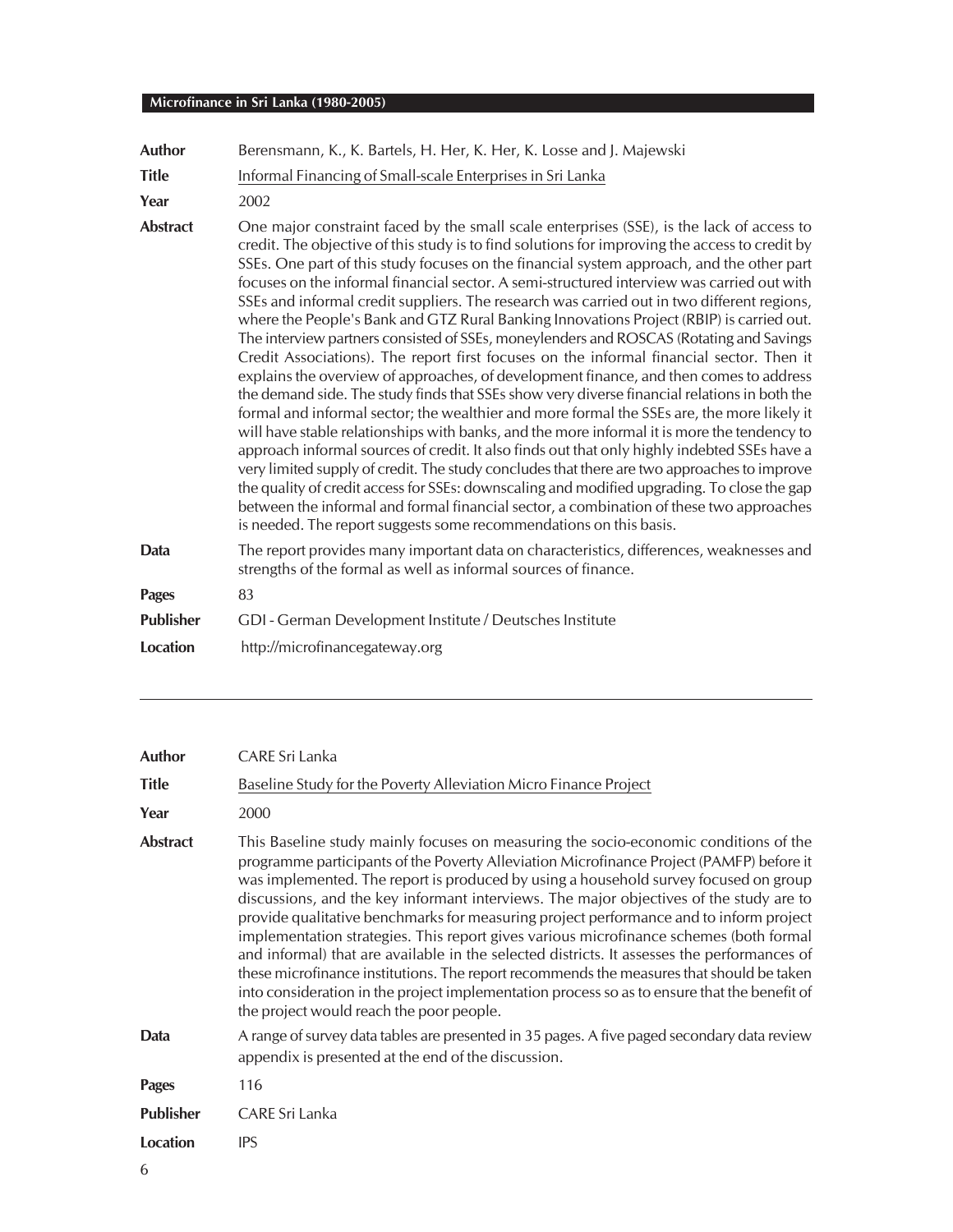| | |
|---|---|
| **Author** | Berensmann, K., K. Bartels, H. Her, K. Her, K. Losse and J. Majewski |
| **Title** | Informal Financing of Small-scale Enterprises in Sri Lanka |
| **Year** | 2002 |
| **Abstract** | One major constraint faced by the small scale enterprises (SSE), is the lack of access to credit. The objective of this study is to find solutions for improving the access to credit by SSEs. One part of this study focuses on the financial system approach, and the other part focuses on the informal financial sector. A semi-structured interview was carried out with SSEs and informal credit suppliers. The research was carried out in two different regions, where the People's Bank and GTZ Rural Banking Innovations Project (RBIP) is carried out. The interview partners consisted of SSEs, moneylenders and ROSCAS (Rotating and Savings Credit Associations). The report first focuses on the informal financial sector. Then it explains the overview of approaches, of development finance, and then comes to address the demand side. The study finds that SSEs show very diverse financial relations in both the formal and informal sector; the wealthier and more formal the SSEs are, the more likely it will have stable relationships with banks, and the more informal it is more the tendency to approach informal sources of credit. It also finds out that only highly indebted SSEs have a very limited supply of credit. The study concludes that there are two approaches to improve the quality of credit access for SSEs: downscaling and modified upgrading. To close the gap between the informal and formal financial sector, a combination of these two approaches is needed. The report suggests some recommendations on this basis. |
| **Data** | The report provides many important data on characteristics, differences, weaknesses and strengths of the formal as well as informal sources of finance. |
| **Pages** | 83 |
| **Publisher** | GDI - German Development Institute / Deutsches Institute |
| **Location** | http://microfinancegateway.org |

---

| | |
|---|---|
| **Author** | CARE Sri Lanka |
| **Title** | Baseline Study for the Poverty Alleviation Micro Finance Project |
| **Year** | 2000 |
| **Abstract** | This Baseline study mainly focuses on measuring the socio-economic conditions of the programme participants of the Poverty Alleviation Microfinance Project (PAMFP) before it was implemented. The report is produced by using a household survey focused on group discussions, and the key informant interviews. The major objectives of the study are to provide qualitative benchmarks for measuring project performance and to inform project implementation strategies. This report gives various microfinance schemes (both formal and informal) that are available in the selected districts. It assesses the performances of these microfinance institutions. The report recommends the measures that should be taken into consideration in the project implementation process so as to ensure that the benefit of the project would reach the poor people. |
| **Data** | A range of survey data tables are presented in 35 pages. A five paged secondary data review appendix is presented at the end of the discussion. |
| **Pages** | 116 |
| **Publisher** | CARE Sri Lanka |
| **Location** | IPS |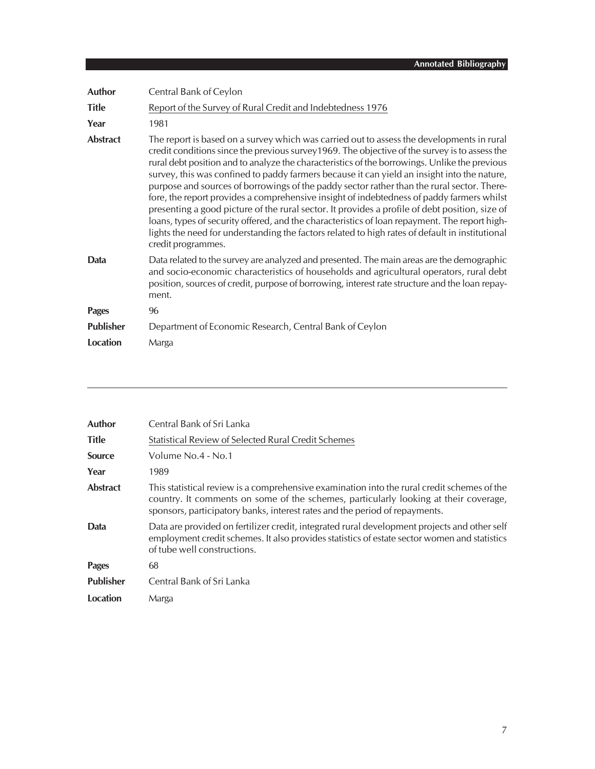**Author** Central Bank of Ceylon

**Title** Report of the Survey of Rural Credit and Indebtedness 1976

**Year** 1981

**Abstract** The report is based on a survey which was carried out to assess the developments in rural credit conditions since the previous survey1969. The objective of the survey is to assess the rural debt position and to analyze the characteristics of the borrowings. Unlike the previous survey, this was confined to paddy farmers because it can yield an insight into the nature, purpose and sources of borrowings of the paddy sector rather than the rural sector. Therefore, the report provides a comprehensive insight of indebtedness of paddy farmers whilst presenting a good picture of the rural sector. It provides a profile of debt position, size of loans, types of security offered, and the characteristics of loan repayment. The report highlights the need for understanding the factors related to high rates of default in institutional credit programmes.

**Data** Data related to the survey are analyzed and presented. The main areas are the demographic and socio-economic characteristics of households and agricultural operators, rural debt position, sources of credit, purpose of borrowing, interest rate structure and the loan repayment.

**Pages** 96

**Publisher** Department of Economic Research, Central Bank of Ceylon

**Location** Marga

---

**Author** Central Bank of Sri Lanka

**Title** Statistical Review of Selected Rural Credit Schemes

**Source** Volume No.4 - No.1

**Year** 1989

**Abstract** This statistical review is a comprehensive examination into the rural credit schemes of the country. It comments on some of the schemes, particularly looking at their coverage, sponsors, participatory banks, interest rates and the period of repayments.

**Data** Data are provided on fertilizer credit, integrated rural development projects and other self employment credit schemes. It also provides statistics of estate sector women and statistics of tube well constructions.

**Pages** 68

**Publisher** Central Bank of Sri Lanka

**Location** Marga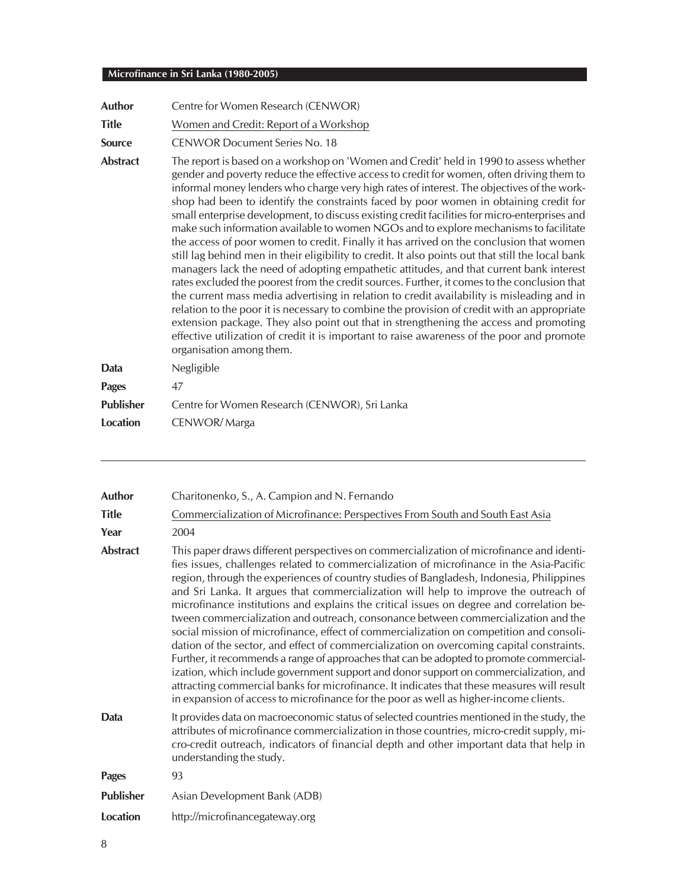| | |
|---|---|
| **Author** | Centre for Women Research (CENWOR) |
| **Title** | Women and Credit: Report of a Workshop |
| **Source** | CENWOR Document Series No. 18 |
| **Abstract** | The report is based on a workshop on 'Women and Credit' held in 1990 to assess whether gender and poverty reduce the effective access to credit for women, often driving them to informal money lenders who charge very high rates of interest. The objectives of the workshop had been to identify the constraints faced by poor women in obtaining credit for small enterprise development, to discuss existing credit facilities for micro-enterprises and make such information available to women NGOs and to explore mechanisms to facilitate the access of poor women to credit. Finally it has arrived on the conclusion that women still lag behind men in their eligibility to credit. It also points out that still the local bank managers lack the need of adopting empathetic attitudes, and that current bank interest rates excluded the poorest from the credit sources. Further, it comes to the conclusion that the current mass media advertising in relation to credit availability is misleading and in relation to the poor it is necessary to combine the provision of credit with an appropriate extension package. They also point out that in strengthening the access and promoting effective utilization of credit it is important to raise awareness of the poor and promote organisation among them. |
| **Data** | Negligible |
| **Pages** | 47 |
| **Publisher** | Centre for Women Research (CENWOR), Sri Lanka |
| **Location** | CENWOR/ Marga |

---

| | |
|---|---|
| **Author** | Charitonenko, S., A. Campion and N. Fernando |
| **Title** | Commercialization of Microfinance: Perspectives From South and South East Asia |
| **Year** | 2004 |
| **Abstract** | This paper draws different perspectives on commercialization of microfinance and identifies issues, challenges related to commercialization of microfinance in the Asia-Pacific region, through the experiences of country studies of Bangladesh, Indonesia, Philippines and Sri Lanka. It argues that commercialization will help to improve the outreach of microfinance institutions and explains the critical issues on degree and correlation between commercialization and outreach, consonance between commercialization and the social mission of microfinance, effect of commercialization on competition and consolidation of the sector, and effect of commercialization on overcoming capital constraints. Further, it recommends a range of approaches that can be adopted to promote commercialization, which include government support and donor support on commercialization, and attracting commercial banks for microfinance. It indicates that these measures will result in expansion of access to microfinance for the poor as well as higher-income clients. |
| **Data** | It provides data on macroeconomic status of selected countries mentioned in the study, the attributes of microfinance commercialization in those countries, micro-credit supply, micro-credit outreach, indicators of financial depth and other important data that help in understanding the study. |
| **Pages** | 93 |
| **Publisher** | Asian Development Bank (ADB) |
| **Location** | http://microfinancegateway.org |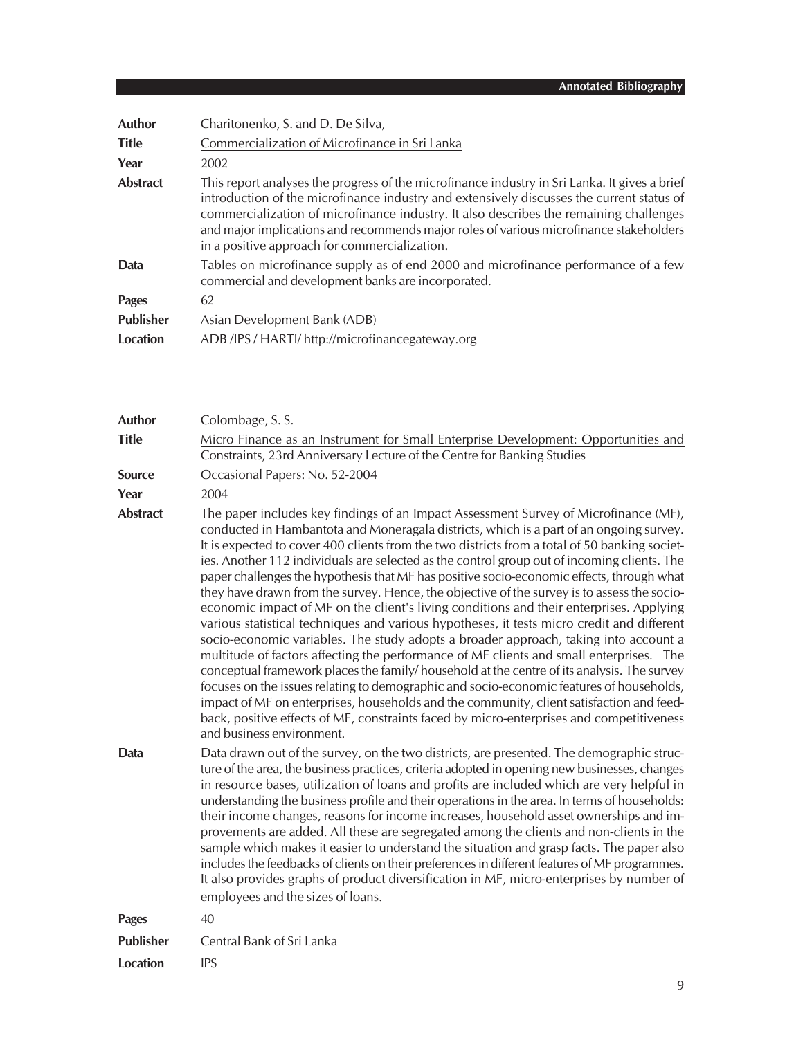| | |
|---|---|
| **Author** | Charitonenko, S. and D. De Silva, |
| **Title** | Commercialization of Microfinance in Sri Lanka |
| **Year** | 2002 |
| **Abstract** | This report analyses the progress of the microfinance industry in Sri Lanka. It gives a brief introduction of the microfinance industry and extensively discusses the current status of commercialization of microfinance industry. It also describes the remaining challenges and major implications and recommends major roles of various microfinance stakeholders in a positive approach for commercialization. |
| **Data** | Tables on microfinance supply as of end 2000 and microfinance performance of a few commercial and development banks are incorporated. |
| **Pages** | 62 |
| **Publisher** | Asian Development Bank (ADB) |
| **Location** | ADB /IPS / HARTI/ http://microfinancegateway.org |

---

| | |
|---|---|
| **Author** | Colombage, S. S. |
| **Title** | Micro Finance as an Instrument for Small Enterprise Development: Opportunities and Constraints, 23rd Anniversary Lecture of the Centre for Banking Studies |
| **Source** | Occasional Papers: No. 52-2004 |
| **Year** | 2004 |
| **Abstract** | The paper includes key findings of an Impact Assessment Survey of Microfinance (MF), conducted in Hambantota and Moneragala districts, which is a part of an ongoing survey. It is expected to cover 400 clients from the two districts from a total of 50 banking societies. Another 112 individuals are selected as the control group out of incoming clients. The paper challenges the hypothesis that MF has positive socio-economic effects, through what they have drawn from the survey. Hence, the objective of the survey is to assess the socio-economic impact of MF on the client's living conditions and their enterprises. Applying various statistical techniques and various hypotheses, it tests micro credit and different socio-economic variables. The study adopts a broader approach, taking into account a multitude of factors affecting the performance of MF clients and small enterprises. The conceptual framework places the family/ household at the centre of its analysis. The survey focuses on the issues relating to demographic and socio-economic features of households, impact of MF on enterprises, households and the community, client satisfaction and feedback, positive effects of MF, constraints faced by micro-enterprises and competitiveness and business environment. |
| **Data** | Data drawn out of the survey, on the two districts, are presented. The demographic structure of the area, the business practices, criteria adopted in opening new businesses, changes in resource bases, utilization of loans and profits are included which are very helpful in understanding the business profile and their operations in the area. In terms of households: their income changes, reasons for income increases, household asset ownerships and improvements are added. All these are segregated among the clients and non-clients in the sample which makes it easier to understand the situation and grasp facts. The paper also includes the feedbacks of clients on their preferences in different features of MF programmes. It also provides graphs of product diversification in MF, micro-enterprises by number of employees and the sizes of loans. |
| **Pages** | 40 |
| **Publisher** | Central Bank of Sri Lanka |
| **Location** | IPS |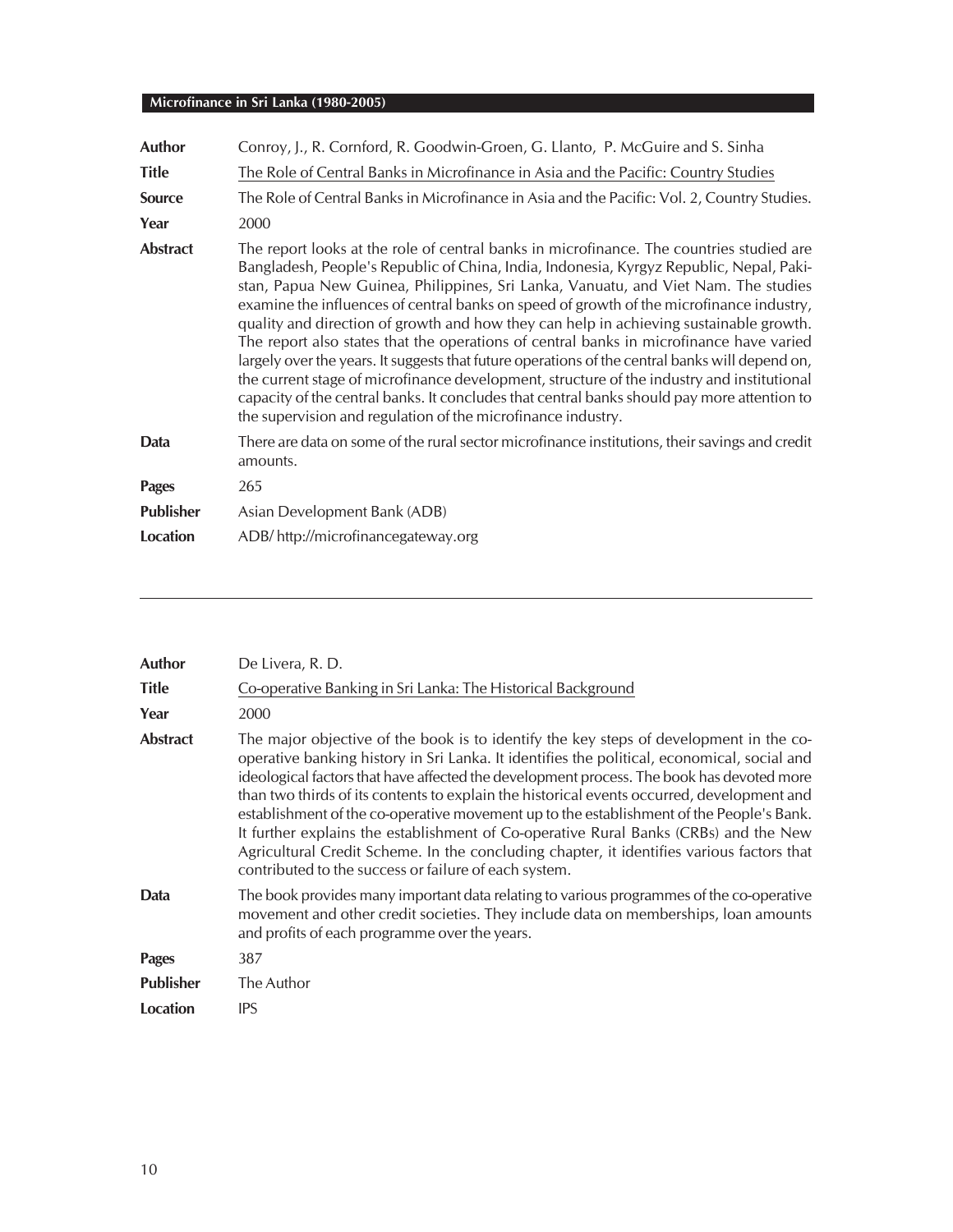| | |
|---|---|
| **Author** | Conroy, J., R. Cornford, R. Goodwin-Groen, G. Llanto, P. McGuire and S. Sinha |
| **Title** | The Role of Central Banks in Microfinance in Asia and the Pacific: Country Studies |
| **Source** | The Role of Central Banks in Microfinance in Asia and the Pacific: Vol. 2, Country Studies. |
| **Year** | 2000 |
| **Abstract** | The report looks at the role of central banks in microfinance. The countries studied are Bangladesh, People's Republic of China, India, Indonesia, Kyrgyz Republic, Nepal, Pakistan, Papua New Guinea, Philippines, Sri Lanka, Vanuatu, and Viet Nam. The studies examine the influences of central banks on speed of growth of the microfinance industry, quality and direction of growth and how they can help in achieving sustainable growth. The report also states that the operations of central banks in microfinance have varied largely over the years. It suggests that future operations of the central banks will depend on, the current stage of microfinance development, structure of the industry and institutional capacity of the central banks. It concludes that central banks should pay more attention to the supervision and regulation of the microfinance industry. |
| **Data** | There are data on some of the rural sector microfinance institutions, their savings and credit amounts. |
| **Pages** | 265 |
| **Publisher** | Asian Development Bank (ADB) |
| **Location** | ADB/ http://microfinancegateway.org |

---

| | |
|---|---|
| **Author** | De Livera, R. D. |
| **Title** | Co-operative Banking in Sri Lanka: The Historical Background |
| **Year** | 2000 |
| **Abstract** | The major objective of the book is to identify the key steps of development in the co-operative banking history in Sri Lanka. It identifies the political, economical, social and ideological factors that have affected the development process. The book has devoted more than two thirds of its contents to explain the historical events occurred, development and establishment of the co-operative movement up to the establishment of the People's Bank. It further explains the establishment of Co-operative Rural Banks (CRBs) and the New Agricultural Credit Scheme. In the concluding chapter, it identifies various factors that contributed to the success or failure of each system. |
| **Data** | The book provides many important data relating to various programmes of the co-operative movement and other credit societies. They include data on memberships, loan amounts and profits of each programme over the years. |
| **Pages** | 387 |
| **Publisher** | The Author |
| **Location** | IPS |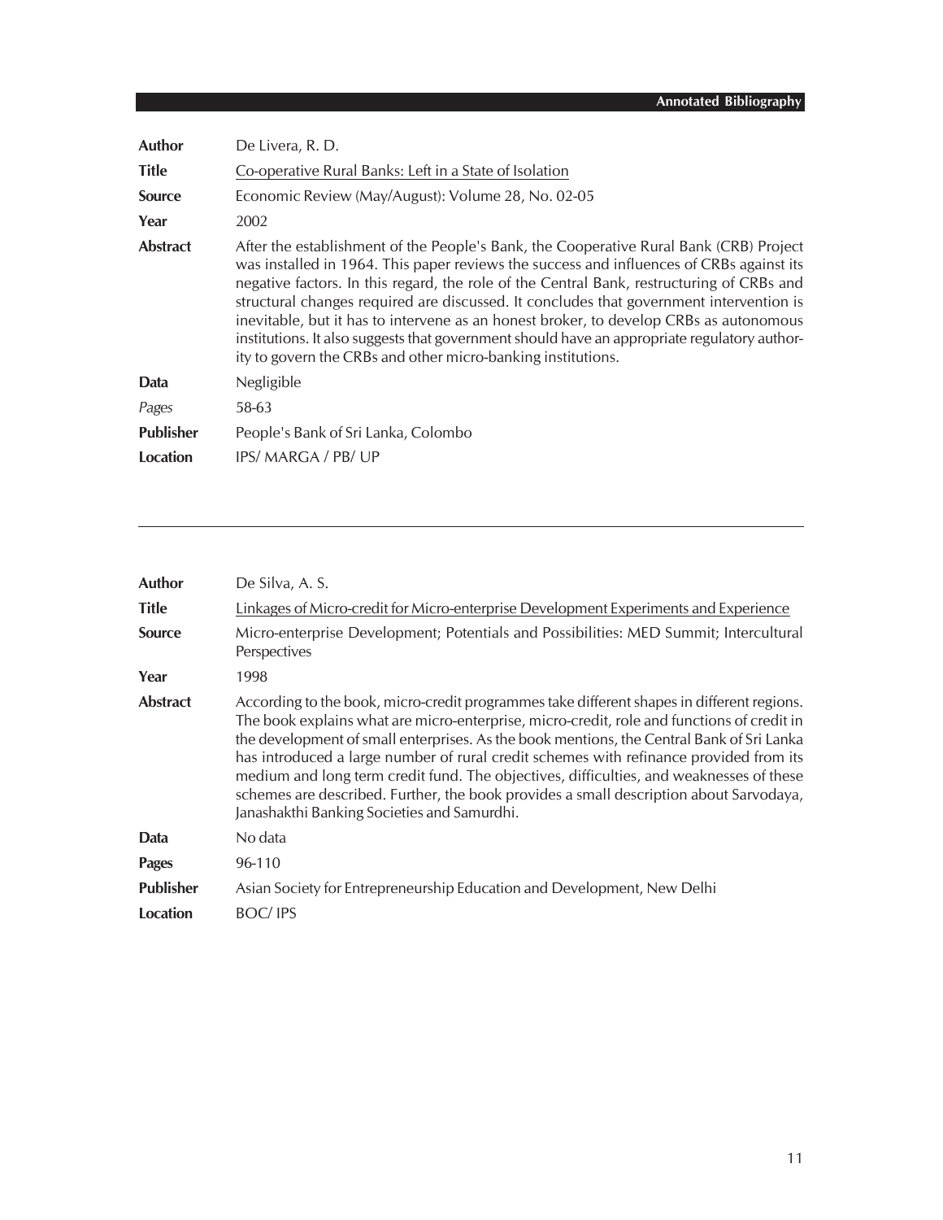| | |
|---|---|
| **Author** | De Livera, R. D. |
| **Title** | Co-operative Rural Banks: Left in a State of Isolation |
| **Source** | Economic Review (May/August): Volume 28, No. 02-05 |
| **Year** | 2002 |
| **Abstract** | After the establishment of the People's Bank, the Cooperative Rural Bank (CRB) Project was installed in 1964. This paper reviews the success and influences of CRBs against its negative factors. In this regard, the role of the Central Bank, restructuring of CRBs and structural changes required are discussed. It concludes that government intervention is inevitable, but it has to intervene as an honest broker, to develop CRBs as autonomous institutions. It also suggests that government should have an appropriate regulatory authority to govern the CRBs and other micro-banking institutions. |
| **Data** | Negligible |
| *Pages* | 58-63 |
| **Publisher** | People's Bank of Sri Lanka, Colombo |
| **Location** | IPS/ MARGA / PB/ UP |

---

| | |
|---|---|
| **Author** | De Silva, A. S. |
| **Title** | Linkages of Micro-credit for Micro-enterprise Development Experiments and Experience |
| **Source** | Micro-enterprise Development; Potentials and Possibilities: MED Summit; Intercultural Perspectives |
| **Year** | 1998 |
| **Abstract** | According to the book, micro-credit programmes take different shapes in different regions. The book explains what are micro-enterprise, micro-credit, role and functions of credit in the development of small enterprises. As the book mentions, the Central Bank of Sri Lanka has introduced a large number of rural credit schemes with refinance provided from its medium and long term credit fund. The objectives, difficulties, and weaknesses of these schemes are described. Further, the book provides a small description about Sarvodaya, Janashakthi Banking Societies and Samurdhi. |
| **Data** | No data |
| **Pages** | 96-110 |
| **Publisher** | Asian Society for Entrepreneurship Education and Development, New Delhi |
| **Location** | BOC/ IPS |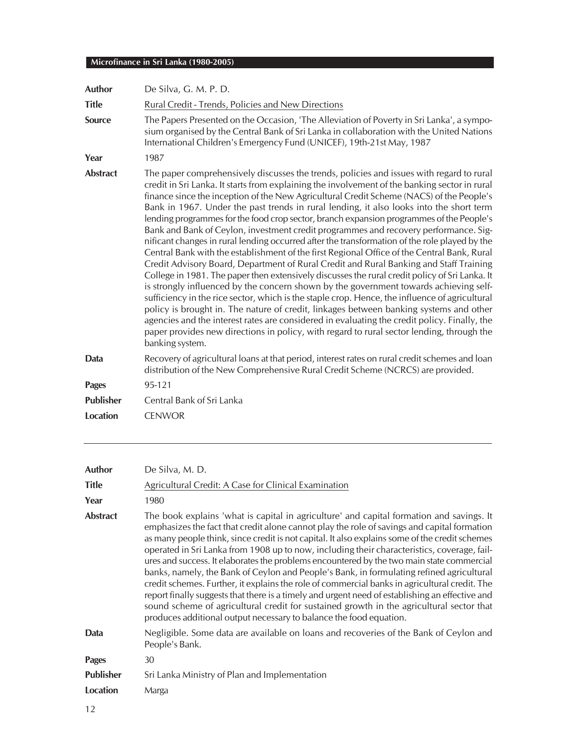| | |
|---|---|
| **Author** | De Silva, G. M. P. D. |
| **Title** | Rural Credit - Trends, Policies and New Directions |
| **Source** | The Papers Presented on the Occasion, 'The Alleviation of Poverty in Sri Lanka', a symposium organised by the Central Bank of Sri Lanka in collaboration with the United Nations International Children's Emergency Fund (UNICEF), 19th-21st May, 1987 |
| **Year** | 1987 |
| **Abstract** | The paper comprehensively discusses the trends, policies and issues with regard to rural credit in Sri Lanka. It starts from explaining the involvement of the banking sector in rural finance since the inception of the New Agricultural Credit Scheme (NACS) of the People's Bank in 1967. Under the past trends in rural lending, it also looks into the short term lending programmes for the food crop sector, branch expansion programmes of the People's Bank and Bank of Ceylon, investment credit programmes and recovery performance. Significant changes in rural lending occurred after the transformation of the role played by the Central Bank with the establishment of the first Regional Office of the Central Bank, Rural Credit Advisory Board, Department of Rural Credit and Rural Banking and Staff Training College in 1981. The paper then extensively discusses the rural credit policy of Sri Lanka. It is strongly influenced by the concern shown by the government towards achieving self-sufficiency in the rice sector, which is the staple crop. Hence, the influence of agricultural policy is brought in. The nature of credit, linkages between banking systems and other agencies and the interest rates are considered in evaluating the credit policy. Finally, the paper provides new directions in policy, with regard to rural sector lending, through the banking system. |
| **Data** | Recovery of agricultural loans at that period, interest rates on rural credit schemes and loan distribution of the New Comprehensive Rural Credit Scheme (NCRCS) are provided. |
| **Pages** | 95-121 |
| **Publisher** | Central Bank of Sri Lanka |
| **Location** | CENWOR |

---

| | |
|---|---|
| **Author** | De Silva, M. D. |
| **Title** | Agricultural Credit: A Case for Clinical Examination |
| **Year** | 1980 |
| **Abstract** | The book explains 'what is capital in agriculture' and capital formation and savings. It emphasizes the fact that credit alone cannot play the role of savings and capital formation as many people think, since credit is not capital. It also explains some of the credit schemes operated in Sri Lanka from 1908 up to now, including their characteristics, coverage, failures and success. It elaborates the problems encountered by the two main state commercial banks, namely, the Bank of Ceylon and People's Bank, in formulating refined agricultural credit schemes. Further, it explains the role of commercial banks in agricultural credit. The report finally suggests that there is a timely and urgent need of establishing an effective and sound scheme of agricultural credit for sustained growth in the agricultural sector that produces additional output necessary to balance the food equation. |
| **Data** | Negligible. Some data are available on loans and recoveries of the Bank of Ceylon and People's Bank. |
| **Pages** | 30 |
| **Publisher** | Sri Lanka Ministry of Plan and Implementation |
| **Location** | Marga |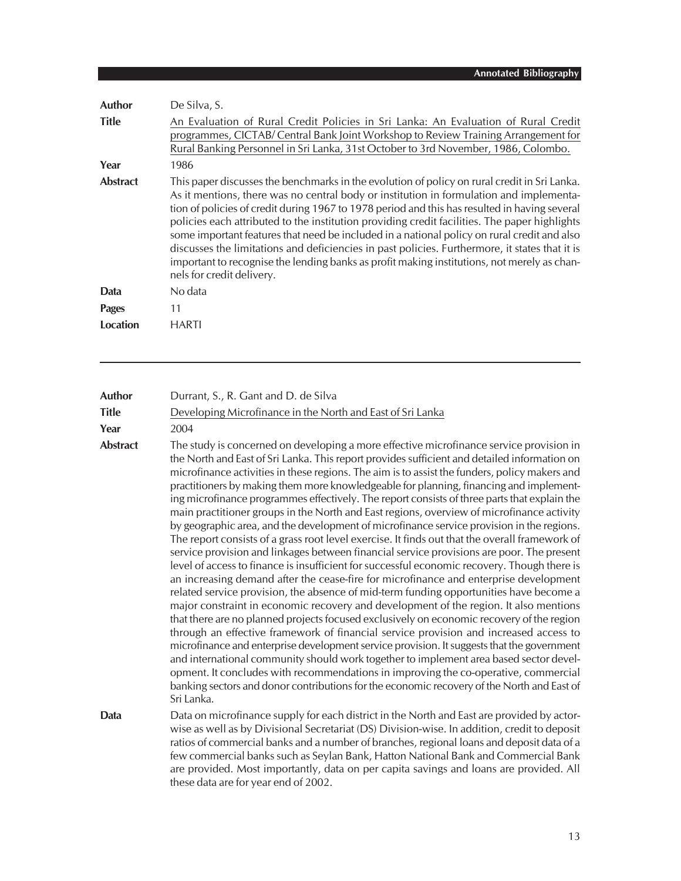**Author** De Silva, S.

**Title** An Evaluation of Rural Credit Policies in Sri Lanka: An Evaluation of Rural Credit programmes, CICTAB/ Central Bank Joint Workshop to Review Training Arrangement for Rural Banking Personnel in Sri Lanka, 31st October to 3rd November, 1986, Colombo.

**Year** 1986

**Abstract** This paper discusses the benchmarks in the evolution of policy on rural credit in Sri Lanka. As it mentions, there was no central body or institution in formulation and implementation of policies of credit during 1967 to 1978 period and this has resulted in having several policies each attributed to the institution providing credit facilities. The paper highlights some important features that need be included in a national policy on rural credit and also discusses the limitations and deficiencies in past policies. Furthermore, it states that it is important to recognise the lending banks as profit making institutions, not merely as channels for credit delivery.

**Data** No data

**Pages** 11

**Location** HARTI

---

**Author** Durrant, S., R. Gant and D. de Silva

**Title** Developing Microfinance in the North and East of Sri Lanka

**Year** 2004

**Abstract** The study is concerned on developing a more effective microfinance service provision in the North and East of Sri Lanka. This report provides sufficient and detailed information on microfinance activities in these regions. The aim is to assist the funders, policy makers and practitioners by making them more knowledgeable for planning, financing and implementing microfinance programmes effectively. The report consists of three parts that explain the main practitioner groups in the North and East regions, overview of microfinance activity by geographic area, and the development of microfinance service provision in the regions. The report consists of a grass root level exercise. It finds out that the overall framework of service provision and linkages between financial service provisions are poor. The present level of access to finance is insufficient for successful economic recovery. Though there is an increasing demand after the cease-fire for microfinance and enterprise development related service provision, the absence of mid-term funding opportunities have become a major constraint in economic recovery and development of the region. It also mentions that there are no planned projects focused exclusively on economic recovery of the region through an effective framework of financial service provision and increased access to microfinance and enterprise development service provision. It suggests that the government and international community should work together to implement area based sector development. It concludes with recommendations in improving the co-operative, commercial banking sectors and donor contributions for the economic recovery of the North and East of Sri Lanka.

**Data** Data on microfinance supply for each district in the North and East are provided by actor-wise as well as by Divisional Secretariat (DS) Division-wise. In addition, credit to deposit ratios of commercial banks and a number of branches, regional loans and deposit data of a few commercial banks such as Seylan Bank, Hatton National Bank and Commercial Bank are provided. Most importantly, data on per capita savings and loans are provided. All these data are for year end of 2002.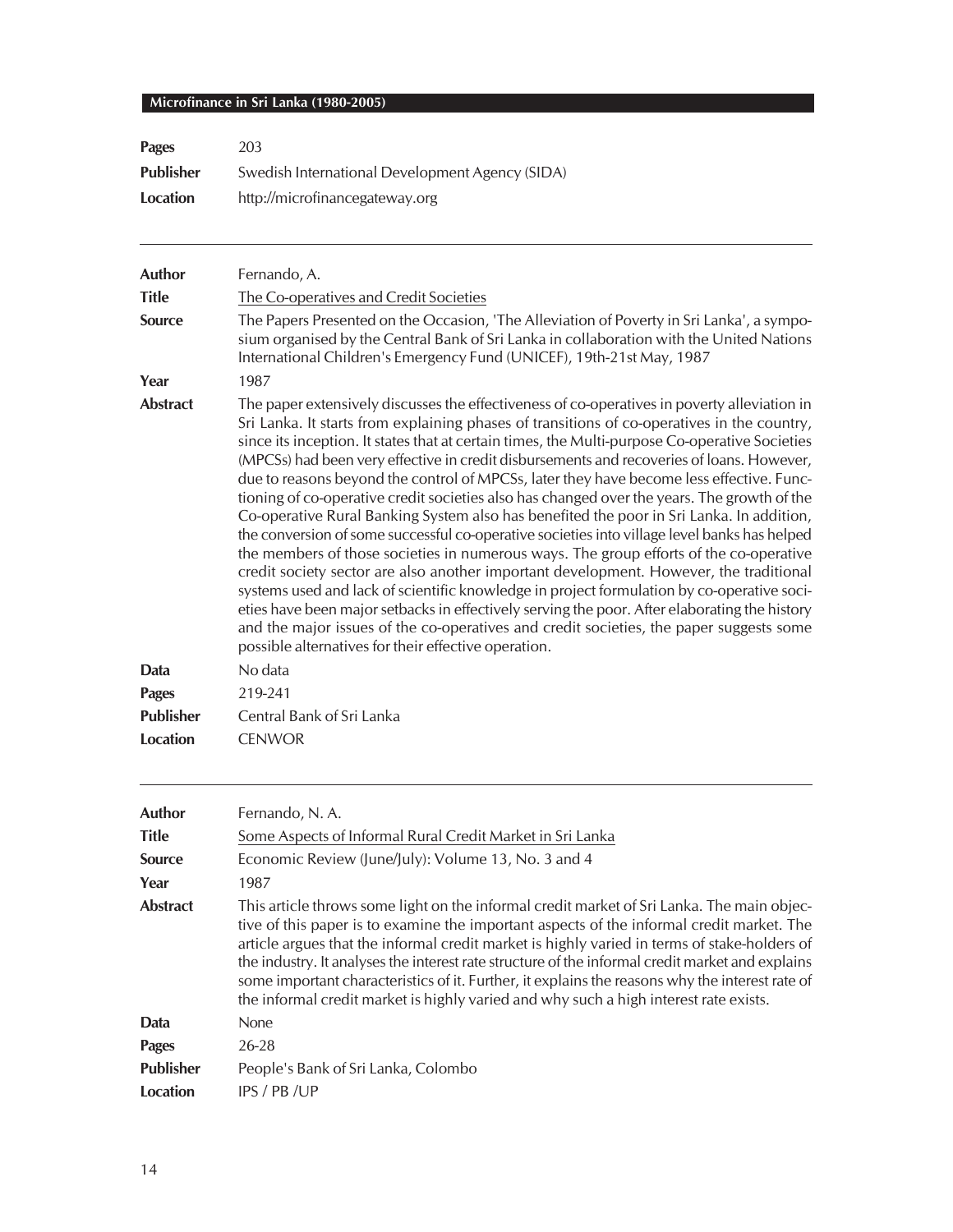| | |
|---|---|
| **Pages** | 203 |
| **Publisher** | Swedish International Development Agency (SIDA) |
| **Location** | http://microfinancegateway.org |

---

| | |
|---|---|
| **Author** | Fernando, A. |
| **Title** | The Co-operatives and Credit Societies |
| **Source** | The Papers Presented on the Occasion, 'The Alleviation of Poverty in Sri Lanka', a symposium organised by the Central Bank of Sri Lanka in collaboration with the United Nations International Children's Emergency Fund (UNICEF), 19th-21st May, 1987 |
| **Year** | 1987 |
| **Abstract** | The paper extensively discusses the effectiveness of co-operatives in poverty alleviation in Sri Lanka. It starts from explaining phases of transitions of co-operatives in the country, since its inception. It states that at certain times, the Multi-purpose Co-operative Societies (MPCSs) had been very effective in credit disbursements and recoveries of loans. However, due to reasons beyond the control of MPCSs, later they have become less effective. Functioning of co-operative credit societies also has changed over the years. The growth of the Co-operative Rural Banking System also has benefited the poor in Sri Lanka. In addition, the conversion of some successful co-operative societies into village level banks has helped the members of those societies in numerous ways. The group efforts of the co-operative credit society sector are also another important development. However, the traditional systems used and lack of scientific knowledge in project formulation by co-operative societies have been major setbacks in effectively serving the poor. After elaborating the history and the major issues of the co-operatives and credit societies, the paper suggests some possible alternatives for their effective operation. |
| **Data** | No data |
| **Pages** | 219-241 |
| **Publisher** | Central Bank of Sri Lanka |
| **Location** | CENWOR |

---

| | |
|---|---|
| **Author** | Fernando, N. A. |
| **Title** | Some Aspects of Informal Rural Credit Market in Sri Lanka |
| **Source** | Economic Review (June/July): Volume 13, No. 3 and 4 |
| **Year** | 1987 |
| **Abstract** | This article throws some light on the informal credit market of Sri Lanka. The main objective of this paper is to examine the important aspects of the informal credit market. The article argues that the informal credit market is highly varied in terms of stake-holders of the industry. It analyses the interest rate structure of the informal credit market and explains some important characteristics of it. Further, it explains the reasons why the interest rate of the informal credit market is highly varied and why such a high interest rate exists. |
| **Data** | None |
| **Pages** | 26-28 |
| **Publisher** | People's Bank of Sri Lanka, Colombo |
| **Location** | IPS / PB /UP |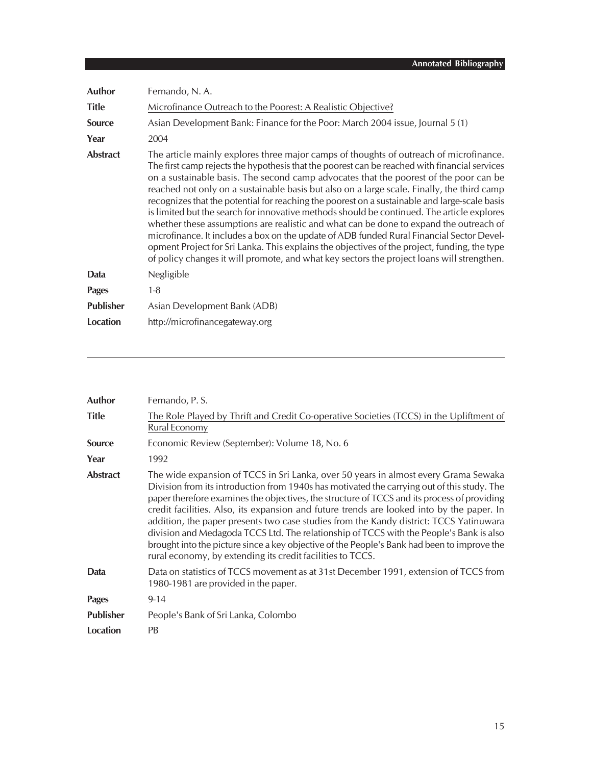| | |
|---|---|
| **Author** | Fernando, N. A. |
| **Title** | Microfinance Outreach to the Poorest: A Realistic Objective? |
| **Source** | Asian Development Bank: Finance for the Poor: March 2004 issue, Journal 5 (1) |
| **Year** | 2004 |
| **Abstract** | The article mainly explores three major camps of thoughts of outreach of microfinance. The first camp rejects the hypothesis that the poorest can be reached with financial services on a sustainable basis. The second camp advocates that the poorest of the poor can be reached not only on a sustainable basis but also on a large scale. Finally, the third camp recognizes that the potential for reaching the poorest on a sustainable and large-scale basis is limited but the search for innovative methods should be continued. The article explores whether these assumptions are realistic and what can be done to expand the outreach of microfinance. It includes a box on the update of ADB funded Rural Financial Sector Development Project for Sri Lanka. This explains the objectives of the project, funding, the type of policy changes it will promote, and what key sectors the project loans will strengthen. |
| **Data** | Negligible |
| **Pages** | 1-8 |
| **Publisher** | Asian Development Bank (ADB) |
| **Location** | http://microfinancegateway.org |

---

| | |
|---|---|
| **Author** | Fernando, P. S. |
| **Title** | The Role Played by Thrift and Credit Co-operative Societies (TCCS) in the Upliftment of Rural Economy |
| **Source** | Economic Review (September): Volume 18, No. 6 |
| **Year** | 1992 |
| **Abstract** | The wide expansion of TCCS in Sri Lanka, over 50 years in almost every Grama Sewaka Division from its introduction from 1940s has motivated the carrying out of this study. The paper therefore examines the objectives, the structure of TCCS and its process of providing credit facilities. Also, its expansion and future trends are looked into by the paper. In addition, the paper presents two case studies from the Kandy district: TCCS Yatinuwara division and Medagoda TCCS Ltd. The relationship of TCCS with the People's Bank is also brought into the picture since a key objective of the People's Bank had been to improve the rural economy, by extending its credit facilities to TCCS. |
| **Data** | Data on statistics of TCCS movement as at 31st December 1991, extension of TCCS from 1980-1981 are provided in the paper. |
| **Pages** | 9-14 |
| **Publisher** | People's Bank of Sri Lanka, Colombo |
| **Location** | PB |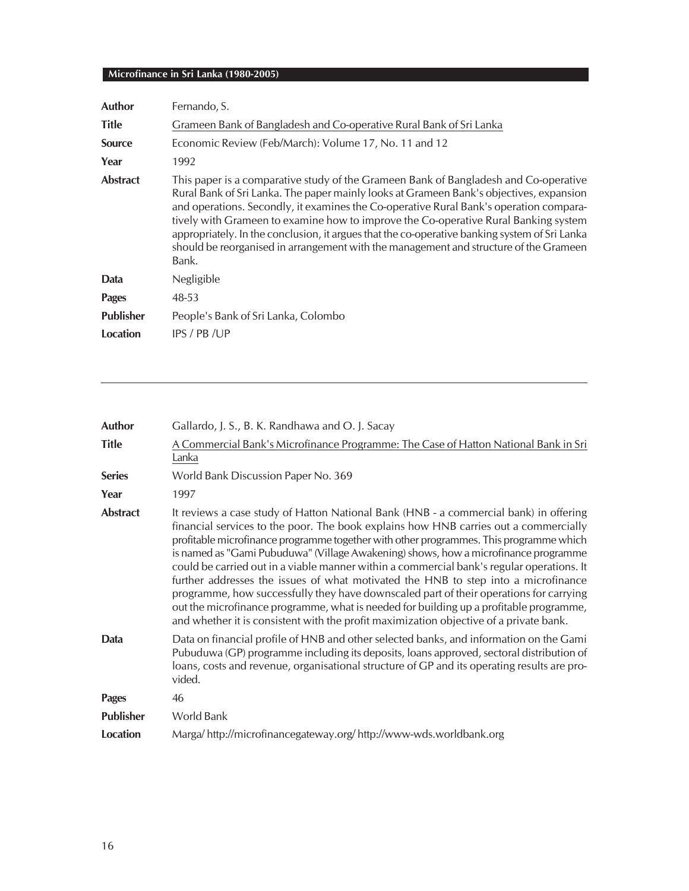| | |
|---|---|
| **Author** | Fernando, S. |
| **Title** | Grameen Bank of Bangladesh and Co-operative Rural Bank of Sri Lanka |
| **Source** | Economic Review (Feb/March): Volume 17, No. 11 and 12 |
| **Year** | 1992 |
| **Abstract** | This paper is a comparative study of the Grameen Bank of Bangladesh and Co-operative Rural Bank of Sri Lanka. The paper mainly looks at Grameen Bank's objectives, expansion and operations. Secondly, it examines the Co-operative Rural Bank's operation comparatively with Grameen to examine how to improve the Co-operative Rural Banking system appropriately. In the conclusion, it argues that the co-operative banking system of Sri Lanka should be reorganised in arrangement with the management and structure of the Grameen Bank. |
| **Data** | Negligible |
| **Pages** | 48-53 |
| **Publisher** | People's Bank of Sri Lanka, Colombo |
| **Location** | IPS / PB /UP |

---

| | |
|---|---|
| **Author** | Gallardo, J. S., B. K. Randhawa and O. J. Sacay |
| **Title** | A Commercial Bank's Microfinance Programme: The Case of Hatton National Bank in Sri Lanka |
| **Series** | World Bank Discussion Paper No. 369 |
| **Year** | 1997 |
| **Abstract** | It reviews a case study of Hatton National Bank (HNB - a commercial bank) in offering financial services to the poor. The book explains how HNB carries out a commercially profitable microfinance programme together with other programmes. This programme which is named as "Gami Pubuduwa" (Village Awakening) shows, how a microfinance programme could be carried out in a viable manner within a commercial bank's regular operations. It further addresses the issues of what motivated the HNB to step into a microfinance programme, how successfully they have downscaled part of their operations for carrying out the microfinance programme, what is needed for building up a profitable programme, and whether it is consistent with the profit maximization objective of a private bank. |
| **Data** | Data on financial profile of HNB and other selected banks, and information on the Gami Pubuduwa (GP) programme including its deposits, loans approved, sectoral distribution of loans, costs and revenue, organisational structure of GP and its operating results are provided. |
| **Pages** | 46 |
| **Publisher** | World Bank |
| **Location** | Marga/ http://microfinancegateway.org/ http://www-wds.worldbank.org |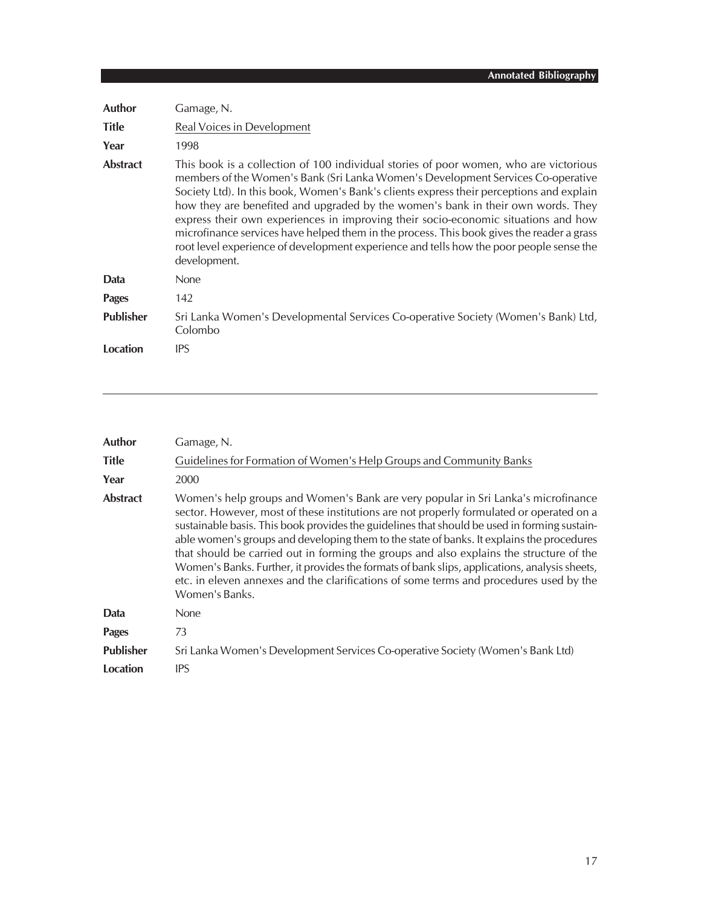| | |
|---|---|
| **Author** | Gamage, N. |
| **Title** | Real Voices in Development |
| **Year** | 1998 |
| **Abstract** | This book is a collection of 100 individual stories of poor women, who are victorious members of the Women's Bank (Sri Lanka Women's Development Services Co-operative Society Ltd). In this book, Women's Bank's clients express their perceptions and explain how they are benefited and upgraded by the women's bank in their own words. They express their own experiences in improving their socio-economic situations and how microfinance services have helped them in the process. This book gives the reader a grass root level experience of development experience and tells how the poor people sense the development. |
| **Data** | None |
| **Pages** | 142 |
| **Publisher** | Sri Lanka Women's Developmental Services Co-operative Society (Women's Bank) Ltd, Colombo |
| **Location** | IPS |

---

| | |
|---|---|
| **Author** | Gamage, N. |
| **Title** | Guidelines for Formation of Women's Help Groups and Community Banks |
| **Year** | 2000 |
| **Abstract** | Women's help groups and Women's Bank are very popular in Sri Lanka's microfinance sector. However, most of these institutions are not properly formulated or operated on a sustainable basis. This book provides the guidelines that should be used in forming sustainable women's groups and developing them to the state of banks. It explains the procedures that should be carried out in forming the groups and also explains the structure of the Women's Banks. Further, it provides the formats of bank slips, applications, analysis sheets, etc. in eleven annexes and the clarifications of some terms and procedures used by the Women's Banks. |
| **Data** | None |
| **Pages** | 73 |
| **Publisher** | Sri Lanka Women's Development Services Co-operative Society (Women's Bank Ltd) |
| **Location** | IPS |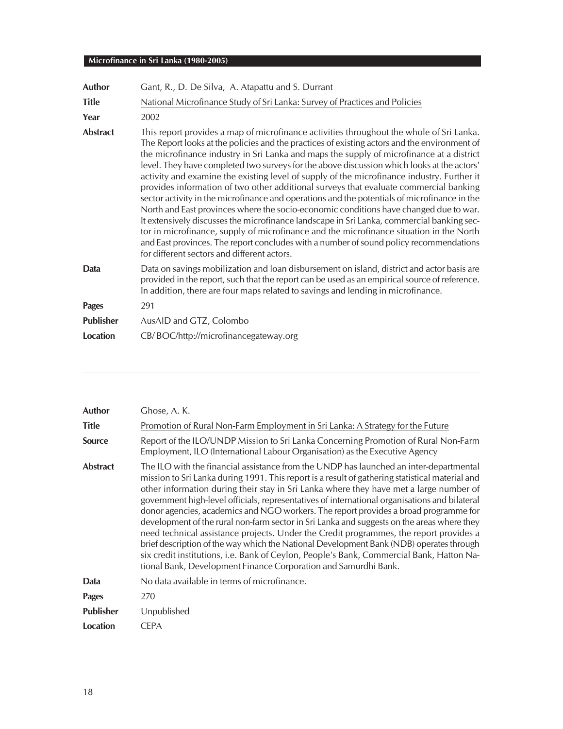| | |
|---|---|
| **Author** | Gant, R., D. De Silva, A. Atapattu and S. Durrant |
| **Title** | National Microfinance Study of Sri Lanka: Survey of Practices and Policies |
| **Year** | 2002 |
| **Abstract** | This report provides a map of microfinance activities throughout the whole of Sri Lanka. The Report looks at the policies and the practices of existing actors and the environment of the microfinance industry in Sri Lanka and maps the supply of microfinance at a district level. They have completed two surveys for the above discussion which looks at the actors' activity and examine the existing level of supply of the microfinance industry. Further it provides information of two other additional surveys that evaluate commercial banking sector activity in the microfinance and operations and the potentials of microfinance in the North and East provinces where the socio-economic conditions have changed due to war. It extensively discusses the microfinance landscape in Sri Lanka, commercial banking sector in microfinance, supply of microfinance and the microfinance situation in the North and East provinces. The report concludes with a number of sound policy recommendations for different sectors and different actors. |
| **Data** | Data on savings mobilization and loan disbursement on island, district and actor basis are provided in the report, such that the report can be used as an empirical source of reference. In addition, there are four maps related to savings and lending in microfinance. |
| **Pages** | 291 |
| **Publisher** | AusAID and GTZ, Colombo |
| **Location** | CB/ BOC/http://microfinancegateway.org |

---

| | |
|---|---|
| **Author** | Ghose, A. K. |
| **Title** | Promotion of Rural Non-Farm Employment in Sri Lanka: A Strategy for the Future |
| **Source** | Report of the ILO/UNDP Mission to Sri Lanka Concerning Promotion of Rural Non-Farm Employment, ILO (International Labour Organisation) as the Executive Agency |
| **Abstract** | The ILO with the financial assistance from the UNDP has launched an inter-departmental mission to Sri Lanka during 1991. This report is a result of gathering statistical material and other information during their stay in Sri Lanka where they have met a large number of government high-level officials, representatives of international organisations and bilateral donor agencies, academics and NGO workers. The report provides a broad programme for development of the rural non-farm sector in Sri Lanka and suggests on the areas where they need technical assistance projects. Under the Credit programmes, the report provides a brief description of the way which the National Development Bank (NDB) operates through six credit institutions, i.e. Bank of Ceylon, People's Bank, Commercial Bank, Hatton National Bank, Development Finance Corporation and Samurdhi Bank. |
| **Data** | No data available in terms of microfinance. |
| **Pages** | 270 |
| **Publisher** | Unpublished |
| **Location** | CEPA |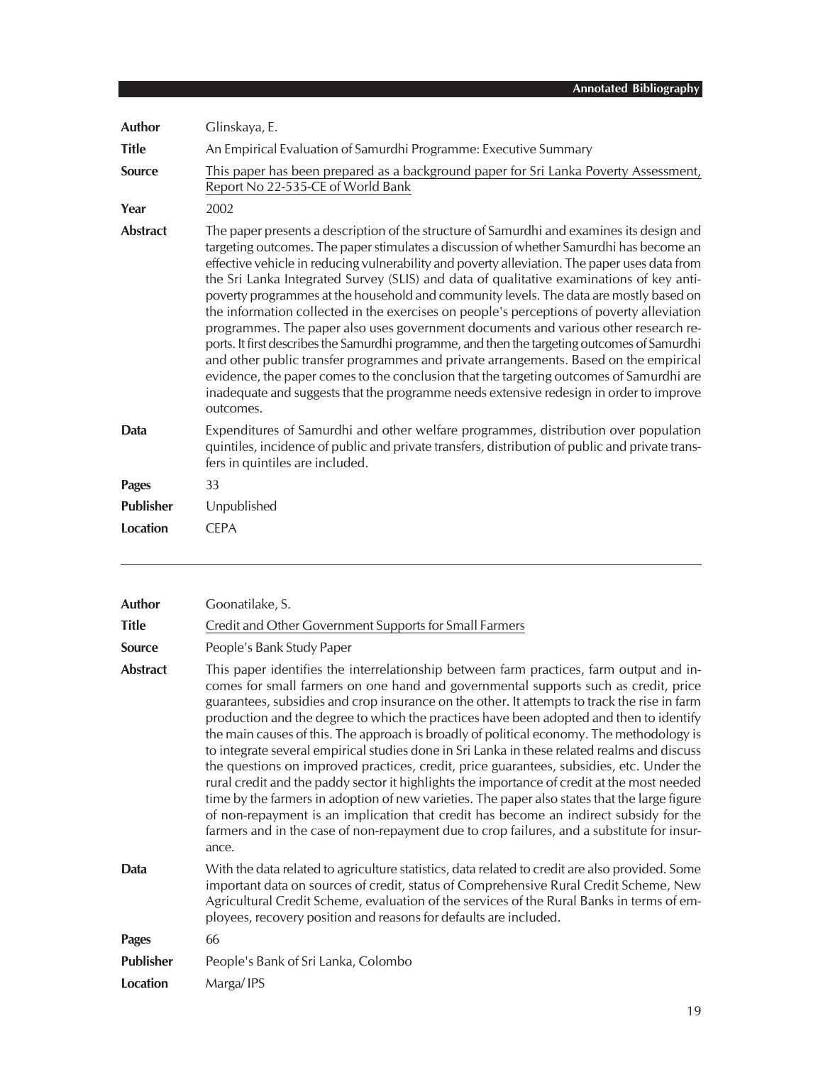| | |
|---|---|
| **Author** | Glinskaya, E. |
| **Title** | An Empirical Evaluation of Samurdhi Programme: Executive Summary |
| **Source** | This paper has been prepared as a background paper for Sri Lanka Poverty Assessment, Report No 22-535-CE of World Bank |
| **Year** | 2002 |
| **Abstract** | The paper presents a description of the structure of Samurdhi and examines its design and targeting outcomes. The paper stimulates a discussion of whether Samurdhi has become an effective vehicle in reducing vulnerability and poverty alleviation. The paper uses data from the Sri Lanka Integrated Survey (SLIS) and data of qualitative examinations of key anti-poverty programmes at the household and community levels. The data are mostly based on the information collected in the exercises on people's perceptions of poverty alleviation programmes. The paper also uses government documents and various other research reports. It first describes the Samurdhi programme, and then the targeting outcomes of Samurdhi and other public transfer programmes and private arrangements. Based on the empirical evidence, the paper comes to the conclusion that the targeting outcomes of Samurdhi are inadequate and suggests that the programme needs extensive redesign in order to improve outcomes. |
| **Data** | Expenditures of Samurdhi and other welfare programmes, distribution over population quintiles, incidence of public and private transfers, distribution of public and private transfers in quintiles are included. |
| **Pages** | 33 |
| **Publisher** | Unpublished |
| **Location** | CEPA |

---

| | |
|---|---|
| **Author** | Goonatilake, S. |
| **Title** | Credit and Other Government Supports for Small Farmers |
| **Source** | People's Bank Study Paper |
| **Abstract** | This paper identifies the interrelationship between farm practices, farm output and incomes for small farmers on one hand and governmental supports such as credit, price guarantees, subsidies and crop insurance on the other. It attempts to track the rise in farm production and the degree to which the practices have been adopted and then to identify the main causes of this. The approach is broadly of political economy. The methodology is to integrate several empirical studies done in Sri Lanka in these related realms and discuss the questions on improved practices, credit, price guarantees, subsidies, etc. Under the rural credit and the paddy sector it highlights the importance of credit at the most needed time by the farmers in adoption of new varieties. The paper also states that the large figure of non-repayment is an implication that credit has become an indirect subsidy for the farmers and in the case of non-repayment due to crop failures, and a substitute for insurance. |
| **Data** | With the data related to agriculture statistics, data related to credit are also provided. Some important data on sources of credit, status of Comprehensive Rural Credit Scheme, New Agricultural Credit Scheme, evaluation of the services of the Rural Banks in terms of employees, recovery position and reasons for defaults are included. |
| **Pages** | 66 |
| **Publisher** | People's Bank of Sri Lanka, Colombo |
| **Location** | Marga/ IPS |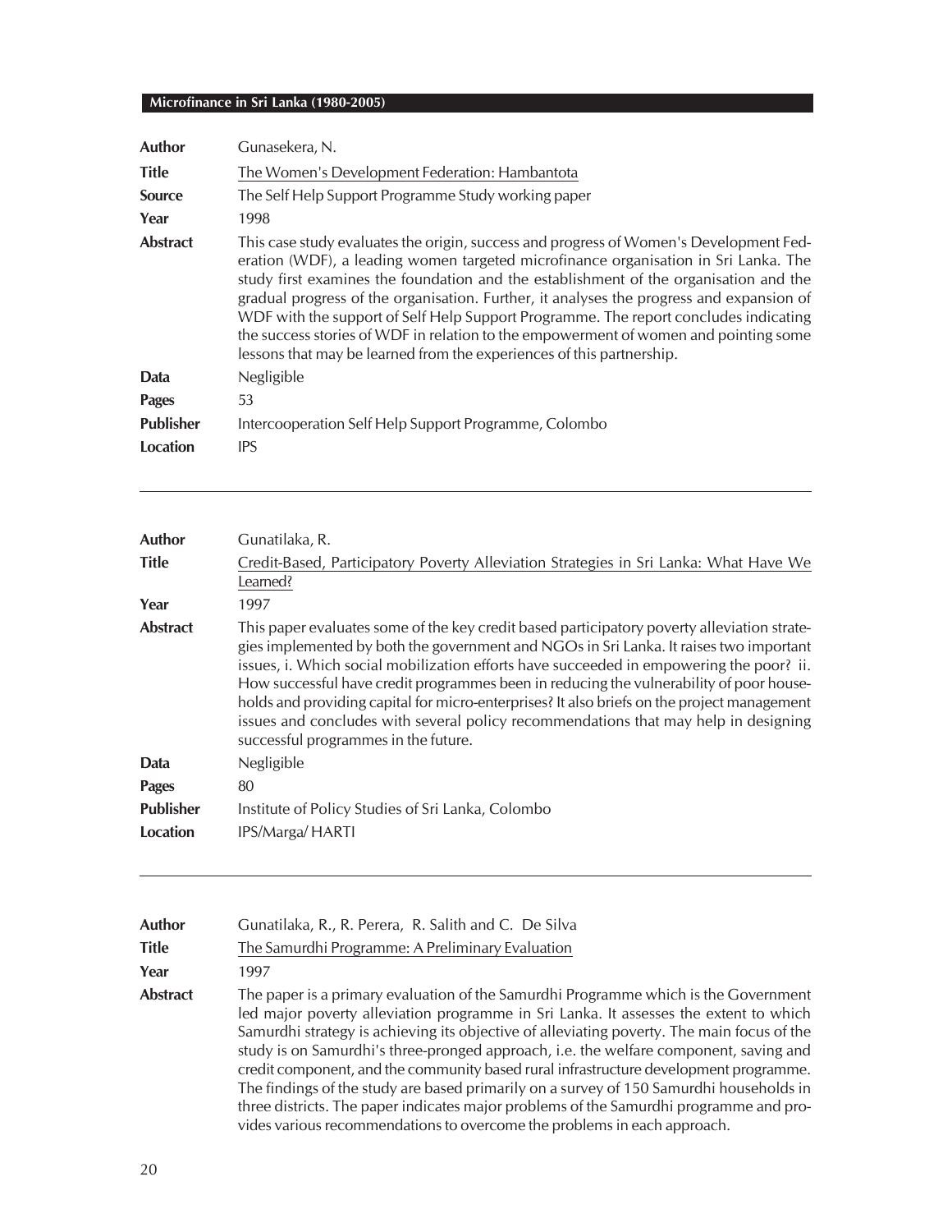| | |
|---|---|
| **Author** | Gunasekera, N. |
| **Title** | The Women's Development Federation: Hambantota |
| **Source** | The Self Help Support Programme Study working paper |
| **Year** | 1998 |
| **Abstract** | This case study evaluates the origin, success and progress of Women's Development Federation (WDF), a leading women targeted microfinance organisation in Sri Lanka. The study first examines the foundation and the establishment of the organisation and the gradual progress of the organisation. Further, it analyses the progress and expansion of WDF with the support of Self Help Support Programme. The report concludes indicating the success stories of WDF in relation to the empowerment of women and pointing some lessons that may be learned from the experiences of this partnership. |
| **Data** | Negligible |
| **Pages** | 53 |
| **Publisher** | Intercooperation Self Help Support Programme, Colombo |
| **Location** | IPS |

---

| | |
|---|---|
| **Author** | Gunatilaka, R. |
| **Title** | Credit-Based, Participatory Poverty Alleviation Strategies in Sri Lanka: What Have We Learned? |
| **Year** | 1997 |
| **Abstract** | This paper evaluates some of the key credit based participatory poverty alleviation strategies implemented by both the government and NGOs in Sri Lanka. It raises two important issues, i. Which social mobilization efforts have succeeded in empowering the poor? ii. How successful have credit programmes been in reducing the vulnerability of poor households and providing capital for micro-enterprises? It also briefs on the project management issues and concludes with several policy recommendations that may help in designing successful programmes in the future. |
| **Data** | Negligible |
| **Pages** | 80 |
| **Publisher** | Institute of Policy Studies of Sri Lanka, Colombo |
| **Location** | IPS/Marga/ HARTI |

---

| | |
|---|---|
| **Author** | Gunatilaka, R., R. Perera, R. Salith and C. De Silva |
| **Title** | The Samurdhi Programme: A Preliminary Evaluation |
| **Year** | 1997 |
| **Abstract** | The paper is a primary evaluation of the Samurdhi Programme which is the Government led major poverty alleviation programme in Sri Lanka. It assesses the extent to which Samurdhi strategy is achieving its objective of alleviating poverty. The main focus of the study is on Samurdhi's three-pronged approach, i.e. the welfare component, saving and credit component, and the community based rural infrastructure development programme. The findings of the study are based primarily on a survey of 150 Samurdhi households in three districts. The paper indicates major problems of the Samurdhi programme and provides various recommendations to overcome the problems in each approach. |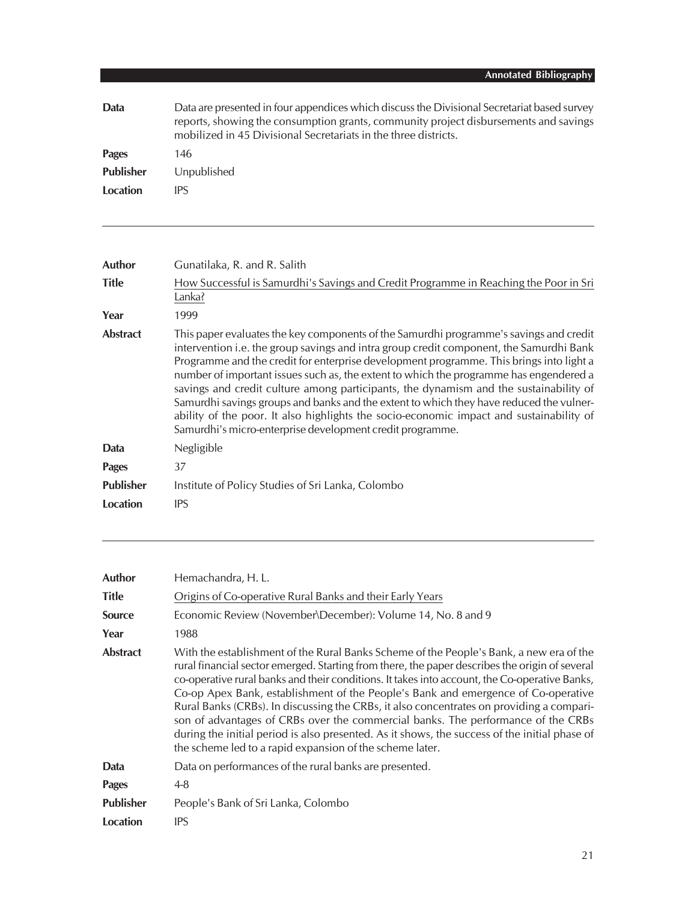| | |
|---|---|
| **Data** | Data are presented in four appendices which discuss the Divisional Secretariat based survey reports, showing the consumption grants, community project disbursements and savings mobilized in 45 Divisional Secretariats in the three districts. |
| **Pages** | 146 |
| **Publisher** | Unpublished |
| **Location** | IPS |

---

| | |
|---|---|
| **Author** | Gunatilaka, R. and R. Salith |
| **Title** | How Successful is Samurdhi's Savings and Credit Programme in Reaching the Poor in Sri Lanka? |
| **Year** | 1999 |
| **Abstract** | This paper evaluates the key components of the Samurdhi programme's savings and credit intervention i.e. the group savings and intra group credit component, the Samurdhi Bank Programme and the credit for enterprise development programme. This brings into light a number of important issues such as, the extent to which the programme has engendered a savings and credit culture among participants, the dynamism and the sustainability of Samurdhi savings groups and banks and the extent to which they have reduced the vulnerability of the poor. It also highlights the socio-economic impact and sustainability of Samurdhi's micro-enterprise development credit programme. |
| **Data** | Negligible |
| **Pages** | 37 |
| **Publisher** | Institute of Policy Studies of Sri Lanka, Colombo |
| **Location** | IPS |

---

| | |
|---|---|
| **Author** | Hemachandra, H. L. |
| **Title** | Origins of Co-operative Rural Banks and their Early Years |
| **Source** | Economic Review (November\December): Volume 14, No. 8 and 9 |
| **Year** | 1988 |
| **Abstract** | With the establishment of the Rural Banks Scheme of the People's Bank, a new era of the rural financial sector emerged. Starting from there, the paper describes the origin of several co-operative rural banks and their conditions. It takes into account, the Co-operative Banks, Co-op Apex Bank, establishment of the People's Bank and emergence of Co-operative Rural Banks (CRBs). In discussing the CRBs, it also concentrates on providing a comparison of advantages of CRBs over the commercial banks. The performance of the CRBs during the initial period is also presented. As it shows, the success of the initial phase of the scheme led to a rapid expansion of the scheme later. |
| **Data** | Data on performances of the rural banks are presented. |
| **Pages** | 4-8 |
| **Publisher** | People's Bank of Sri Lanka, Colombo |
| **Location** | IPS |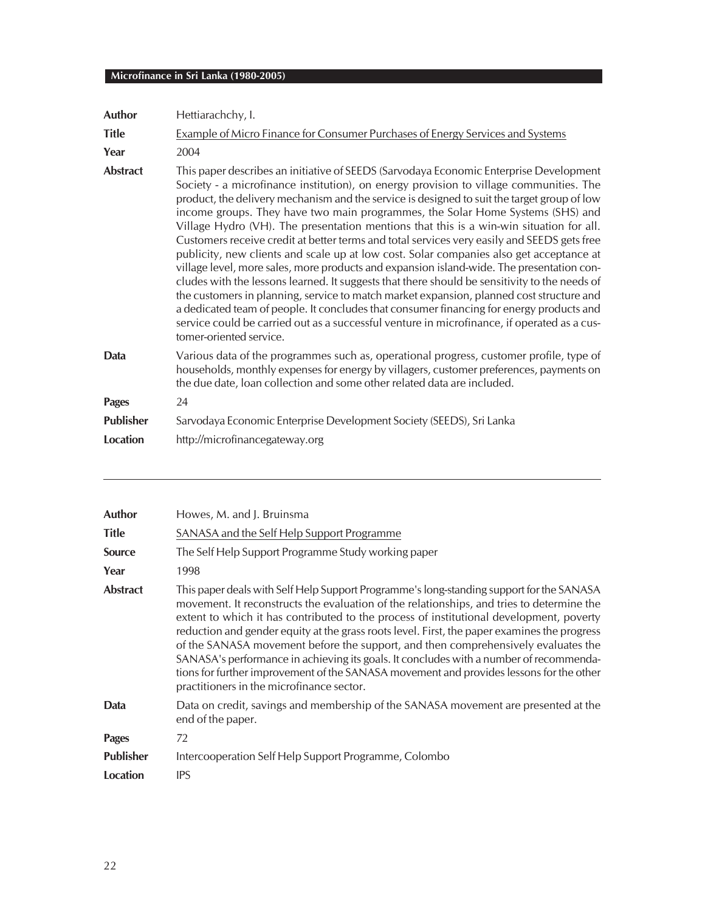| | |
|---|---|
| **Author** | Hettiarachchy, I. |
| **Title** | Example of Micro Finance for Consumer Purchases of Energy Services and Systems |
| **Year** | 2004 |
| **Abstract** | This paper describes an initiative of SEEDS (Sarvodaya Economic Enterprise Development Society - a microfinance institution), on energy provision to village communities. The product, the delivery mechanism and the service is designed to suit the target group of low income groups. They have two main programmes, the Solar Home Systems (SHS) and Village Hydro (VH). The presentation mentions that this is a win-win situation for all. Customers receive credit at better terms and total services very easily and SEEDS gets free publicity, new clients and scale up at low cost. Solar companies also get acceptance at village level, more sales, more products and expansion island-wide. The presentation concludes with the lessons learned. It suggests that there should be sensitivity to the needs of the customers in planning, service to match market expansion, planned cost structure and a dedicated team of people. It concludes that consumer financing for energy products and service could be carried out as a successful venture in microfinance, if operated as a customer-oriented service. |
| **Data** | Various data of the programmes such as, operational progress, customer profile, type of households, monthly expenses for energy by villagers, customer preferences, payments on the due date, loan collection and some other related data are included. |
| **Pages** | 24 |
| **Publisher** | Sarvodaya Economic Enterprise Development Society (SEEDS), Sri Lanka |
| **Location** | http://microfinancegateway.org |

---

| | |
|---|---|
| **Author** | Howes, M. and J. Bruinsma |
| **Title** | SANASA and the Self Help Support Programme |
| **Source** | The Self Help Support Programme Study working paper |
| **Year** | 1998 |
| **Abstract** | This paper deals with Self Help Support Programme's long-standing support for the SANASA movement. It reconstructs the evaluation of the relationships, and tries to determine the extent to which it has contributed to the process of institutional development, poverty reduction and gender equity at the grass roots level. First, the paper examines the progress of the SANASA movement before the support, and then comprehensively evaluates the SANASA's performance in achieving its goals. It concludes with a number of recommendations for further improvement of the SANASA movement and provides lessons for the other practitioners in the microfinance sector. |
| **Data** | Data on credit, savings and membership of the SANASA movement are presented at the end of the paper. |
| **Pages** | 72 |
| **Publisher** | Intercooperation Self Help Support Programme, Colombo |
| **Location** | IPS |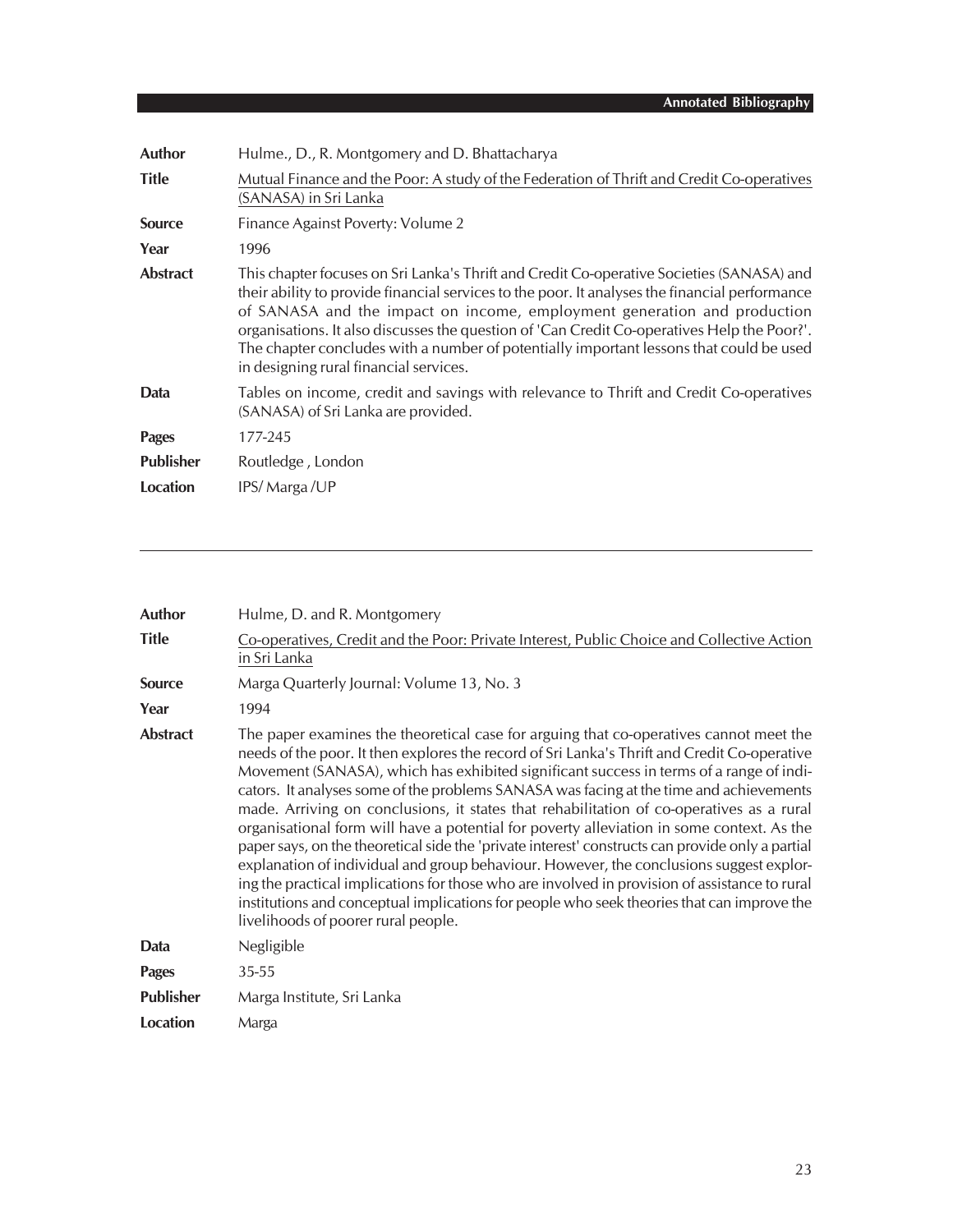| | |
|---|---|
| **Author** | Hulme., D., R. Montgomery and D. Bhattacharya |
| **Title** | Mutual Finance and the Poor: A study of the Federation of Thrift and Credit Co-operatives (SANASA) in Sri Lanka |
| **Source** | Finance Against Poverty: Volume 2 |
| **Year** | 1996 |
| **Abstract** | This chapter focuses on Sri Lanka's Thrift and Credit Co-operative Societies (SANASA) and their ability to provide financial services to the poor. It analyses the financial performance of SANASA and the impact on income, employment generation and production organisations. It also discusses the question of 'Can Credit Co-operatives Help the Poor?'. The chapter concludes with a number of potentially important lessons that could be used in designing rural financial services. |
| **Data** | Tables on income, credit and savings with relevance to Thrift and Credit Co-operatives (SANASA) of Sri Lanka are provided. |
| **Pages** | 177-245 |
| **Publisher** | Routledge , London |
| **Location** | IPS/ Marga /UP |

---

| | |
|---|---|
| **Author** | Hulme, D. and R. Montgomery |
| **Title** | Co-operatives, Credit and the Poor: Private Interest, Public Choice and Collective Action in Sri Lanka |
| **Source** | Marga Quarterly Journal: Volume 13, No. 3 |
| **Year** | 1994 |
| **Abstract** | The paper examines the theoretical case for arguing that co-operatives cannot meet the needs of the poor. It then explores the record of Sri Lanka's Thrift and Credit Co-operative Movement (SANASA), which has exhibited significant success in terms of a range of indicators. It analyses some of the problems SANASA was facing at the time and achievements made. Arriving on conclusions, it states that rehabilitation of co-operatives as a rural organisational form will have a potential for poverty alleviation in some context. As the paper says, on the theoretical side the 'private interest' constructs can provide only a partial explanation of individual and group behaviour. However, the conclusions suggest exploring the practical implications for those who are involved in provision of assistance to rural institutions and conceptual implications for people who seek theories that can improve the livelihoods of poorer rural people. |
| **Data** | Negligible |
| **Pages** | 35-55 |
| **Publisher** | Marga Institute, Sri Lanka |
| **Location** | Marga |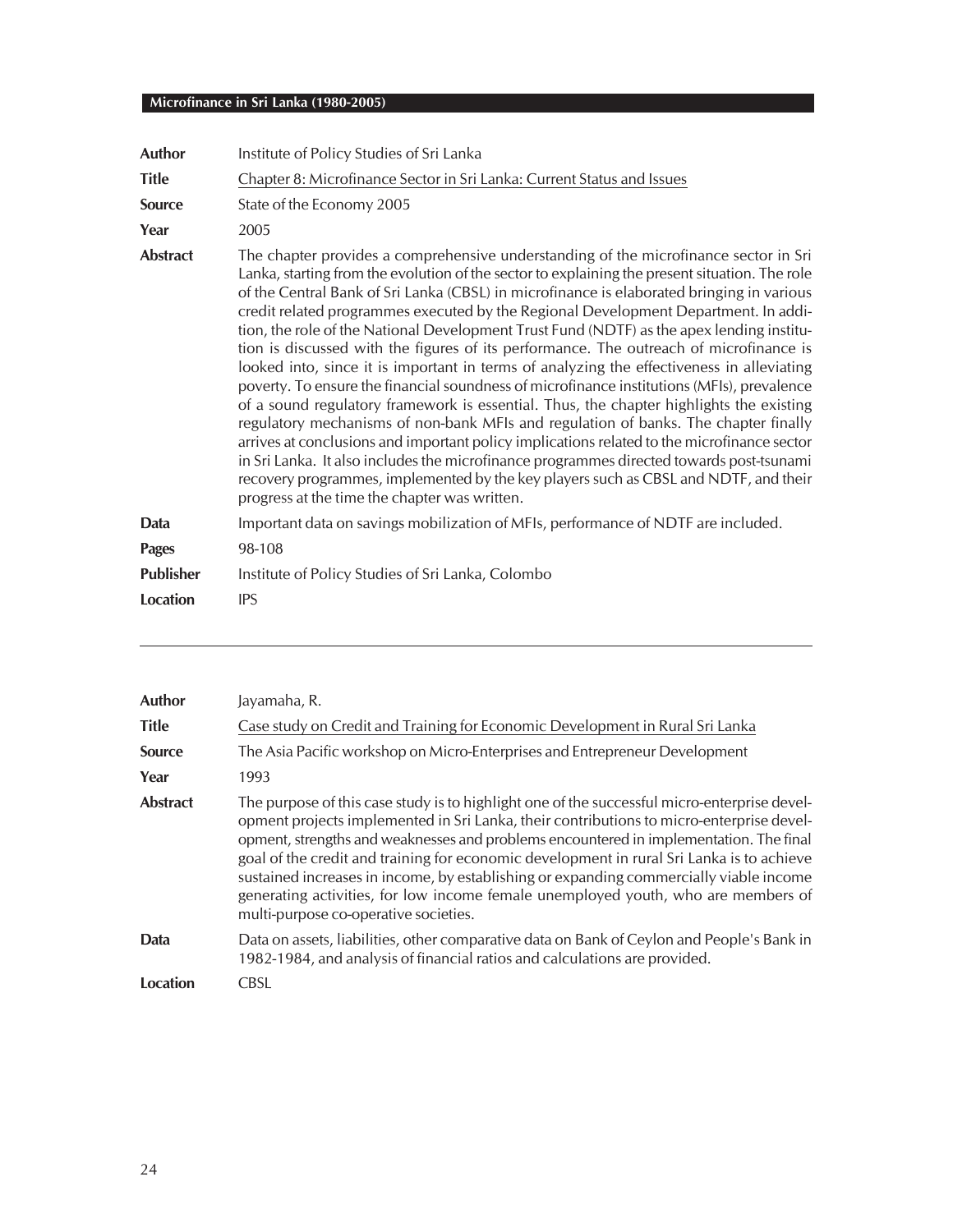| | |
|---|---|
| **Author** | Institute of Policy Studies of Sri Lanka |
| **Title** | Chapter 8: Microfinance Sector in Sri Lanka: Current Status and Issues |
| **Source** | State of the Economy 2005 |
| **Year** | 2005 |
| **Abstract** | The chapter provides a comprehensive understanding of the microfinance sector in Sri Lanka, starting from the evolution of the sector to explaining the present situation. The role of the Central Bank of Sri Lanka (CBSL) in microfinance is elaborated bringing in various credit related programmes executed by the Regional Development Department. In addition, the role of the National Development Trust Fund (NDTF) as the apex lending institution is discussed with the figures of its performance. The outreach of microfinance is looked into, since it is important in terms of analyzing the effectiveness in alleviating poverty. To ensure the financial soundness of microfinance institutions (MFIs), prevalence of a sound regulatory framework is essential. Thus, the chapter highlights the existing regulatory mechanisms of non-bank MFIs and regulation of banks. The chapter finally arrives at conclusions and important policy implications related to the microfinance sector in Sri Lanka. It also includes the microfinance programmes directed towards post-tsunami recovery programmes, implemented by the key players such as CBSL and NDTF, and their progress at the time the chapter was written. |
| **Data** | Important data on savings mobilization of MFIs, performance of NDTF are included. |
| **Pages** | 98-108 |
| **Publisher** | Institute of Policy Studies of Sri Lanka, Colombo |
| **Location** | IPS |

---

| | |
|---|---|
| **Author** | Jayamaha, R. |
| **Title** | Case study on Credit and Training for Economic Development in Rural Sri Lanka |
| **Source** | The Asia Pacific workshop on Micro-Enterprises and Entrepreneur Development |
| **Year** | 1993 |
| **Abstract** | The purpose of this case study is to highlight one of the successful micro-enterprise development projects implemented in Sri Lanka, their contributions to micro-enterprise development, strengths and weaknesses and problems encountered in implementation. The final goal of the credit and training for economic development in rural Sri Lanka is to achieve sustained increases in income, by establishing or expanding commercially viable income generating activities, for low income female unemployed youth, who are members of multi-purpose co-operative societies. |
| **Data** | Data on assets, liabilities, other comparative data on Bank of Ceylon and People's Bank in 1982-1984, and analysis of financial ratios and calculations are provided. |
| **Location** | CBSL |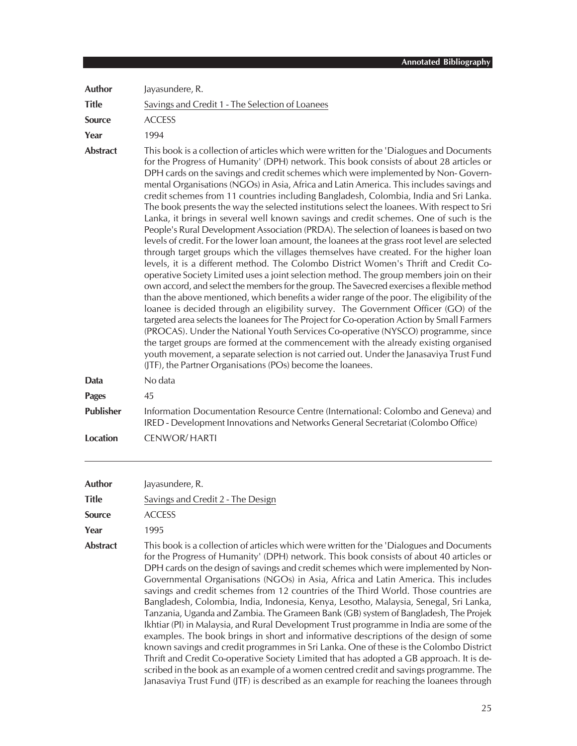| | |
|---|---|
| **Author** | Jayasundere, R. |
| **Title** | Savings and Credit 1 - The Selection of Loanees |
| **Source** | ACCESS |
| **Year** | 1994 |
| **Abstract** | This book is a collection of articles which were written for the 'Dialogues and Documents for the Progress of Humanity' (DPH) network. This book consists of about 28 articles or DPH cards on the savings and credit schemes which were implemented by Non- Governmental Organisations (NGOs) in Asia, Africa and Latin America. This includes savings and credit schemes from 11 countries including Bangladesh, Colombia, India and Sri Lanka. The book presents the way the selected institutions select the loanees. With respect to Sri Lanka, it brings in several well known savings and credit schemes. One of such is the People's Rural Development Association (PRDA). The selection of loanees is based on two levels of credit. For the lower loan amount, the loanees at the grass root level are selected through target groups which the villages themselves have created. For the higher loan levels, it is a different method. The Colombo District Women's Thrift and Credit Co-operative Society Limited uses a joint selection method. The group members join on their own accord, and select the members for the group. The Savecred exercises a flexible method than the above mentioned, which benefits a wider range of the poor. The eligibility of the loanee is decided through an eligibility survey. The Government Officer (GO) of the targeted area selects the loanees for The Project for Co-operation Action by Small Farmers (PROCAS). Under the National Youth Services Co-operative (NYSCO) programme, since the target groups are formed at the commencement with the already existing organised youth movement, a separate selection is not carried out. Under the Janasaviya Trust Fund (JTF), the Partner Organisations (POs) become the loanees. |
| **Data** | No data |
| **Pages** | 45 |
| **Publisher** | Information Documentation Resource Centre (International: Colombo and Geneva) and IRED - Development Innovations and Networks General Secretariat (Colombo Office) |
| **Location** | CENWOR/ HARTI |

---

| | |
|---|---|
| **Author** | Jayasundere, R. |
| **Title** | Savings and Credit 2 - The Design |
| **Source** | ACCESS |
| **Year** | 1995 |
| **Abstract** | This book is a collection of articles which were written for the 'Dialogues and Documents for the Progress of Humanity' (DPH) network. This book consists of about 40 articles or DPH cards on the design of savings and credit schemes which were implemented by Non-Governmental Organisations (NGOs) in Asia, Africa and Latin America. This includes savings and credit schemes from 12 countries of the Third World. Those countries are Bangladesh, Colombia, India, Indonesia, Kenya, Lesotho, Malaysia, Senegal, Sri Lanka, Tanzania, Uganda and Zambia. The Grameen Bank (GB) system of Bangladesh, The Projek Ikhtiar (PI) in Malaysia, and Rural Development Trust programme in India are some of the examples. The book brings in short and informative descriptions of the design of some known savings and credit programmes in Sri Lanka. One of these is the Colombo District Thrift and Credit Co-operative Society Limited that has adopted a GB approach. It is described in the book as an example of a women centred credit and savings programme. The Janasaviya Trust Fund (JTF) is described as an example for reaching the loanees through |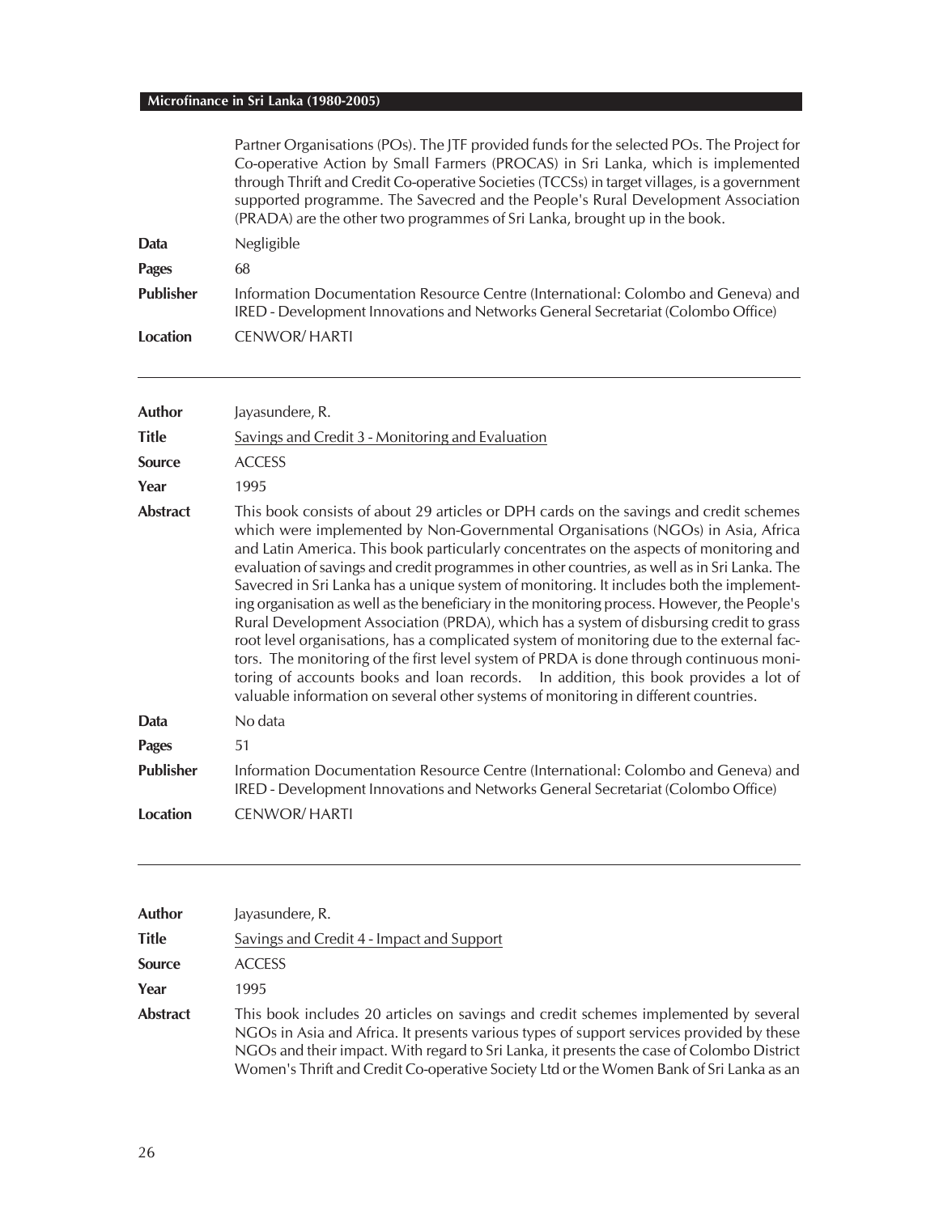Partner Organisations (POs). The JTF provided funds for the selected POs. The Project for Co-operative Action by Small Farmers (PROCAS) in Sri Lanka, which is implemented through Thrift and Credit Co-operative Societies (TCCSs) in target villages, is a government supported programme. The Savecred and the People's Rural Development Association (PRADA) are the other two programmes of Sri Lanka, brought up in the book.

| | |
|---|---|
| **Data** | Negligible |
| **Pages** | 68 |
| **Publisher** | Information Documentation Resource Centre (International: Colombo and Geneva) and IRED - Development Innovations and Networks General Secretariat (Colombo Office) |
| **Location** | CENWOR/ HARTI |

---

| | |
|---|---|
| **Author** | Jayasundere, R. |
| **Title** | Savings and Credit 3 - Monitoring and Evaluation |
| **Source** | ACCESS |
| **Year** | 1995 |
| **Abstract** | This book consists of about 29 articles or DPH cards on the savings and credit schemes which were implemented by Non-Governmental Organisations (NGOs) in Asia, Africa and Latin America. This book particularly concentrates on the aspects of monitoring and evaluation of savings and credit programmes in other countries, as well as in Sri Lanka. The Savecred in Sri Lanka has a unique system of monitoring. It includes both the implementing organisation as well as the beneficiary in the monitoring process. However, the People's Rural Development Association (PRDA), which has a system of disbursing credit to grass root level organisations, has a complicated system of monitoring due to the external factors. The monitoring of the first level system of PRDA is done through continuous monitoring of accounts books and loan records. In addition, this book provides a lot of valuable information on several other systems of monitoring in different countries. |
| **Data** | No data |
| **Pages** | 51 |
| **Publisher** | Information Documentation Resource Centre (International: Colombo and Geneva) and IRED - Development Innovations and Networks General Secretariat (Colombo Office) |
| **Location** | CENWOR/ HARTI |

---

| | |
|---|---|
| **Author** | Jayasundere, R. |
| **Title** | Savings and Credit 4 - Impact and Support |
| **Source** | ACCESS |
| **Year** | 1995 |
| **Abstract** | This book includes 20 articles on savings and credit schemes implemented by several NGOs in Asia and Africa. It presents various types of support services provided by these NGOs and their impact. With regard to Sri Lanka, it presents the case of Colombo District Women's Thrift and Credit Co-operative Society Ltd or the Women Bank of Sri Lanka as an |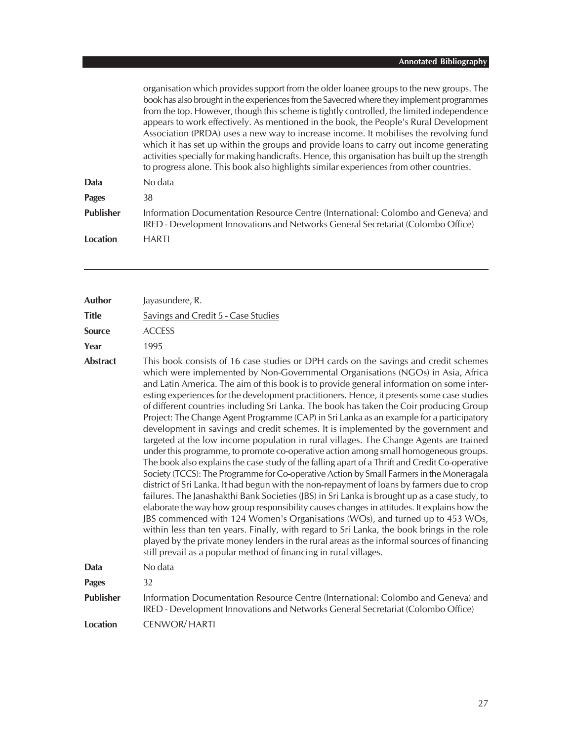organisation which provides support from the older loanee groups to the new groups. The book has also brought in the experiences from the Savecred where they implement programmes from the top. However, though this scheme is tightly controlled, the limited independence appears to work effectively. As mentioned in the book, the People's Rural Development Association (PRDA) uses a new way to increase income. It mobilises the revolving fund which it has set up within the groups and provide loans to carry out income generating activities specially for making handicrafts. Hence, this organisation has built up the strength to progress alone. This book also highlights similar experiences from other countries.

| | |
|---|---|
| **Data** | No data |
| **Pages** | 38 |
| **Publisher** | Information Documentation Resource Centre (International: Colombo and Geneva) and IRED - Development Innovations and Networks General Secretariat (Colombo Office) |
| **Location** | HARTI |

---

| | |
|---|---|
| **Author** | Jayasundere, R. |
| **Title** | Savings and Credit 5 - Case Studies |
| **Source** | ACCESS |
| **Year** | 1995 |
| **Abstract** | This book consists of 16 case studies or DPH cards on the savings and credit schemes which were implemented by Non-Governmental Organisations (NGOs) in Asia, Africa and Latin America. The aim of this book is to provide general information on some interesting experiences for the development practitioners. Hence, it presents some case studies of different countries including Sri Lanka. The book has taken the Coir producing Group Project: The Change Agent Programme (CAP) in Sri Lanka as an example for a participatory development in savings and credit schemes. It is implemented by the government and targeted at the low income population in rural villages. The Change Agents are trained under this programme, to promote co-operative action among small homogeneous groups. The book also explains the case study of the falling apart of a Thrift and Credit Co-operative Society (TCCS): The Programme for Co-operative Action by Small Farmers in the Moneragala district of Sri Lanka. It had begun with the non-repayment of loans by farmers due to crop failures. The Janashakthi Bank Societies (JBS) in Sri Lanka is brought up as a case study, to elaborate the way how group responsibility causes changes in attitudes. It explains how the JBS commenced with 124 Women's Organisations (WOs), and turned up to 453 WOs, within less than ten years. Finally, with regard to Sri Lanka, the book brings in the role played by the private money lenders in the rural areas as the informal sources of financing still prevail as a popular method of financing in rural villages. |
| **Data** | No data |
| **Pages** | 32 |
| **Publisher** | Information Documentation Resource Centre (International: Colombo and Geneva) and IRED - Development Innovations and Networks General Secretariat (Colombo Office) |
| **Location** | CENWOR/ HARTI |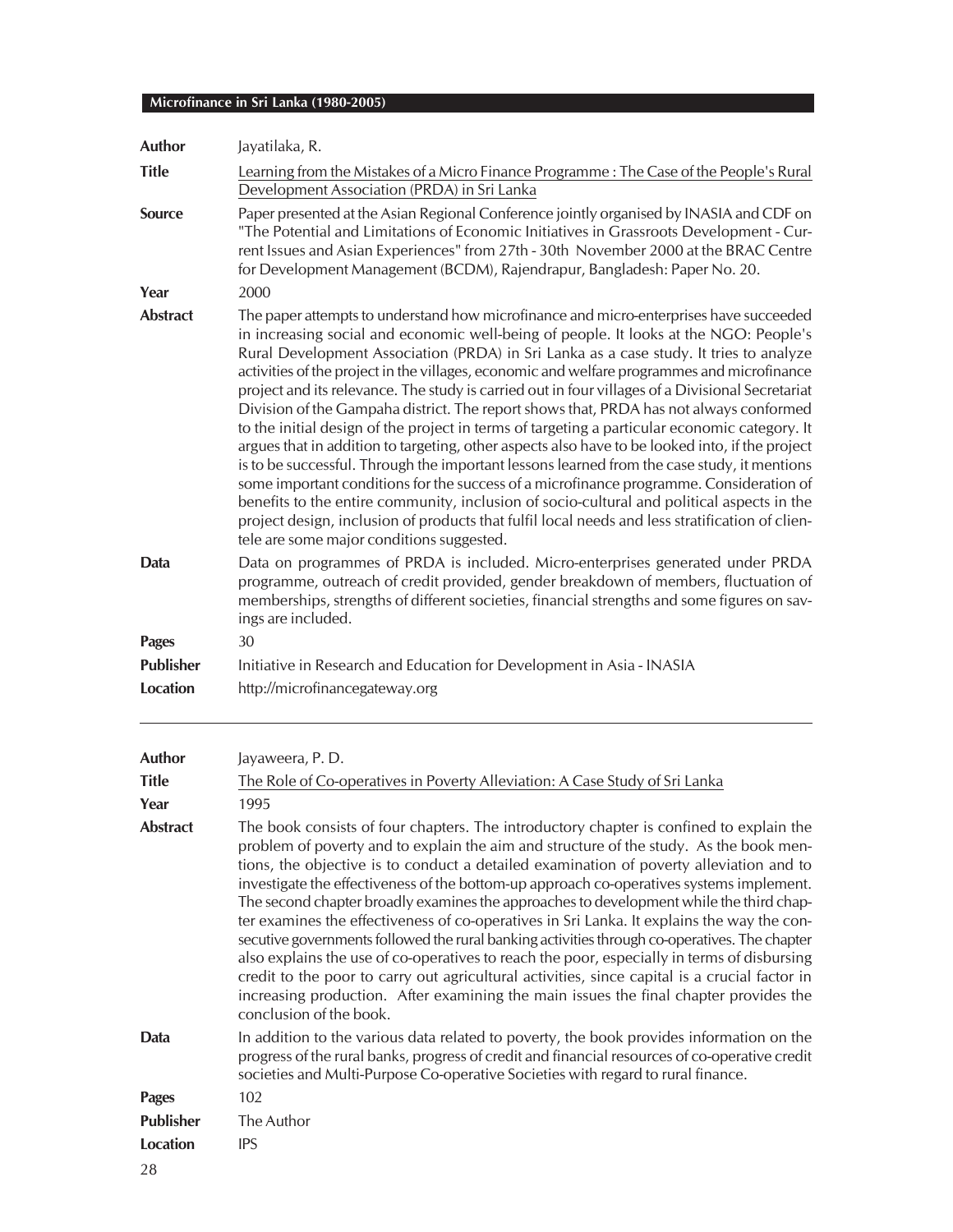| | |
|---|---|
| **Author** | Jayatilaka, R. |
| **Title** | Learning from the Mistakes of a Micro Finance Programme : The Case of the People's Rural Development Association (PRDA) in Sri Lanka |
| **Source** | Paper presented at the Asian Regional Conference jointly organised by INASIA and CDF on "The Potential and Limitations of Economic Initiatives in Grassroots Development - Current Issues and Asian Experiences" from 27th - 30th November 2000 at the BRAC Centre for Development Management (BCDM), Rajendrapur, Bangladesh: Paper No. 20. |
| **Year** | 2000 |
| **Abstract** | The paper attempts to understand how microfinance and micro-enterprises have succeeded in increasing social and economic well-being of people. It looks at the NGO: People's Rural Development Association (PRDA) in Sri Lanka as a case study. It tries to analyze activities of the project in the villages, economic and welfare programmes and microfinance project and its relevance. The study is carried out in four villages of a Divisional Secretariat Division of the Gampaha district. The report shows that, PRDA has not always conformed to the initial design of the project in terms of targeting a particular economic category. It argues that in addition to targeting, other aspects also have to be looked into, if the project is to be successful. Through the important lessons learned from the case study, it mentions some important conditions for the success of a microfinance programme. Consideration of benefits to the entire community, inclusion of socio-cultural and political aspects in the project design, inclusion of products that fulfil local needs and less stratification of clientele are some major conditions suggested. |
| **Data** | Data on programmes of PRDA is included. Micro-enterprises generated under PRDA programme, outreach of credit provided, gender breakdown of members, fluctuation of memberships, strengths of different societies, financial strengths and some figures on savings are included. |
| **Pages** | 30 |
| **Publisher** | Initiative in Research and Education for Development in Asia - INASIA |
| **Location** | http://microfinancegateway.org |

---

| | |
|---|---|
| **Author** | Jayaweera, P. D. |
| **Title** | The Role of Co-operatives in Poverty Alleviation: A Case Study of Sri Lanka |
| **Year** | 1995 |
| **Abstract** | The book consists of four chapters. The introductory chapter is confined to explain the problem of poverty and to explain the aim and structure of the study. As the book mentions, the objective is to conduct a detailed examination of poverty alleviation and to investigate the effectiveness of the bottom-up approach co-operatives systems implement. The second chapter broadly examines the approaches to development while the third chapter examines the effectiveness of co-operatives in Sri Lanka. It explains the way the consecutive governments followed the rural banking activities through co-operatives. The chapter also explains the use of co-operatives to reach the poor, especially in terms of disbursing credit to the poor to carry out agricultural activities, since capital is a crucial factor in increasing production. After examining the main issues the final chapter provides the conclusion of the book. |
| **Data** | In addition to the various data related to poverty, the book provides information on the progress of the rural banks, progress of credit and financial resources of co-operative credit societies and Multi-Purpose Co-operative Societies with regard to rural finance. |
| **Pages** | 102 |
| **Publisher** | The Author |
| **Location** | IPS |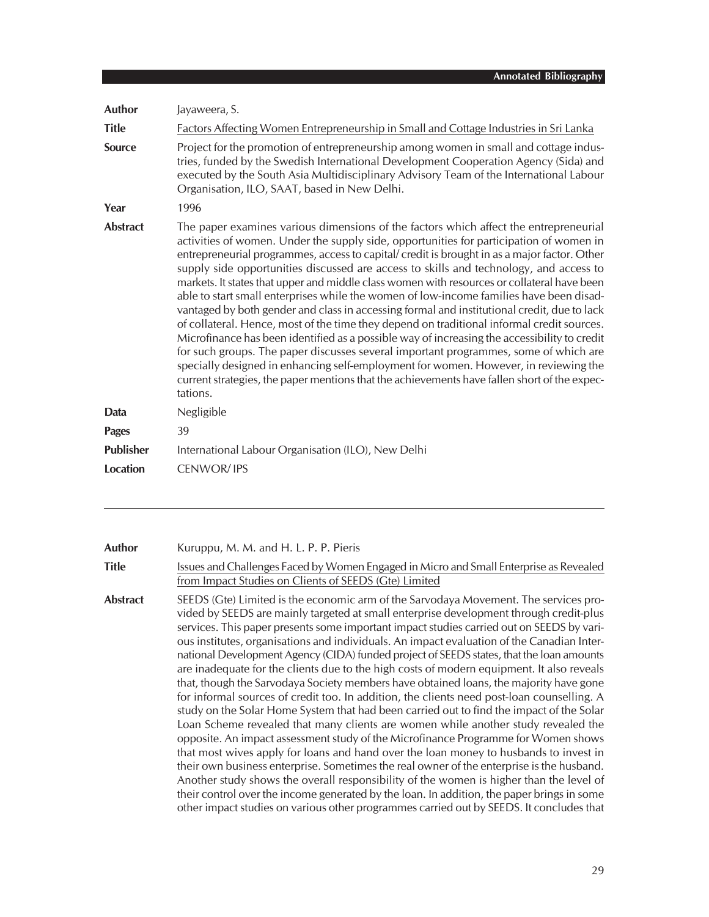| | |
|---|---|
| **Author** | Jayaweera, S. |
| **Title** | Factors Affecting Women Entrepreneurship in Small and Cottage Industries in Sri Lanka |
| **Source** | Project for the promotion of entrepreneurship among women in small and cottage industries, funded by the Swedish International Development Cooperation Agency (Sida) and executed by the South Asia Multidisciplinary Advisory Team of the International Labour Organisation, ILO, SAAT, based in New Delhi. |
| **Year** | 1996 |
| **Abstract** | The paper examines various dimensions of the factors which affect the entrepreneurial activities of women. Under the supply side, opportunities for participation of women in entrepreneurial programmes, access to capital/ credit is brought in as a major factor. Other supply side opportunities discussed are access to skills and technology, and access to markets. It states that upper and middle class women with resources or collateral have been able to start small enterprises while the women of low-income families have been disadvantaged by both gender and class in accessing formal and institutional credit, due to lack of collateral. Hence, most of the time they depend on traditional informal credit sources. Microfinance has been identified as a possible way of increasing the accessibility to credit for such groups. The paper discusses several important programmes, some of which are specially designed in enhancing self-employment for women. However, in reviewing the current strategies, the paper mentions that the achievements have fallen short of the expectations. |
| **Data** | Negligible |
| **Pages** | 39 |
| **Publisher** | International Labour Organisation (ILO), New Delhi |
| **Location** | CENWOR/ IPS |

---

| | |
|---|---|
| **Author** | Kuruppu, M. M. and H. L. P. P. Pieris |
| **Title** | Issues and Challenges Faced by Women Engaged in Micro and Small Enterprise as Revealed from Impact Studies on Clients of SEEDS (Gte) Limited |
| **Abstract** | SEEDS (Gte) Limited is the economic arm of the Sarvodaya Movement. The services provided by SEEDS are mainly targeted at small enterprise development through credit-plus services. This paper presents some important impact studies carried out on SEEDS by various institutes, organisations and individuals. An impact evaluation of the Canadian International Development Agency (CIDA) funded project of SEEDS states, that the loan amounts are inadequate for the clients due to the high costs of modern equipment. It also reveals that, though the Sarvodaya Society members have obtained loans, the majority have gone for informal sources of credit too. In addition, the clients need post-loan counselling. A study on the Solar Home System that had been carried out to find the impact of the Solar Loan Scheme revealed that many clients are women while another study revealed the opposite. An impact assessment study of the Microfinance Programme for Women shows that most wives apply for loans and hand over the loan money to husbands to invest in their own business enterprise. Sometimes the real owner of the enterprise is the husband. Another study shows the overall responsibility of the women is higher than the level of their control over the income generated by the loan. In addition, the paper brings in some other impact studies on various other programmes carried out by SEEDS. It concludes that |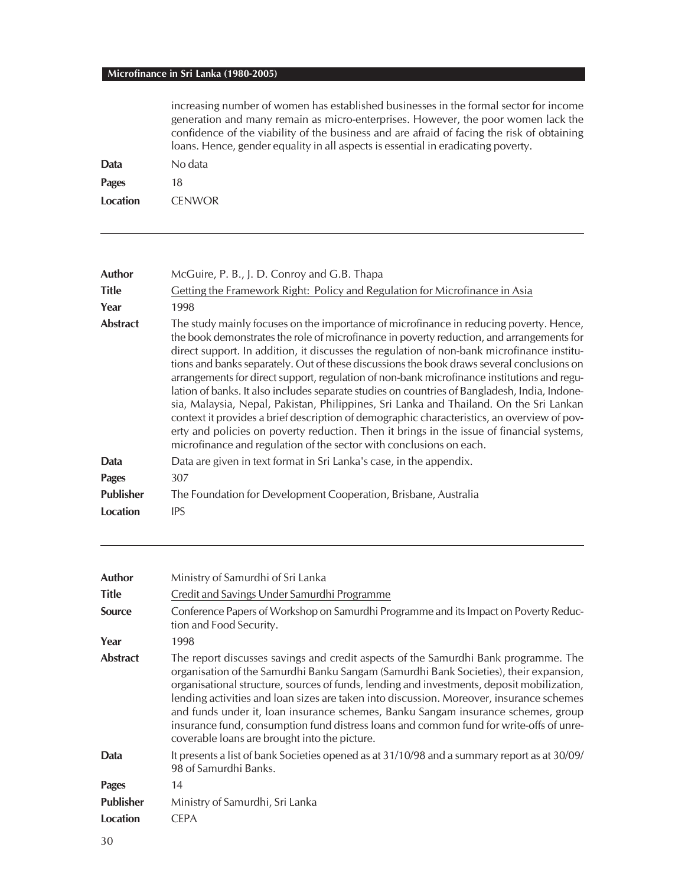increasing number of women has established businesses in the formal sector for income generation and many remain as micro-enterprises. However, the poor women lack the confidence of the viability of the business and are afraid of facing the risk of obtaining loans. Hence, gender equality in all aspects is essential in eradicating poverty.

**Data** No data

**Pages** 18

**Location** CENWOR

---

**Author** McGuire, P. B., J. D. Conroy and G.B. Thapa

**Title** Getting the Framework Right: Policy and Regulation for Microfinance in Asia

**Year** 1998

**Abstract** The study mainly focuses on the importance of microfinance in reducing poverty. Hence, the book demonstrates the role of microfinance in poverty reduction, and arrangements for direct support. In addition, it discusses the regulation of non-bank microfinance institutions and banks separately. Out of these discussions the book draws several conclusions on arrangements for direct support, regulation of non-bank microfinance institutions and regulation of banks. It also includes separate studies on countries of Bangladesh, India, Indonesia, Malaysia, Nepal, Pakistan, Philippines, Sri Lanka and Thailand. On the Sri Lankan context it provides a brief description of demographic characteristics, an overview of poverty and policies on poverty reduction. Then it brings in the issue of financial systems, microfinance and regulation of the sector with conclusions on each.

**Data** Data are given in text format in Sri Lanka's case, in the appendix.

**Pages** 307

**Publisher** The Foundation for Development Cooperation, Brisbane, Australia

**Location** IPS

---

**Author** Ministry of Samurdhi of Sri Lanka

**Title** Credit and Savings Under Samurdhi Programme

**Source** Conference Papers of Workshop on Samurdhi Programme and its Impact on Poverty Reduction and Food Security.

**Year** 1998

**Abstract** The report discusses savings and credit aspects of the Samurdhi Bank programme. The organisation of the Samurdhi Banku Sangam (Samurdhi Bank Societies), their expansion, organisational structure, sources of funds, lending and investments, deposit mobilization, lending activities and loan sizes are taken into discussion. Moreover, insurance schemes and funds under it, loan insurance schemes, Banku Sangam insurance schemes, group insurance fund, consumption fund distress loans and common fund for write-offs of unrecoverable loans are brought into the picture.

**Data** It presents a list of bank Societies opened as at 31/10/98 and a summary report as at 30/09/98 of Samurdhi Banks.

**Pages** 14

**Publisher** Ministry of Samurdhi, Sri Lanka

**Location** CEPA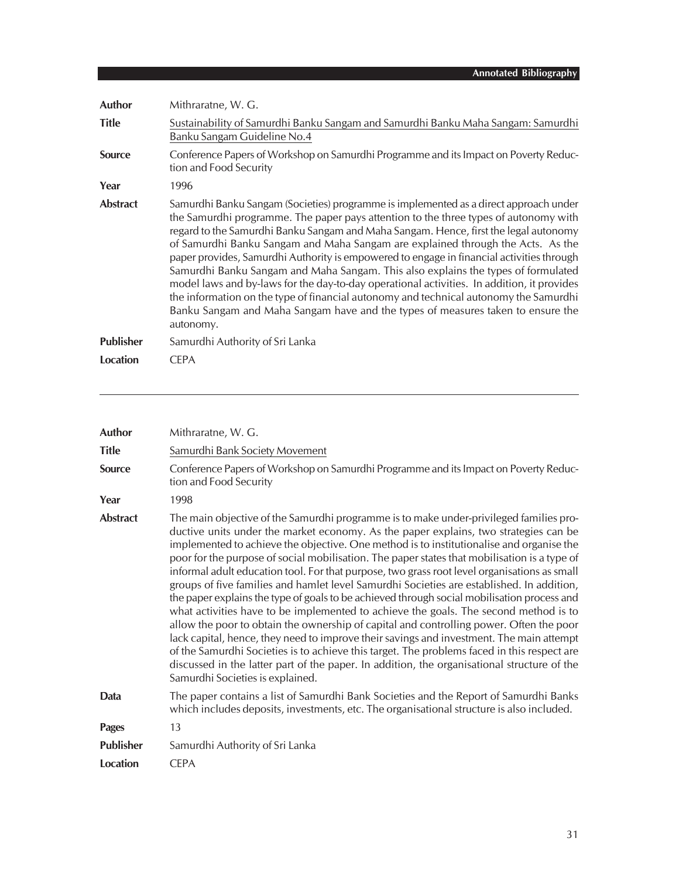**Author** Mithraratne, W. G.

**Title** Sustainability of Samurdhi Banku Sangam and Samurdhi Banku Maha Sangam: Samurdhi Banku Sangam Guideline No.4

**Source** Conference Papers of Workshop on Samurdhi Programme and its Impact on Poverty Reduction and Food Security

**Year** 1996

**Abstract** Samurdhi Banku Sangam (Societies) programme is implemented as a direct approach under the Samurdhi programme. The paper pays attention to the three types of autonomy with regard to the Samurdhi Banku Sangam and Maha Sangam. Hence, first the legal autonomy of Samurdhi Banku Sangam and Maha Sangam are explained through the Acts. As the paper provides, Samurdhi Authority is empowered to engage in financial activities through Samurdhi Banku Sangam and Maha Sangam. This also explains the types of formulated model laws and by-laws for the day-to-day operational activities. In addition, it provides the information on the type of financial autonomy and technical autonomy the Samurdhi Banku Sangam and Maha Sangam have and the types of measures taken to ensure the autonomy.

**Publisher** Samurdhi Authority of Sri Lanka

**Location** CEPA

---

**Author** Mithraratne, W. G.

**Title** Samurdhi Bank Society Movement

**Source** Conference Papers of Workshop on Samurdhi Programme and its Impact on Poverty Reduction and Food Security

**Year** 1998

**Abstract** The main objective of the Samurdhi programme is to make under-privileged families productive units under the market economy. As the paper explains, two strategies can be implemented to achieve the objective. One method is to institutionalise and organise the poor for the purpose of social mobilisation. The paper states that mobilisation is a type of informal adult education tool. For that purpose, two grass root level organisations as small groups of five families and hamlet level Samurdhi Societies are established. In addition, the paper explains the type of goals to be achieved through social mobilisation process and what activities have to be implemented to achieve the goals. The second method is to allow the poor to obtain the ownership of capital and controlling power. Often the poor lack capital, hence, they need to improve their savings and investment. The main attempt of the Samurdhi Societies is to achieve this target. The problems faced in this respect are discussed in the latter part of the paper. In addition, the organisational structure of the Samurdhi Societies is explained.

**Data** The paper contains a list of Samurdhi Bank Societies and the Report of Samurdhi Banks which includes deposits, investments, etc. The organisational structure is also included.

**Pages** 13

**Publisher** Samurdhi Authority of Sri Lanka

**Location** CEPA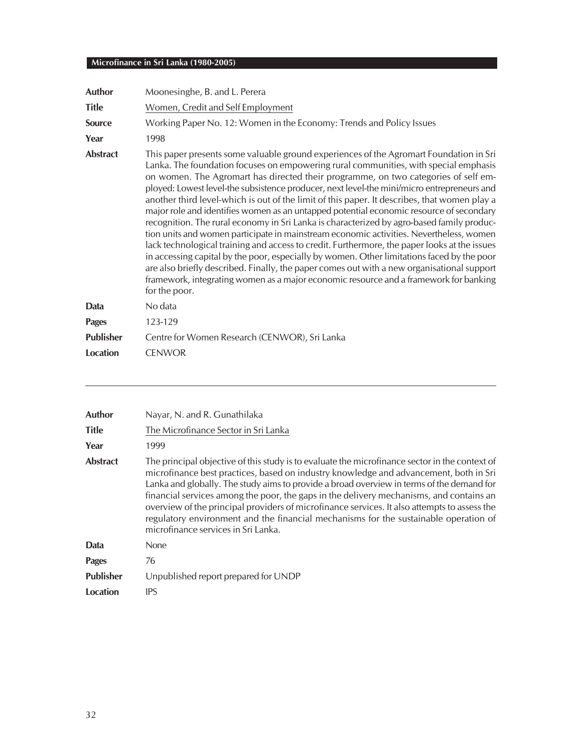| | |
|---|---|
| **Author** | Moonesinghe, B. and L. Perera |
| **Title** | Women, Credit and Self Employment |
| **Source** | Working Paper No. 12: Women in the Economy: Trends and Policy Issues |
| **Year** | 1998 |
| **Abstract** | This paper presents some valuable ground experiences of the Agromart Foundation in Sri Lanka. The foundation focuses on empowering rural communities, with special emphasis on women. The Agromart has directed their programme, on two categories of self employed: Lowest level-the subsistence producer, next level-the mini/micro entrepreneurs and another third level-which is out of the limit of this paper. It describes, that women play a major role and identifies women as an untapped potential economic resource of secondary recognition. The rural economy in Sri Lanka is characterized by agro-based family production units and women participate in mainstream economic activities. Nevertheless, women lack technological training and access to credit. Furthermore, the paper looks at the issues in accessing capital by the poor, especially by women. Other limitations faced by the poor are also briefly described. Finally, the paper comes out with a new organisational support framework, integrating women as a major economic resource and a framework for banking for the poor. |
| **Data** | No data |
| **Pages** | 123-129 |
| **Publisher** | Centre for Women Research (CENWOR), Sri Lanka |
| **Location** | CENWOR |

---

| | |
|---|---|
| **Author** | Nayar, N. and R. Gunathilaka |
| **Title** | The Microfinance Sector in Sri Lanka |
| **Year** | 1999 |
| **Abstract** | The principal objective of this study is to evaluate the microfinance sector in the context of microfinance best practices, based on industry knowledge and advancement, both in Sri Lanka and globally. The study aims to provide a broad overview in terms of the demand for financial services among the poor, the gaps in the delivery mechanisms, and contains an overview of the principal providers of microfinance services. It also attempts to assess the regulatory environment and the financial mechanisms for the sustainable operation of microfinance services in Sri Lanka. |
| **Data** | None |
| **Pages** | 76 |
| **Publisher** | Unpublished report prepared for UNDP |
| **Location** | IPS |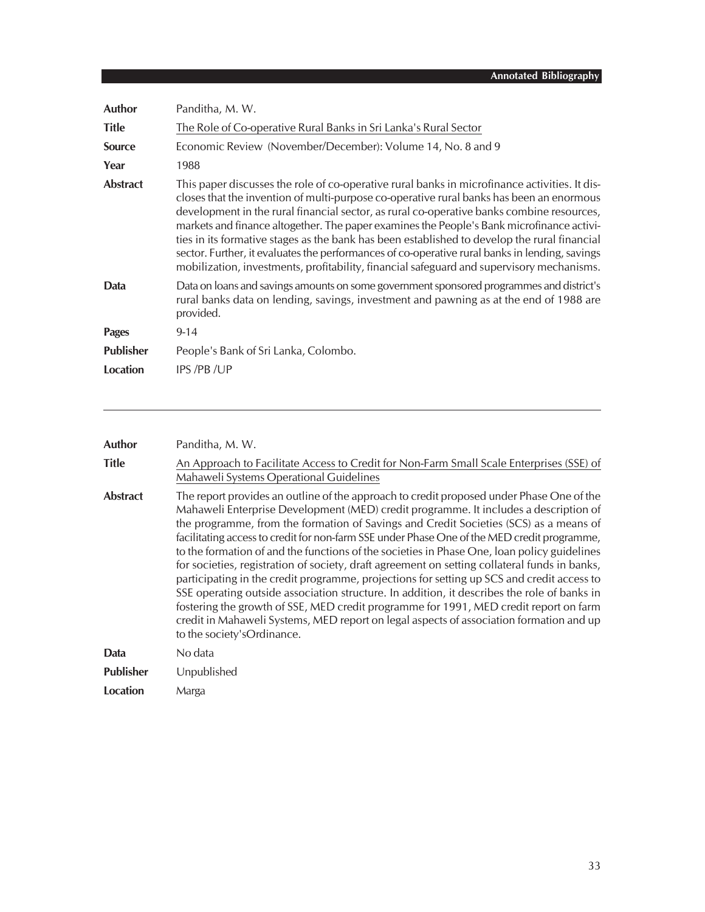| | |
|---|---|
| **Author** | Panditha, M. W. |
| **Title** | The Role of Co-operative Rural Banks in Sri Lanka's Rural Sector |
| **Source** | Economic Review (November/December): Volume 14, No. 8 and 9 |
| **Year** | 1988 |
| **Abstract** | This paper discusses the role of co-operative rural banks in microfinance activities. It discloses that the invention of multi-purpose co-operative rural banks has been an enormous development in the rural financial sector, as rural co-operative banks combine resources, markets and finance altogether. The paper examines the People's Bank microfinance activities in its formative stages as the bank has been established to develop the rural financial sector. Further, it evaluates the performances of co-operative rural banks in lending, savings mobilization, investments, profitability, financial safeguard and supervisory mechanisms. |
| **Data** | Data on loans and savings amounts on some government sponsored programmes and district's rural banks data on lending, savings, investment and pawning as at the end of 1988 are provided. |
| **Pages** | 9-14 |
| **Publisher** | People's Bank of Sri Lanka, Colombo. |
| **Location** | IPS /PB /UP |

---

| | |
|---|---|
| **Author** | Panditha, M. W. |
| **Title** | An Approach to Facilitate Access to Credit for Non-Farm Small Scale Enterprises (SSE) of Mahaweli Systems Operational Guidelines |
| **Abstract** | The report provides an outline of the approach to credit proposed under Phase One of the Mahaweli Enterprise Development (MED) credit programme. It includes a description of the programme, from the formation of Savings and Credit Societies (SCS) as a means of facilitating access to credit for non-farm SSE under Phase One of the MED credit programme, to the formation of and the functions of the societies in Phase One, loan policy guidelines for societies, registration of society, draft agreement on setting collateral funds in banks, participating in the credit programme, projections for setting up SCS and credit access to SSE operating outside association structure. In addition, it describes the role of banks in fostering the growth of SSE, MED credit programme for 1991, MED credit report on farm credit in Mahaweli Systems, MED report on legal aspects of association formation and up to the society'sOrdinance. |
| **Data** | No data |
| **Publisher** | Unpublished |
| **Location** | Marga |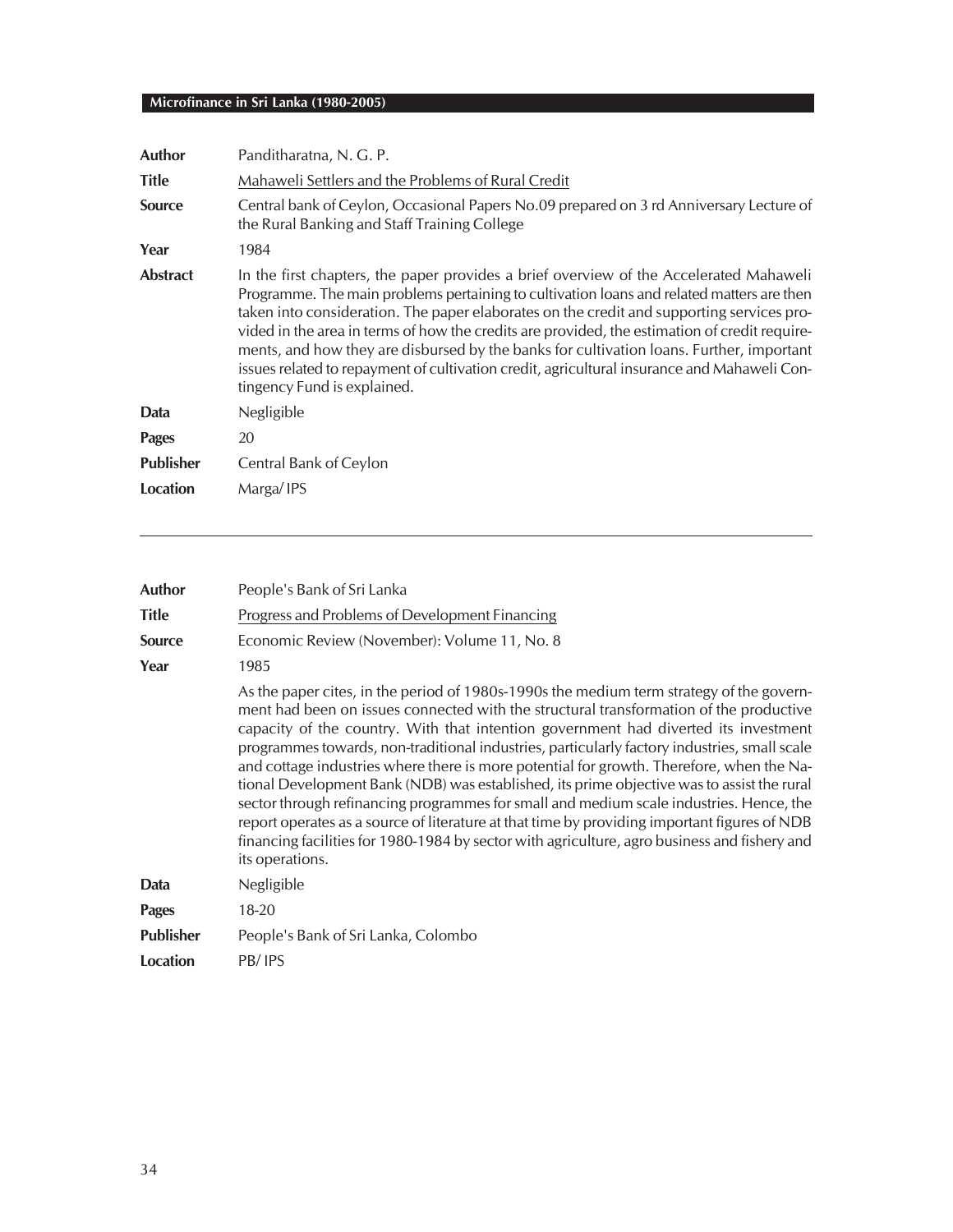| | |
|---|---|
| **Author** | Panditharatna, N. G. P. |
| **Title** | Mahaweli Settlers and the Problems of Rural Credit |
| **Source** | Central bank of Ceylon, Occasional Papers No.09 prepared on 3 rd Anniversary Lecture of the Rural Banking and Staff Training College |
| **Year** | 1984 |
| **Abstract** | In the first chapters, the paper provides a brief overview of the Accelerated Mahaweli Programme. The main problems pertaining to cultivation loans and related matters are then taken into consideration. The paper elaborates on the credit and supporting services provided in the area in terms of how the credits are provided, the estimation of credit requirements, and how they are disbursed by the banks for cultivation loans. Further, important issues related to repayment of cultivation credit, agricultural insurance and Mahaweli Contingency Fund is explained. |
| **Data** | Negligible |
| **Pages** | 20 |
| **Publisher** | Central Bank of Ceylon |
| **Location** | Marga/ IPS |

---

| | |
|---|---|
| **Author** | People's Bank of Sri Lanka |
| **Title** | Progress and Problems of Development Financing |
| **Source** | Economic Review (November): Volume 11, No. 8 |
| **Year** | 1985 |
| | As the paper cites, in the period of 1980s-1990s the medium term strategy of the government had been on issues connected with the structural transformation of the productive capacity of the country. With that intention government had diverted its investment programmes towards, non-traditional industries, particularly factory industries, small scale and cottage industries where there is more potential for growth. Therefore, when the National Development Bank (NDB) was established, its prime objective was to assist the rural sector through refinancing programmes for small and medium scale industries. Hence, the report operates as a source of literature at that time by providing important figures of NDB financing facilities for 1980-1984 by sector with agriculture, agro business and fishery and its operations. |
| **Data** | Negligible |
| **Pages** | 18-20 |
| **Publisher** | People's Bank of Sri Lanka, Colombo |
| **Location** | PB/ IPS |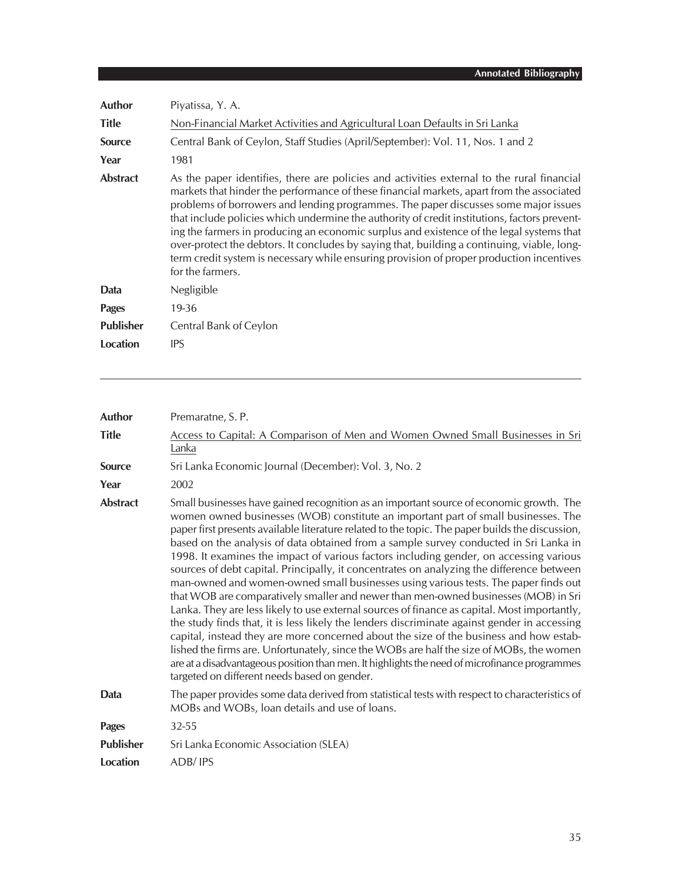| | |
|---|---|
| **Author** | Piyatissa, Y. A. |
| **Title** | Non-Financial Market Activities and Agricultural Loan Defaults in Sri Lanka |
| **Source** | Central Bank of Ceylon, Staff Studies (April/September): Vol. 11, Nos. 1 and 2 |
| **Year** | 1981 |
| **Abstract** | As the paper identifies, there are policies and activities external to the rural financial markets that hinder the performance of these financial markets, apart from the associated problems of borrowers and lending programmes. The paper discusses some major issues that include policies which undermine the authority of credit institutions, factors preventing the farmers in producing an economic surplus and existence of the legal systems that over-protect the debtors. It concludes by saying that, building a continuing, viable, long-term credit system is necessary while ensuring provision of proper production incentives for the farmers. |
| **Data** | Negligible |
| **Pages** | 19-36 |
| **Publisher** | Central Bank of Ceylon |
| **Location** | IPS |

---

| | |
|---|---|
| **Author** | Premaratne, S. P. |
| **Title** | Access to Capital: A Comparison of Men and Women Owned Small Businesses in Sri Lanka |
| **Source** | Sri Lanka Economic Journal (December): Vol. 3, No. 2 |
| **Year** | 2002 |
| **Abstract** | Small businesses have gained recognition as an important source of economic growth. The women owned businesses (WOB) constitute an important part of small businesses. The paper first presents available literature related to the topic. The paper builds the discussion, based on the analysis of data obtained from a sample survey conducted in Sri Lanka in 1998. It examines the impact of various factors including gender, on accessing various sources of debt capital. Principally, it concentrates on analyzing the difference between man-owned and women-owned small businesses using various tests. The paper finds out that WOB are comparatively smaller and newer than men-owned businesses (MOB) in Sri Lanka. They are less likely to use external sources of finance as capital. Most importantly, the study finds that, it is less likely the lenders discriminate against gender in accessing capital, instead they are more concerned about the size of the business and how established the firms are. Unfortunately, since the WOBs are half the size of MOBs, the women are at a disadvantageous position than men. It highlights the need of microfinance programmes targeted on different needs based on gender. |
| **Data** | The paper provides some data derived from statistical tests with respect to characteristics of MOBs and WOBs, loan details and use of loans. |
| **Pages** | 32-55 |
| **Publisher** | Sri Lanka Economic Association (SLEA) |
| **Location** | ADB/ IPS |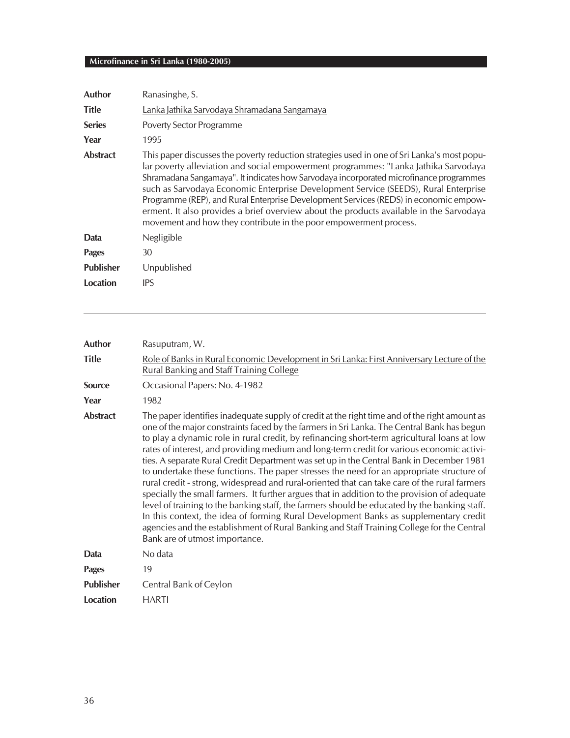| | |
|---|---|
| **Author** | Ranasinghe, S. |
| **Title** | Lanka Jathika Sarvodaya Shramadana Sangamaya |
| **Series** | Poverty Sector Programme |
| **Year** | 1995 |
| **Abstract** | This paper discusses the poverty reduction strategies used in one of Sri Lanka's most popular poverty alleviation and social empowerment programmes: "Lanka Jathika Sarvodaya Shramadana Sangamaya". It indicates how Sarvodaya incorporated microfinance programmes such as Sarvodaya Economic Enterprise Development Service (SEEDS), Rural Enterprise Programme (REP), and Rural Enterprise Development Services (REDS) in economic empowerment. It also provides a brief overview about the products available in the Sarvodaya movement and how they contribute in the poor empowerment process. |
| **Data** | Negligible |
| **Pages** | 30 |
| **Publisher** | Unpublished |
| **Location** | IPS |

---

| | |
|---|---|
| **Author** | Rasuputram, W. |
| **Title** | Role of Banks in Rural Economic Development in Sri Lanka: First Anniversary Lecture of the Rural Banking and Staff Training College |
| **Source** | Occasional Papers: No. 4-1982 |
| **Year** | 1982 |
| **Abstract** | The paper identifies inadequate supply of credit at the right time and of the right amount as one of the major constraints faced by the farmers in Sri Lanka. The Central Bank has begun to play a dynamic role in rural credit, by refinancing short-term agricultural loans at low rates of interest, and providing medium and long-term credit for various economic activities. A separate Rural Credit Department was set up in the Central Bank in December 1981 to undertake these functions. The paper stresses the need for an appropriate structure of rural credit - strong, widespread and rural-oriented that can take care of the rural farmers specially the small farmers. It further argues that in addition to the provision of adequate level of training to the banking staff, the farmers should be educated by the banking staff. In this context, the idea of forming Rural Development Banks as supplementary credit agencies and the establishment of Rural Banking and Staff Training College for the Central Bank are of utmost importance. |
| **Data** | No data |
| **Pages** | 19 |
| **Publisher** | Central Bank of Ceylon |
| **Location** | HARTI |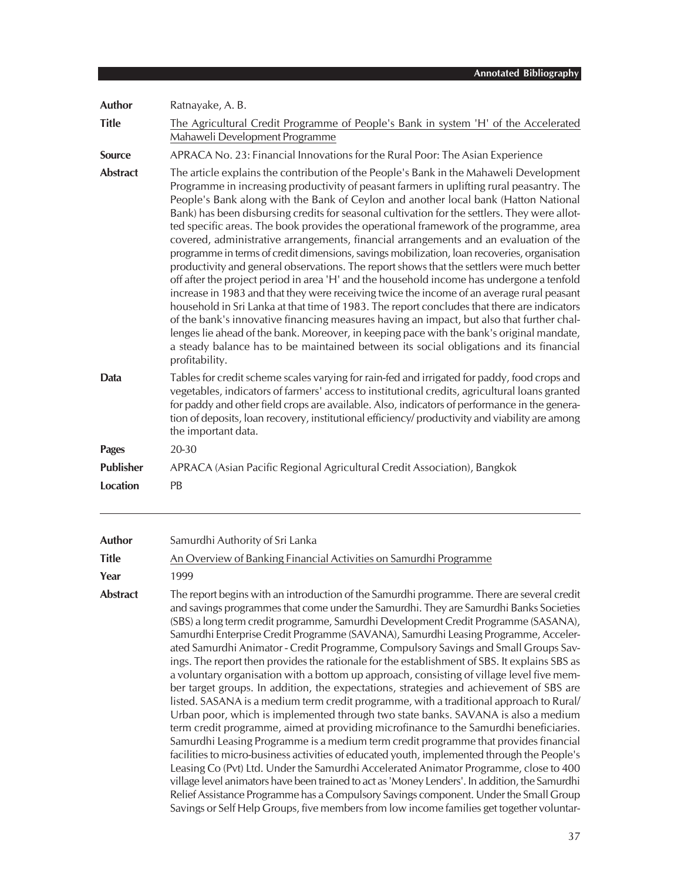| | |
|---|---|
| **Author** | Ratnayake, A. B. |
| **Title** | The Agricultural Credit Programme of People's Bank in system 'H' of the Accelerated Mahaweli Development Programme |
| **Source** | APRACA No. 23: Financial Innovations for the Rural Poor: The Asian Experience |
| **Abstract** | The article explains the contribution of the People's Bank in the Mahaweli Development Programme in increasing productivity of peasant farmers in uplifting rural peasantry. The People's Bank along with the Bank of Ceylon and another local bank (Hatton National Bank) has been disbursing credits for seasonal cultivation for the settlers. They were allotted specific areas. The book provides the operational framework of the programme, area covered, administrative arrangements, financial arrangements and an evaluation of the programme in terms of credit dimensions, savings mobilization, loan recoveries, organisation productivity and general observations. The report shows that the settlers were much better off after the project period in area 'H' and the household income has undergone a tenfold increase in 1983 and that they were receiving twice the income of an average rural peasant household in Sri Lanka at that time of 1983. The report concludes that there are indicators of the bank's innovative financing measures having an impact, but also that further challenges lie ahead of the bank. Moreover, in keeping pace with the bank's original mandate, a steady balance has to be maintained between its social obligations and its financial profitability. |
| **Data** | Tables for credit scheme scales varying for rain-fed and irrigated for paddy, food crops and vegetables, indicators of farmers' access to institutional credits, agricultural loans granted for paddy and other field crops are available. Also, indicators of performance in the generation of deposits, loan recovery, institutional efficiency/ productivity and viability are among the important data. |
| **Pages** | 20-30 |
| **Publisher** | APRACA (Asian Pacific Regional Agricultural Credit Association), Bangkok |
| **Location** | PB |

---

| | |
|---|---|
| **Author** | Samurdhi Authority of Sri Lanka |
| **Title** | An Overview of Banking Financial Activities on Samurdhi Programme |
| **Year** | 1999 |
| **Abstract** | The report begins with an introduction of the Samurdhi programme. There are several credit and savings programmes that come under the Samurdhi. They are Samurdhi Banks Societies (SBS) a long term credit programme, Samurdhi Development Credit Programme (SASANA), Samurdhi Enterprise Credit Programme (SAVANA), Samurdhi Leasing Programme, Accelerated Samurdhi Animator - Credit Programme, Compulsory Savings and Small Groups Savings. The report then provides the rationale for the establishment of SBS. It explains SBS as a voluntary organisation with a bottom up approach, consisting of village level five member target groups. In addition, the expectations, strategies and achievement of SBS are listed. SASANA is a medium term credit programme, with a traditional approach to Rural/ Urban poor, which is implemented through two state banks. SAVANA is also a medium term credit programme, aimed at providing microfinance to the Samurdhi beneficiaries. Samurdhi Leasing Programme is a medium term credit programme that provides financial facilities to micro-business activities of educated youth, implemented through the People's Leasing Co (Pvt) Ltd. Under the Samurdhi Accelerated Animator Programme, close to 400 village level animators have been trained to act as 'Money Lenders'. In addition, the Samurdhi Relief Assistance Programme has a Compulsory Savings component. Under the Small Group Savings or Self Help Groups, five members from low income families get together voluntar- |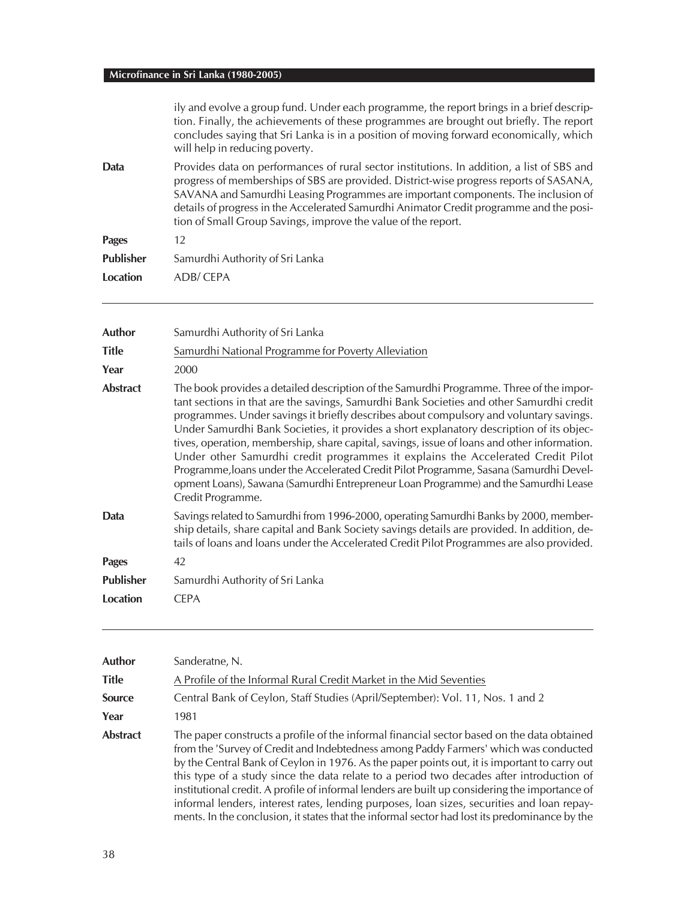ily and evolve a group fund. Under each programme, the report brings in a brief description. Finally, the achievements of these programmes are brought out briefly. The report concludes saying that Sri Lanka is in a position of moving forward economically, which will help in reducing poverty.

| | |
|---|---|
| **Data** | Provides data on performances of rural sector institutions. In addition, a list of SBS and progress of memberships of SBS are provided. District-wise progress reports of SASANA, SAVANA and Samurdhi Leasing Programmes are important components. The inclusion of details of progress in the Accelerated Samurdhi Animator Credit programme and the position of Small Group Savings, improve the value of the report. |
| **Pages** | 12 |
| **Publisher** | Samurdhi Authority of Sri Lanka |
| **Location** | ADB/ CEPA |

---

| | |
|---|---|
| **Author** | Samurdhi Authority of Sri Lanka |
| **Title** | Samurdhi National Programme for Poverty Alleviation |
| **Year** | 2000 |
| **Abstract** | The book provides a detailed description of the Samurdhi Programme. Three of the important sections in that are the savings, Samurdhi Bank Societies and other Samurdhi credit programmes. Under savings it briefly describes about compulsory and voluntary savings. Under Samurdhi Bank Societies, it provides a short explanatory description of its objectives, operation, membership, share capital, savings, issue of loans and other information. Under other Samurdhi credit programmes it explains the Accelerated Credit Pilot Programme,loans under the Accelerated Credit Pilot Programme, Sasana (Samurdhi Development Loans), Sawana (Samurdhi Entrepreneur Loan Programme) and the Samurdhi Lease Credit Programme. |
| **Data** | Savings related to Samurdhi from 1996-2000, operating Samurdhi Banks by 2000, membership details, share capital and Bank Society savings details are provided. In addition, details of loans and loans under the Accelerated Credit Pilot Programmes are also provided. |
| **Pages** | 42 |
| **Publisher** | Samurdhi Authority of Sri Lanka |
| **Location** | CEPA |

---

| | |
|---|---|
| **Author** | Sanderatne, N. |
| **Title** | A Profile of the Informal Rural Credit Market in the Mid Seventies |
| **Source** | Central Bank of Ceylon, Staff Studies (April/September): Vol. 11, Nos. 1 and 2 |
| **Year** | 1981 |
| **Abstract** | The paper constructs a profile of the informal financial sector based on the data obtained from the 'Survey of Credit and Indebtedness among Paddy Farmers' which was conducted by the Central Bank of Ceylon in 1976. As the paper points out, it is important to carry out this type of a study since the data relate to a period two decades after introduction of institutional credit. A profile of informal lenders are built up considering the importance of informal lenders, interest rates, lending purposes, loan sizes, securities and loan repayments. In the conclusion, it states that the informal sector had lost its predominance by the |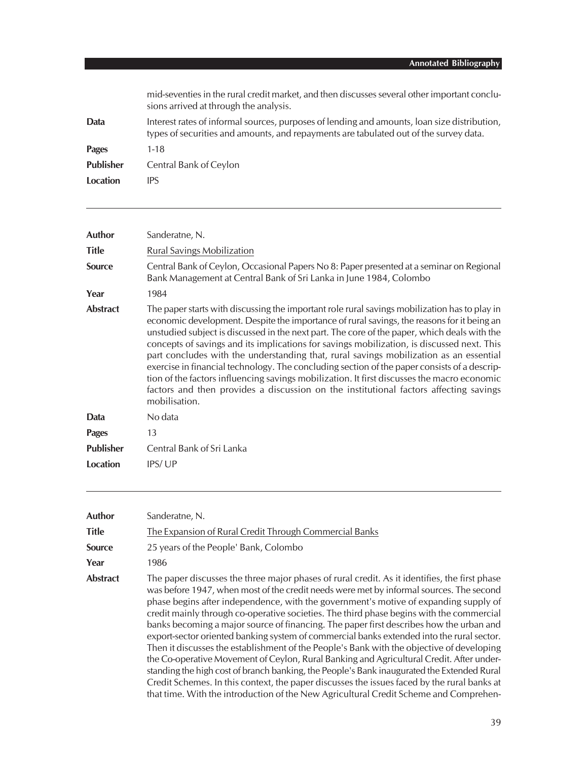mid-seventies in the rural credit market, and then discusses several other important conclusions arrived at through the analysis.

| | |
|---|---|
| **Data** | Interest rates of informal sources, purposes of lending and amounts, loan size distribution, types of securities and amounts, and repayments are tabulated out of the survey data. |
| **Pages** | 1-18 |
| **Publisher** | Central Bank of Ceylon |
| **Location** | IPS |

---

| | |
|---|---|
| **Author** | Sanderatne, N. |
| **Title** | Rural Savings Mobilization |
| **Source** | Central Bank of Ceylon, Occasional Papers No 8: Paper presented at a seminar on Regional Bank Management at Central Bank of Sri Lanka in June 1984, Colombo |
| **Year** | 1984 |
| **Abstract** | The paper starts with discussing the important role rural savings mobilization has to play in economic development. Despite the importance of rural savings, the reasons for it being an unstudied subject is discussed in the next part. The core of the paper, which deals with the concepts of savings and its implications for savings mobilization, is discussed next. This part concludes with the understanding that, rural savings mobilization as an essential exercise in financial technology. The concluding section of the paper consists of a description of the factors influencing savings mobilization. It first discusses the macro economic factors and then provides a discussion on the institutional factors affecting savings mobilisation. |
| **Data** | No data |
| **Pages** | 13 |
| **Publisher** | Central Bank of Sri Lanka |
| **Location** | IPS/ UP |

---

| | |
|---|---|
| **Author** | Sanderatne, N. |
| **Title** | The Expansion of Rural Credit Through Commercial Banks |
| **Source** | 25 years of the People' Bank, Colombo |
| **Year** | 1986 |
| **Abstract** | The paper discusses the three major phases of rural credit. As it identifies, the first phase was before 1947, when most of the credit needs were met by informal sources. The second phase begins after independence, with the government's motive of expanding supply of credit mainly through co-operative societies. The third phase begins with the commercial banks becoming a major source of financing. The paper first describes how the urban and export-sector oriented banking system of commercial banks extended into the rural sector. Then it discusses the establishment of the People's Bank with the objective of developing the Co-operative Movement of Ceylon, Rural Banking and Agricultural Credit. After understanding the high cost of branch banking, the People's Bank inaugurated the Extended Rural Credit Schemes. In this context, the paper discusses the issues faced by the rural banks at that time. With the introduction of the New Agricultural Credit Scheme and Comprehen- |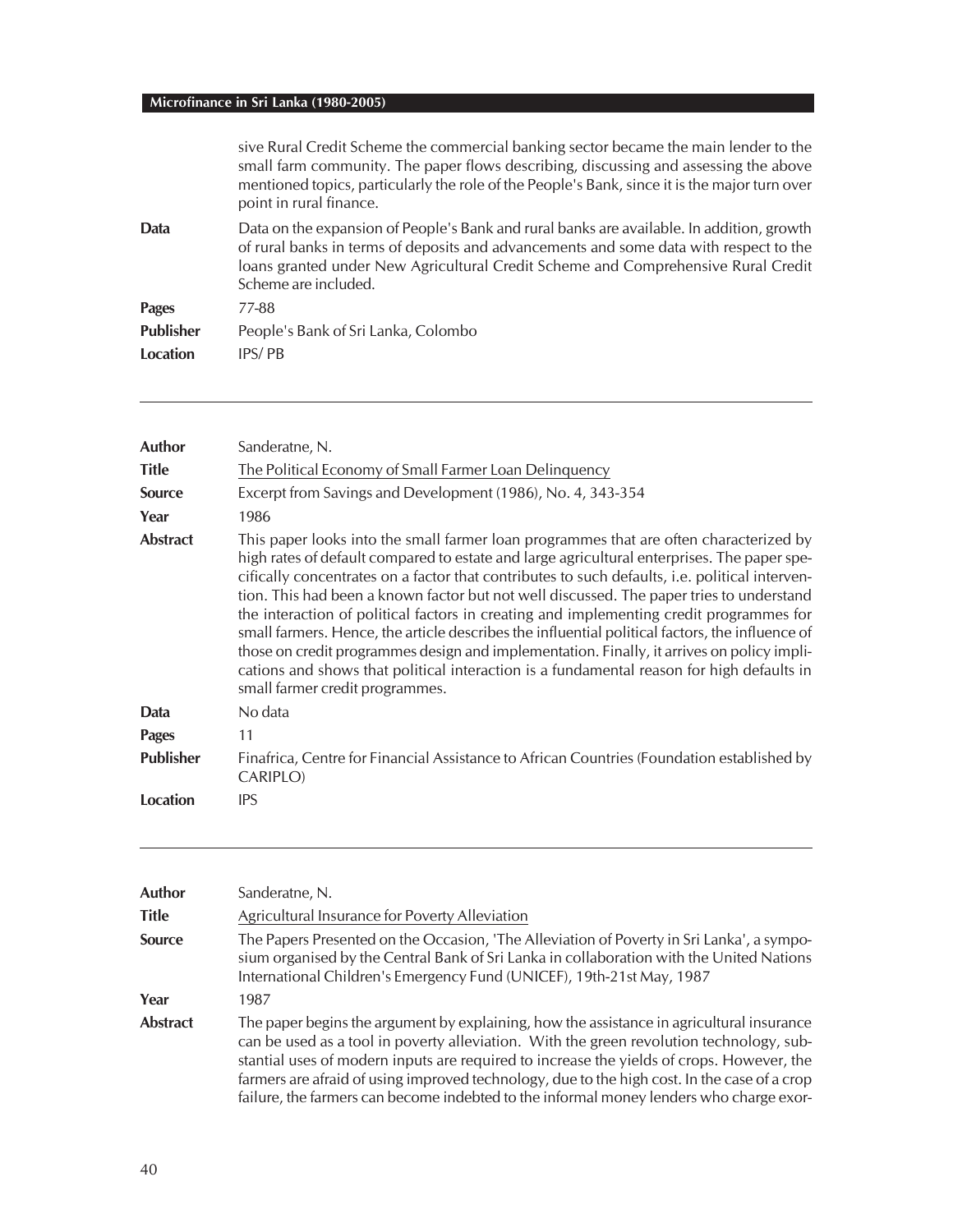sive Rural Credit Scheme the commercial banking sector became the main lender to the small farm community. The paper flows describing, discussing and assessing the above mentioned topics, particularly the role of the People's Bank, since it is the major turn over point in rural finance.

| | |
|---|---|
| **Data** | Data on the expansion of People's Bank and rural banks are available. In addition, growth of rural banks in terms of deposits and advancements and some data with respect to the loans granted under New Agricultural Credit Scheme and Comprehensive Rural Credit Scheme are included. |
| **Pages** | 77-88 |
| **Publisher** | People's Bank of Sri Lanka, Colombo |
| **Location** | IPS/ PB |

---

| | |
|---|---|
| **Author** | Sanderatne, N. |
| **Title** | The Political Economy of Small Farmer Loan Delinquency |
| **Source** | Excerpt from Savings and Development (1986), No. 4, 343-354 |
| **Year** | 1986 |
| **Abstract** | This paper looks into the small farmer loan programmes that are often characterized by high rates of default compared to estate and large agricultural enterprises. The paper specifically concentrates on a factor that contributes to such defaults, i.e. political intervention. This had been a known factor but not well discussed. The paper tries to understand the interaction of political factors in creating and implementing credit programmes for small farmers. Hence, the article describes the influential political factors, the influence of those on credit programmes design and implementation. Finally, it arrives on policy implications and shows that political interaction is a fundamental reason for high defaults in small farmer credit programmes. |
| **Data** | No data |
| **Pages** | 11 |
| **Publisher** | Finafrica, Centre for Financial Assistance to African Countries (Foundation established by CARIPLO) |
| **Location** | IPS |

---

| | |
|---|---|
| **Author** | Sanderatne, N. |
| **Title** | Agricultural Insurance for Poverty Alleviation |
| **Source** | The Papers Presented on the Occasion, 'The Alleviation of Poverty in Sri Lanka', a symposium organised by the Central Bank of Sri Lanka in collaboration with the United Nations International Children's Emergency Fund (UNICEF), 19th-21st May, 1987 |
| **Year** | 1987 |
| **Abstract** | The paper begins the argument by explaining, how the assistance in agricultural insurance can be used as a tool in poverty alleviation. With the green revolution technology, substantial uses of modern inputs are required to increase the yields of crops. However, the farmers are afraid of using improved technology, due to the high cost. In the case of a crop failure, the farmers can become indebted to the informal money lenders who charge exor- |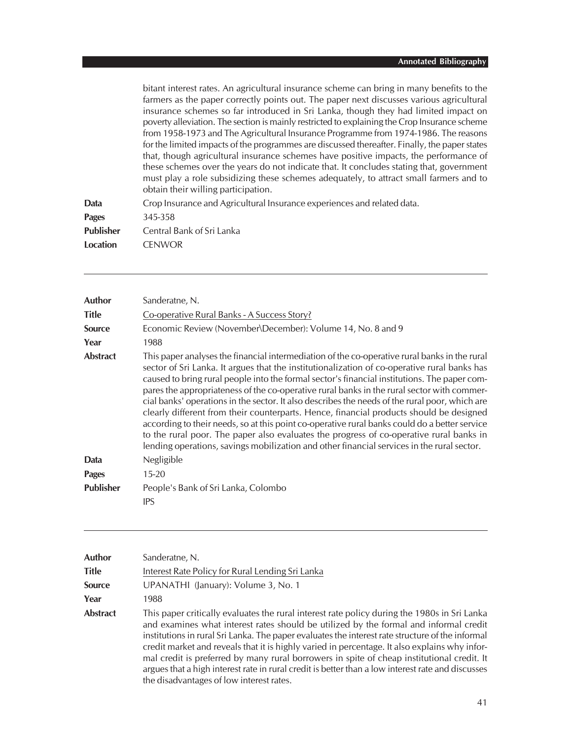bitant interest rates. An agricultural insurance scheme can bring in many benefits to the farmers as the paper correctly points out. The paper next discusses various agricultural insurance schemes so far introduced in Sri Lanka, though they had limited impact on poverty alleviation. The section is mainly restricted to explaining the Crop Insurance scheme from 1958-1973 and The Agricultural Insurance Programme from 1974-1986. The reasons for the limited impacts of the programmes are discussed thereafter. Finally, the paper states that, though agricultural insurance schemes have positive impacts, the performance of these schemes over the years do not indicate that. It concludes stating that, government must play a role subsidizing these schemes adequately, to attract small farmers and to obtain their willing participation.

**Data** Crop Insurance and Agricultural Insurance experiences and related data.

**Pages** 345-358

**Publisher** Central Bank of Sri Lanka

**Location** CENWOR

---

**Author** Sanderatne, N.

**Title** Co-operative Rural Banks - A Success Story?

**Source** Economic Review (November\December): Volume 14, No. 8 and 9

**Year** 1988

**Abstract** This paper analyses the financial intermediation of the co-operative rural banks in the rural sector of Sri Lanka. It argues that the institutionalization of co-operative rural banks has caused to bring rural people into the formal sector's financial institutions. The paper compares the appropriateness of the co-operative rural banks in the rural sector with commercial banks' operations in the sector. It also describes the needs of the rural poor, which are clearly different from their counterparts. Hence, financial products should be designed according to their needs, so at this point co-operative rural banks could do a better service to the rural poor. The paper also evaluates the progress of co-operative rural banks in lending operations, savings mobilization and other financial services in the rural sector.

**Data** Negligible

**Pages** 15-20

**Publisher** People's Bank of Sri Lanka, Colombo

IPS

---

**Author** Sanderatne, N.

**Title** Interest Rate Policy for Rural Lending Sri Lanka

**Source** UPANATHI (January): Volume 3, No. 1

**Year** 1988

**Abstract** This paper critically evaluates the rural interest rate policy during the 1980s in Sri Lanka and examines what interest rates should be utilized by the formal and informal credit institutions in rural Sri Lanka. The paper evaluates the interest rate structure of the informal credit market and reveals that it is highly varied in percentage. It also explains why informal credit is preferred by many rural borrowers in spite of cheap institutional credit. It argues that a high interest rate in rural credit is better than a low interest rate and discusses the disadvantages of low interest rates.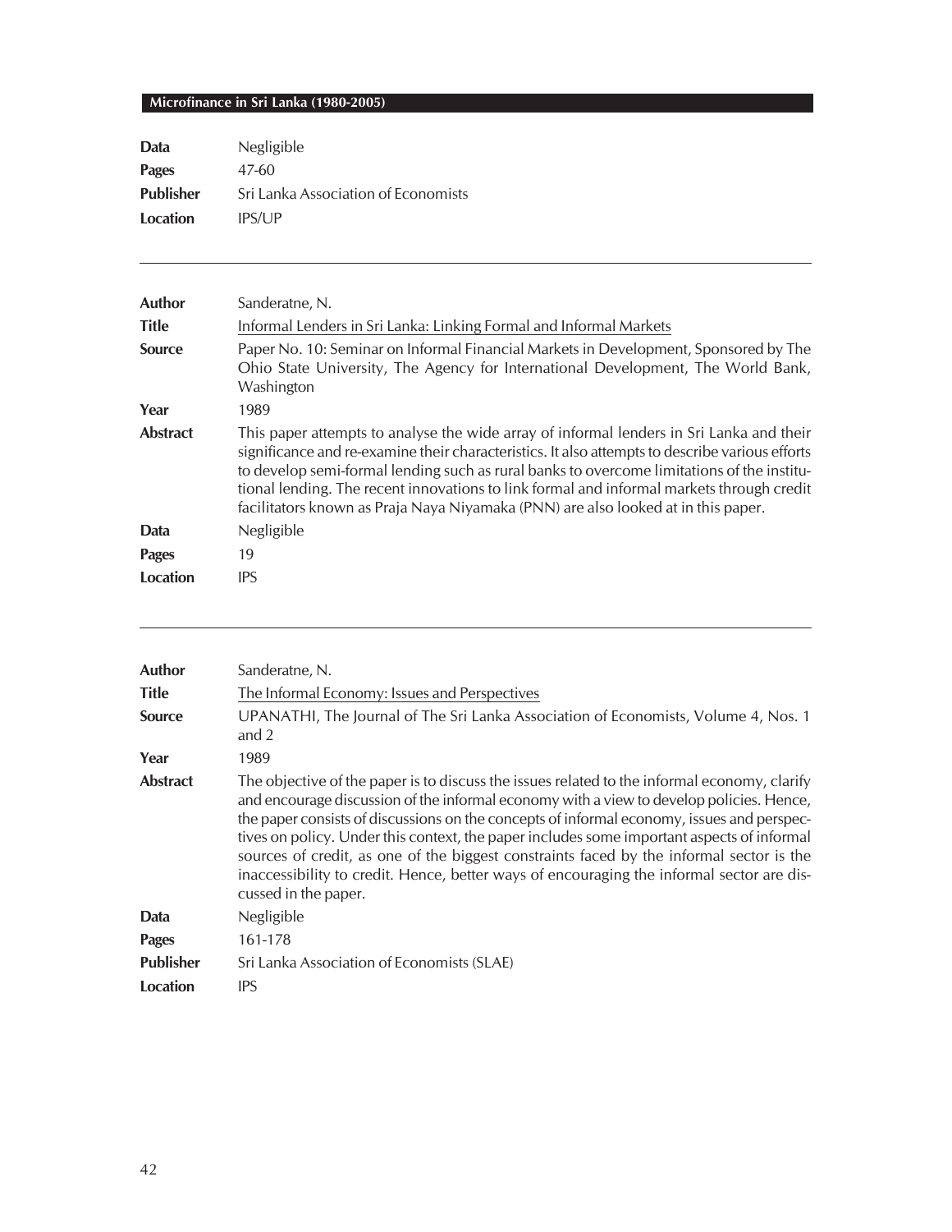| | |
|---|---|
| **Data** | Negligible |
| **Pages** | 47-60 |
| **Publisher** | Sri Lanka Association of Economists |
| **Location** | IPS/UP |

---

| | |
|---|---|
| **Author** | Sanderatne, N. |
| **Title** | Informal Lenders in Sri Lanka: Linking Formal and Informal Markets |
| **Source** | Paper No. 10: Seminar on Informal Financial Markets in Development, Sponsored by The Ohio State University, The Agency for International Development, The World Bank, Washington |
| **Year** | 1989 |
| **Abstract** | This paper attempts to analyse the wide array of informal lenders in Sri Lanka and their significance and re-examine their characteristics. It also attempts to describe various efforts to develop semi-formal lending such as rural banks to overcome limitations of the institutional lending. The recent innovations to link formal and informal markets through credit facilitators known as Praja Naya Niyamaka (PNN) are also looked at in this paper. |
| **Data** | Negligible |
| **Pages** | 19 |
| **Location** | IPS |

---

| | |
|---|---|
| **Author** | Sanderatne, N. |
| **Title** | The Informal Economy: Issues and Perspectives |
| **Source** | UPANATHI, The Journal of The Sri Lanka Association of Economists, Volume 4, Nos. 1 and 2 |
| **Year** | 1989 |
| **Abstract** | The objective of the paper is to discuss the issues related to the informal economy, clarify and encourage discussion of the informal economy with a view to develop policies. Hence, the paper consists of discussions on the concepts of informal economy, issues and perspectives on policy. Under this context, the paper includes some important aspects of informal sources of credit, as one of the biggest constraints faced by the informal sector is the inaccessibility to credit. Hence, better ways of encouraging the informal sector are discussed in the paper. |
| **Data** | Negligible |
| **Pages** | 161-178 |
| **Publisher** | Sri Lanka Association of Economists (SLAE) |
| **Location** | IPS |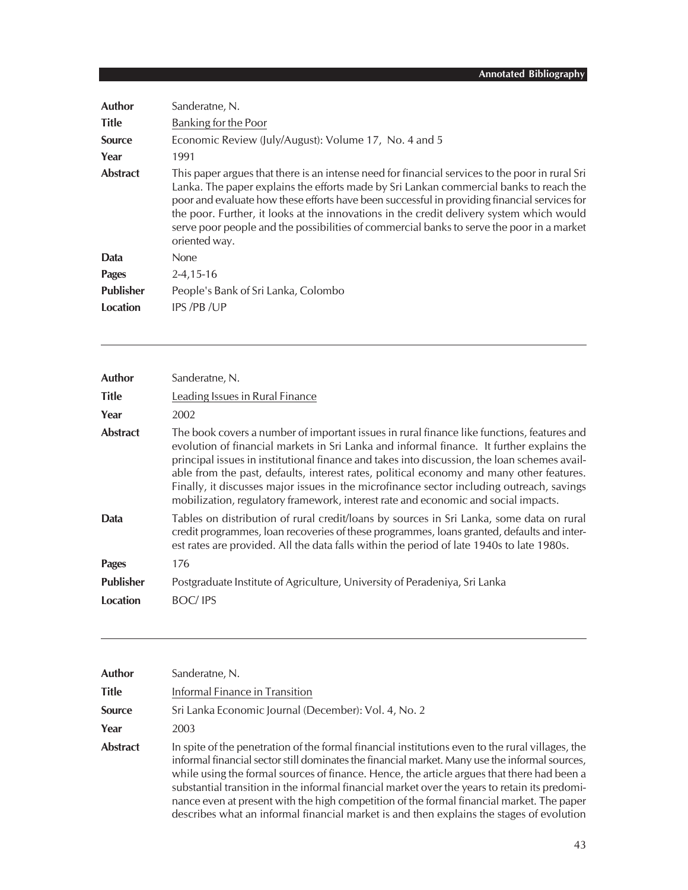| | |
|---|---|
| **Author** | Sanderatne, N. |
| **Title** | Banking for the Poor |
| **Source** | Economic Review (July/August): Volume 17, No. 4 and 5 |
| **Year** | 1991 |
| **Abstract** | This paper argues that there is an intense need for financial services to the poor in rural Sri Lanka. The paper explains the efforts made by Sri Lankan commercial banks to reach the poor and evaluate how these efforts have been successful in providing financial services for the poor. Further, it looks at the innovations in the credit delivery system which would serve poor people and the possibilities of commercial banks to serve the poor in a market oriented way. |
| **Data** | None |
| **Pages** | 2-4,15-16 |
| **Publisher** | People's Bank of Sri Lanka, Colombo |
| **Location** | IPS /PB /UP |

---

| | |
|---|---|
| **Author** | Sanderatne, N. |
| **Title** | Leading Issues in Rural Finance |
| **Year** | 2002 |
| **Abstract** | The book covers a number of important issues in rural finance like functions, features and evolution of financial markets in Sri Lanka and informal finance. It further explains the principal issues in institutional finance and takes into discussion, the loan schemes available from the past, defaults, interest rates, political economy and many other features. Finally, it discusses major issues in the microfinance sector including outreach, savings mobilization, regulatory framework, interest rate and economic and social impacts. |
| **Data** | Tables on distribution of rural credit/loans by sources in Sri Lanka, some data on rural credit programmes, loan recoveries of these programmes, loans granted, defaults and interest rates are provided. All the data falls within the period of late 1940s to late 1980s. |
| **Pages** | 176 |
| **Publisher** | Postgraduate Institute of Agriculture, University of Peradeniya, Sri Lanka |
| **Location** | BOC/ IPS |

---

| | |
|---|---|
| **Author** | Sanderatne, N. |
| **Title** | Informal Finance in Transition |
| **Source** | Sri Lanka Economic Journal (December): Vol. 4, No. 2 |
| **Year** | 2003 |
| **Abstract** | In spite of the penetration of the formal financial institutions even to the rural villages, the informal financial sector still dominates the financial market. Many use the informal sources, while using the formal sources of finance. Hence, the article argues that there had been a substantial transition in the informal financial market over the years to retain its predominance even at present with the high competition of the formal financial market. The paper describes what an informal financial market is and then explains the stages of evolution |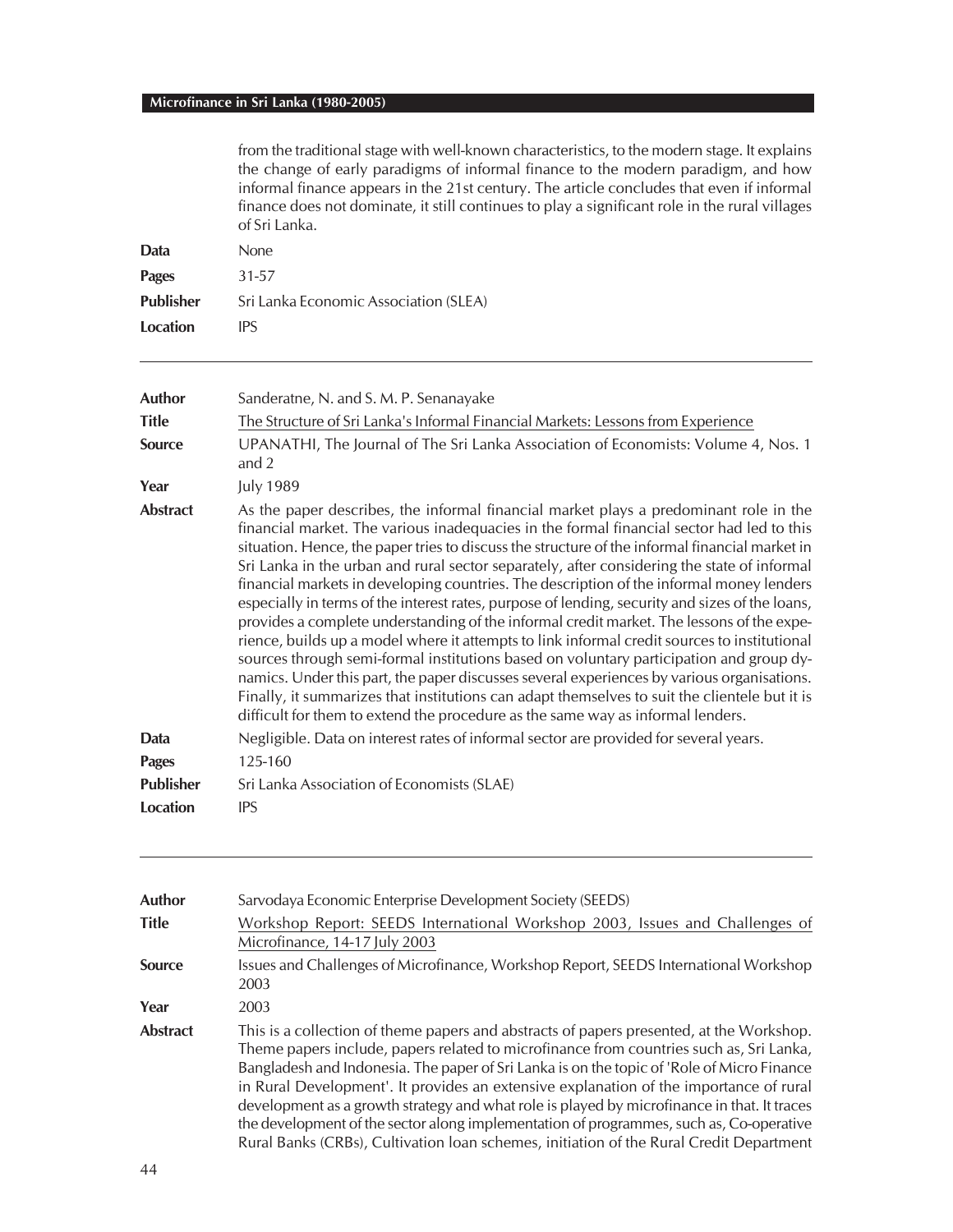from the traditional stage with well-known characteristics, to the modern stage. It explains the change of early paradigms of informal finance to the modern paradigm, and how informal finance appears in the 21st century. The article concludes that even if informal finance does not dominate, it still continues to play a significant role in the rural villages of Sri Lanka.

**Data** None

**Pages** 31-57

**Publisher** Sri Lanka Economic Association (SLEA)

**Location** IPS

---

**Author** Sanderatne, N. and S. M. P. Senanayake

**Title** The Structure of Sri Lanka's Informal Financial Markets: Lessons from Experience

**Source** UPANATHI, The Journal of The Sri Lanka Association of Economists: Volume 4, Nos. 1 and 2

**Year** July 1989

**Abstract** As the paper describes, the informal financial market plays a predominant role in the financial market. The various inadequacies in the formal financial sector had led to this situation. Hence, the paper tries to discuss the structure of the informal financial market in Sri Lanka in the urban and rural sector separately, after considering the state of informal financial markets in developing countries. The description of the informal money lenders especially in terms of the interest rates, purpose of lending, security and sizes of the loans, provides a complete understanding of the informal credit market. The lessons of the experience, builds up a model where it attempts to link informal credit sources to institutional sources through semi-formal institutions based on voluntary participation and group dynamics. Under this part, the paper discusses several experiences by various organisations. Finally, it summarizes that institutions can adapt themselves to suit the clientele but it is difficult for them to extend the procedure as the same way as informal lenders.

**Data** Negligible. Data on interest rates of informal sector are provided for several years.

**Pages** 125-160

**Publisher** Sri Lanka Association of Economists (SLAE)

**Location** IPS

---

**Author** Sarvodaya Economic Enterprise Development Society (SEEDS)

**Title** Workshop Report: SEEDS International Workshop 2003, Issues and Challenges of Microfinance, 14-17 July 2003

**Source** Issues and Challenges of Microfinance, Workshop Report, SEEDS International Workshop 2003

**Year** 2003

**Abstract** This is a collection of theme papers and abstracts of papers presented, at the Workshop. Theme papers include, papers related to microfinance from countries such as, Sri Lanka, Bangladesh and Indonesia. The paper of Sri Lanka is on the topic of 'Role of Micro Finance in Rural Development'. It provides an extensive explanation of the importance of rural development as a growth strategy and what role is played by microfinance in that. It traces the development of the sector along implementation of programmes, such as, Co-operative Rural Banks (CRBs), Cultivation loan schemes, initiation of the Rural Credit Department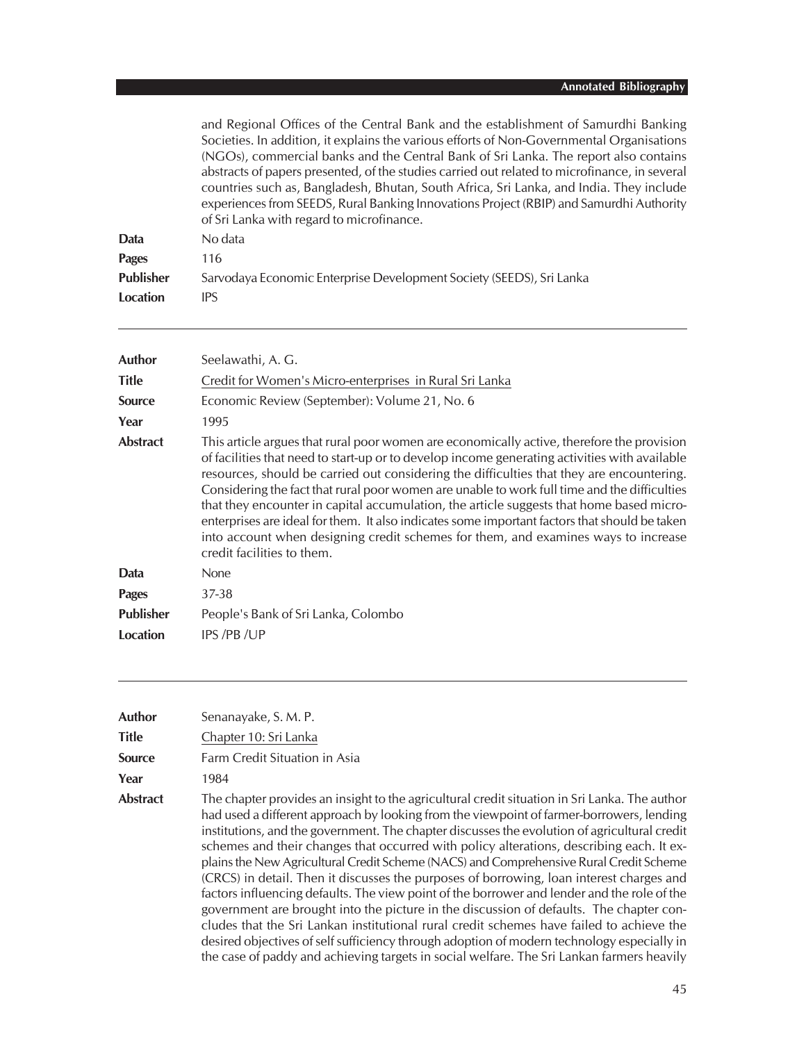and Regional Offices of the Central Bank and the establishment of Samurdhi Banking Societies. In addition, it explains the various efforts of Non-Governmental Organisations (NGOs), commercial banks and the Central Bank of Sri Lanka. The report also contains abstracts of papers presented, of the studies carried out related to microfinance, in several countries such as, Bangladesh, Bhutan, South Africa, Sri Lanka, and India. They include experiences from SEEDS, Rural Banking Innovations Project (RBIP) and Samurdhi Authority of Sri Lanka with regard to microfinance.

**Data** No data

**Pages** 116

**Publisher** Sarvodaya Economic Enterprise Development Society (SEEDS), Sri Lanka

**Location** IPS

---

**Author** Seelawathi, A. G.

**Title** Credit for Women's Micro-enterprises in Rural Sri Lanka

**Source** Economic Review (September): Volume 21, No. 6

**Year** 1995

**Abstract** This article argues that rural poor women are economically active, therefore the provision of facilities that need to start-up or to develop income generating activities with available resources, should be carried out considering the difficulties that they are encountering. Considering the fact that rural poor women are unable to work full time and the difficulties that they encounter in capital accumulation, the article suggests that home based micro-enterprises are ideal for them. It also indicates some important factors that should be taken into account when designing credit schemes for them, and examines ways to increase credit facilities to them.

**Data** None

**Pages** 37-38

**Publisher** People's Bank of Sri Lanka, Colombo

**Location** IPS /PB /UP

---

**Author** Senanayake, S. M. P.

**Title** Chapter 10: Sri Lanka

**Source** Farm Credit Situation in Asia

**Year** 1984

**Abstract** The chapter provides an insight to the agricultural credit situation in Sri Lanka. The author had used a different approach by looking from the viewpoint of farmer-borrowers, lending institutions, and the government. The chapter discusses the evolution of agricultural credit schemes and their changes that occurred with policy alterations, describing each. It explains the New Agricultural Credit Scheme (NACS) and Comprehensive Rural Credit Scheme (CRCS) in detail. Then it discusses the purposes of borrowing, loan interest charges and factors influencing defaults. The view point of the borrower and lender and the role of the government are brought into the picture in the discussion of defaults. The chapter concludes that the Sri Lankan institutional rural credit schemes have failed to achieve the desired objectives of self sufficiency through adoption of modern technology especially in the case of paddy and achieving targets in social welfare. The Sri Lankan farmers heavily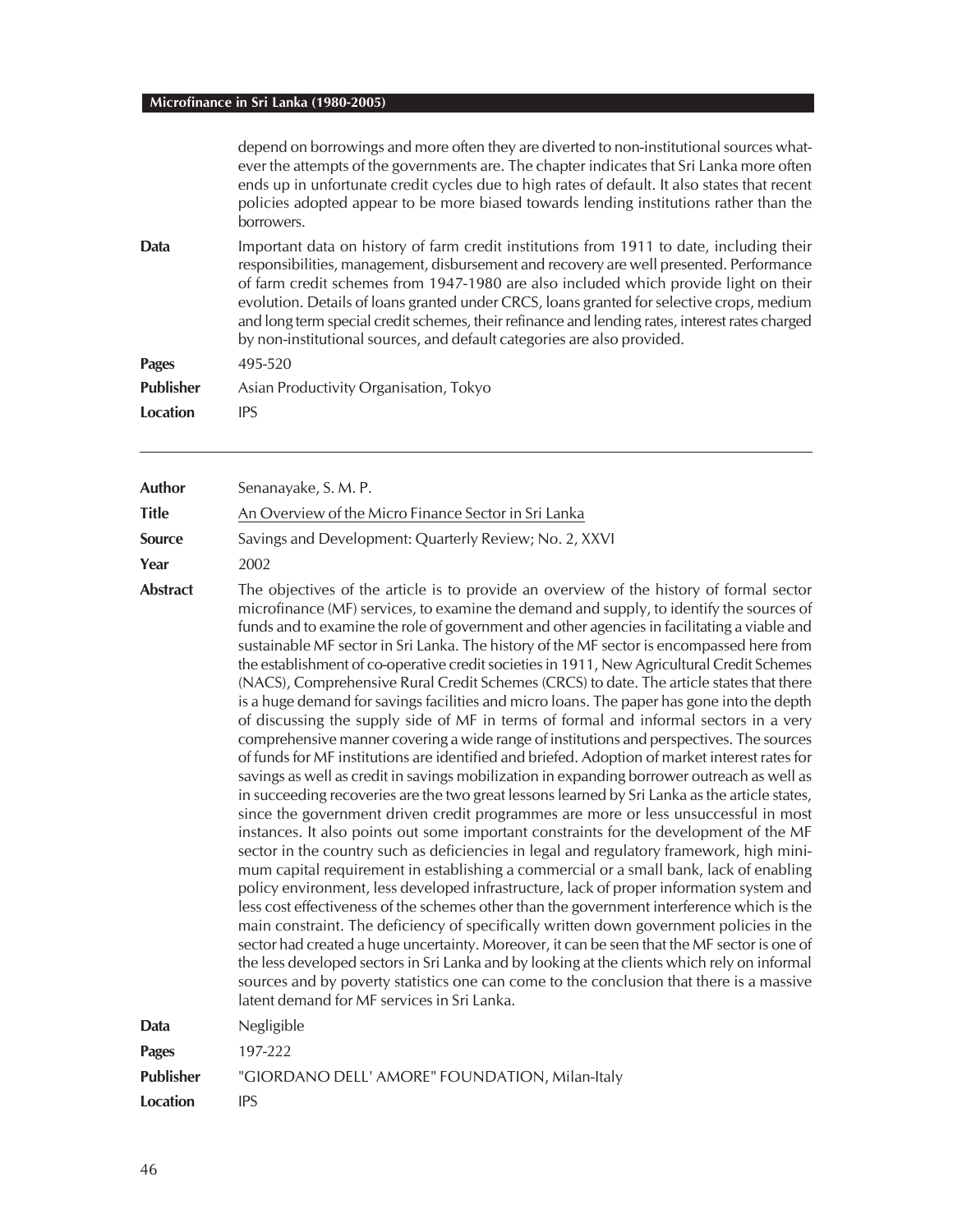depend on borrowings and more often they are diverted to non-institutional sources whatever the attempts of the governments are. The chapter indicates that Sri Lanka more often ends up in unfortunate credit cycles due to high rates of default. It also states that recent policies adopted appear to be more biased towards lending institutions rather than the borrowers.

| | |
|---|---|
| **Data** | Important data on history of farm credit institutions from 1911 to date, including their responsibilities, management, disbursement and recovery are well presented. Performance of farm credit schemes from 1947-1980 are also included which provide light on their evolution. Details of loans granted under CRCS, loans granted for selective crops, medium and long term special credit schemes, their refinance and lending rates, interest rates charged by non-institutional sources, and default categories are also provided. |
| **Pages** | 495-520 |
| **Publisher** | Asian Productivity Organisation, Tokyo |
| **Location** | IPS |

---

| | |
|---|---|
| **Author** | Senanayake, S. M. P. |
| **Title** | An Overview of the Micro Finance Sector in Sri Lanka |
| **Source** | Savings and Development: Quarterly Review; No. 2, XXVI |
| **Year** | 2002 |
| **Abstract** | The objectives of the article is to provide an overview of the history of formal sector microfinance (MF) services, to examine the demand and supply, to identify the sources of funds and to examine the role of government and other agencies in facilitating a viable and sustainable MF sector in Sri Lanka. The history of the MF sector is encompassed here from the establishment of co-operative credit societies in 1911, New Agricultural Credit Schemes (NACS), Comprehensive Rural Credit Schemes (CRCS) to date. The article states that there is a huge demand for savings facilities and micro loans. The paper has gone into the depth of discussing the supply side of MF in terms of formal and informal sectors in a very comprehensive manner covering a wide range of institutions and perspectives. The sources of funds for MF institutions are identified and briefed. Adoption of market interest rates for savings as well as credit in savings mobilization in expanding borrower outreach as well as in succeeding recoveries are the two great lessons learned by Sri Lanka as the article states, since the government driven credit programmes are more or less unsuccessful in most instances. It also points out some important constraints for the development of the MF sector in the country such as deficiencies in legal and regulatory framework, high minimum capital requirement in establishing a commercial or a small bank, lack of enabling policy environment, less developed infrastructure, lack of proper information system and less cost effectiveness of the schemes other than the government interference which is the main constraint. The deficiency of specifically written down government policies in the sector had created a huge uncertainty. Moreover, it can be seen that the MF sector is one of the less developed sectors in Sri Lanka and by looking at the clients which rely on informal sources and by poverty statistics one can come to the conclusion that there is a massive latent demand for MF services in Sri Lanka. |
| **Data** | Negligible |
| **Pages** | 197-222 |
| **Publisher** | "GIORDANO DELL' AMORE" FOUNDATION, Milan-Italy |
| **Location** | IPS |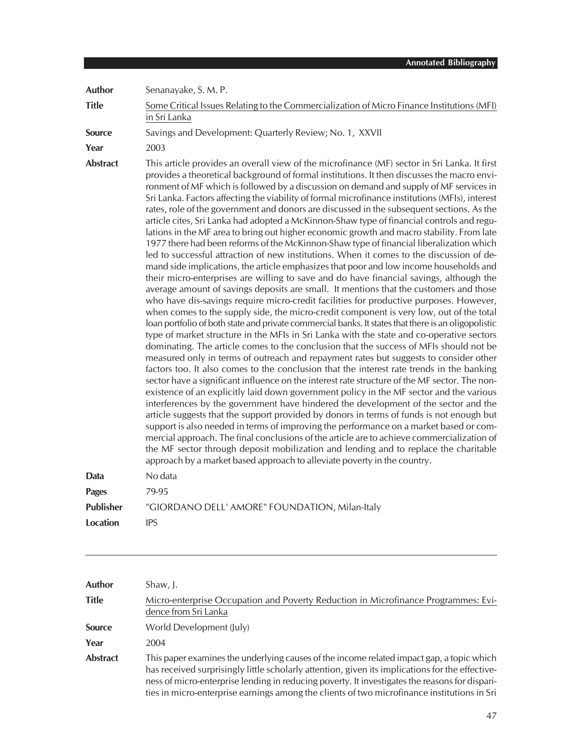| | |
|---|---|
| **Author** | Senanayake, S. M. P. |
| **Title** | Some Critical Issues Relating to the Commercialization of Micro Finance Institutions (MFI) in Sri Lanka |
| **Source** | Savings and Development: Quarterly Review; No. 1, XXVII |
| **Year** | 2003 |
| **Abstract** | This article provides an overall view of the microfinance (MF) sector in Sri Lanka. It first provides a theoretical background of formal institutions. It then discusses the macro environment of MF which is followed by a discussion on demand and supply of MF services in Sri Lanka. Factors affecting the viability of formal microfinance institutions (MFIs), interest rates, role of the government and donors are discussed in the subsequent sections. As the article cites, Sri Lanka had adopted a McKinnon-Shaw type of financial controls and regulations in the MF area to bring out higher economic growth and macro stability. From late 1977 there had been reforms of the McKinnon-Shaw type of financial liberalization which led to successful attraction of new institutions. When it comes to the discussion of demand side implications, the article emphasizes that poor and low income households and their micro-enterprises are willing to save and do have financial savings, although the average amount of savings deposits are small. It mentions that the customers and those who have dis-savings require micro-credit facilities for productive purposes. However, when comes to the supply side, the micro-credit component is very low, out of the total loan portfolio of both state and private commercial banks. It states that there is an oligopolistic type of market structure in the MFIs in Sri Lanka with the state and co-operative sectors dominating. The article comes to the conclusion that the success of MFIs should not be measured only in terms of outreach and repayment rates but suggests to consider other factors too. It also comes to the conclusion that the interest rate trends in the banking sector have a significant influence on the interest rate structure of the MF sector. The non-existence of an explicitly laid down government policy in the MF sector and the various interferences by the government have hindered the development of the sector and the article suggests that the support provided by donors in terms of funds is not enough but support is also needed in terms of improving the performance on a market based or commercial approach. The final conclusions of the article are to achieve commercialization of the MF sector through deposit mobilization and lending and to replace the charitable approach by a market based approach to alleviate poverty in the country. |
| **Data** | No data |
| **Pages** | 79-95 |
| **Publisher** | "GIORDANO DELL' AMORE" FOUNDATION, Milan-Italy |
| **Location** | IPS |

---

| | |
|---|---|
| **Author** | Shaw, J. |
| **Title** | Micro-enterprise Occupation and Poverty Reduction in Microfinance Programmes: Evidence from Sri Lanka |
| **Source** | World Development (July) |
| **Year** | 2004 |
| **Abstract** | This paper examines the underlying causes of the income related impact gap, a topic which has received surprisingly little scholarly attention, given its implications for the effectiveness of micro-enterprise lending in reducing poverty. It investigates the reasons for disparities in micro-enterprise earnings among the clients of two microfinance institutions in Sri |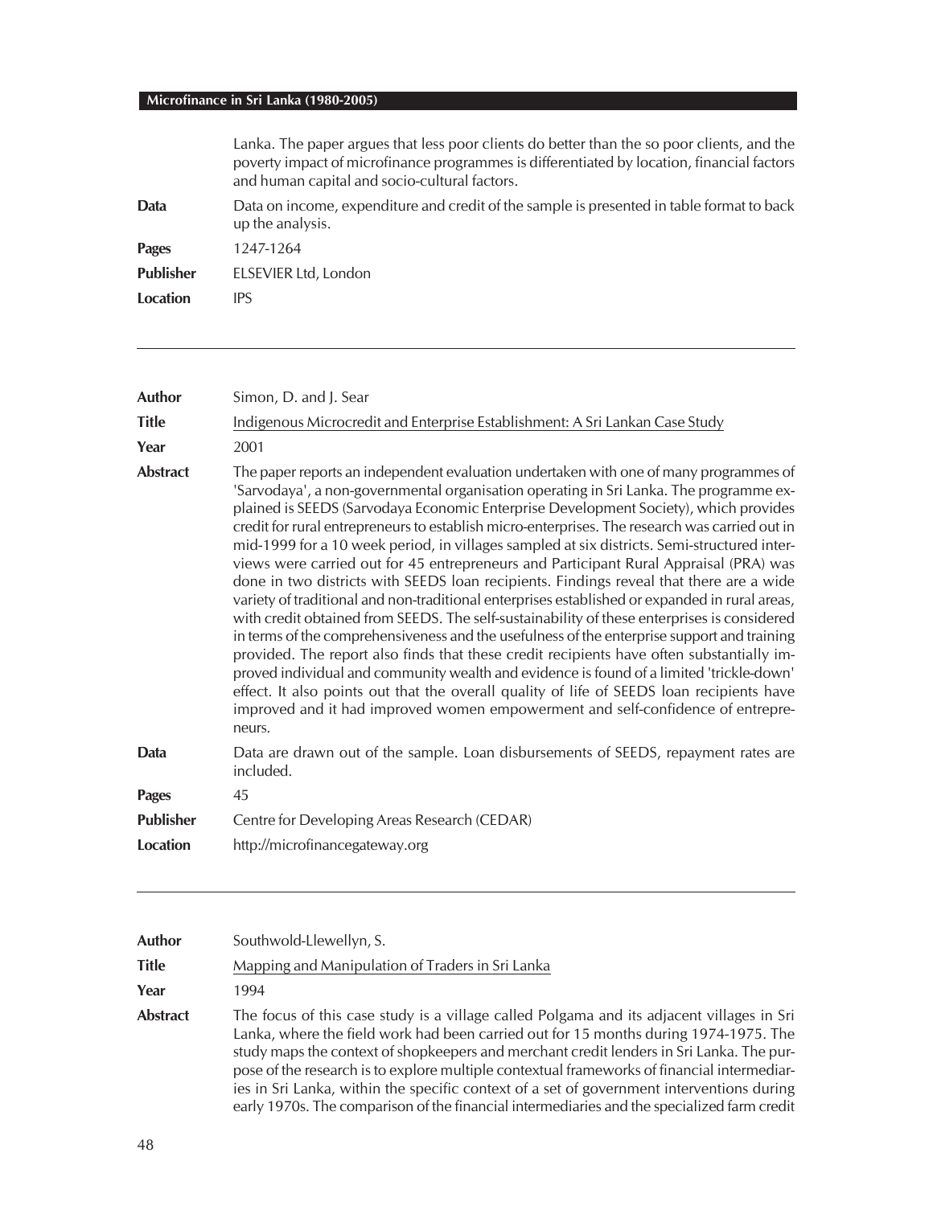Lanka. The paper argues that less poor clients do better than the so poor clients, and the poverty impact of microfinance programmes is differentiated by location, financial factors and human capital and socio-cultural factors.

| | |
|---|---|
| **Data** | Data on income, expenditure and credit of the sample is presented in table format to back up the analysis. |
| **Pages** | 1247-1264 |
| **Publisher** | ELSEVIER Ltd, London |
| **Location** | IPS |

---

| | |
|---|---|
| **Author** | Simon, D. and J. Sear |
| **Title** | Indigenous Microcredit and Enterprise Establishment: A Sri Lankan Case Study |
| **Year** | 2001 |
| **Abstract** | The paper reports an independent evaluation undertaken with one of many programmes of 'Sarvodaya', a non-governmental organisation operating in Sri Lanka. The programme explained is SEEDS (Sarvodaya Economic Enterprise Development Society), which provides credit for rural entrepreneurs to establish micro-enterprises. The research was carried out in mid-1999 for a 10 week period, in villages sampled at six districts. Semi-structured interviews were carried out for 45 entrepreneurs and Participant Rural Appraisal (PRA) was done in two districts with SEEDS loan recipients. Findings reveal that there are a wide variety of traditional and non-traditional enterprises established or expanded in rural areas, with credit obtained from SEEDS. The self-sustainability of these enterprises is considered in terms of the comprehensiveness and the usefulness of the enterprise support and training provided. The report also finds that these credit recipients have often substantially improved individual and community wealth and evidence is found of a limited 'trickle-down' effect. It also points out that the overall quality of life of SEEDS loan recipients have improved and it had improved women empowerment and self-confidence of entrepreneurs. |
| **Data** | Data are drawn out of the sample. Loan disbursements of SEEDS, repayment rates are included. |
| **Pages** | 45 |
| **Publisher** | Centre for Developing Areas Research (CEDAR) |
| **Location** | http://microfinancegateway.org |

---

| | |
|---|---|
| **Author** | Southwold-Llewellyn, S. |
| **Title** | Mapping and Manipulation of Traders in Sri Lanka |
| **Year** | 1994 |
| **Abstract** | The focus of this case study is a village called Polgama and its adjacent villages in Sri Lanka, where the field work had been carried out for 15 months during 1974-1975. The study maps the context of shopkeepers and merchant credit lenders in Sri Lanka. The purpose of the research is to explore multiple contextual frameworks of financial intermediaries in Sri Lanka, within the specific context of a set of government interventions during early 1970s. The comparison of the financial intermediaries and the specialized farm credit |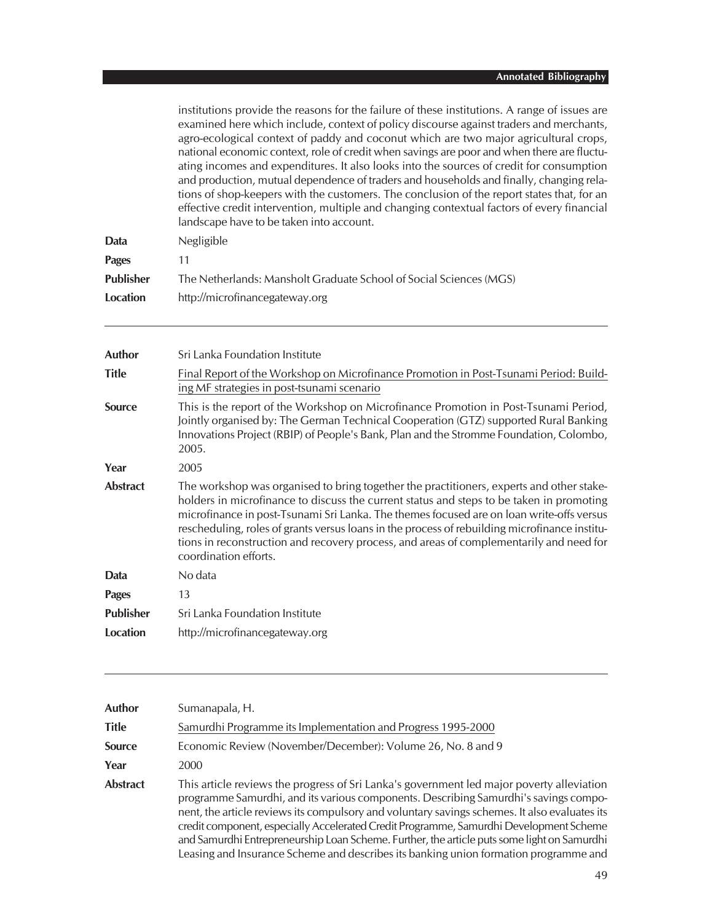institutions provide the reasons for the failure of these institutions. A range of issues are examined here which include, context of policy discourse against traders and merchants, agro-ecological context of paddy and coconut which are two major agricultural crops, national economic context, role of credit when savings are poor and when there are fluctuating incomes and expenditures. It also looks into the sources of credit for consumption and production, mutual dependence of traders and households and finally, changing relations of shop-keepers with the customers. The conclusion of the report states that, for an effective credit intervention, multiple and changing contextual factors of every financial landscape have to be taken into account.

**Data** Negligible

**Pages** 11

**Publisher** The Netherlands: Mansholt Graduate School of Social Sciences (MGS)

**Location** http://microfinancegateway.org

---

**Author** Sri Lanka Foundation Institute

**Title** Final Report of the Workshop on Microfinance Promotion in Post-Tsunami Period: Building MF strategies in post-tsunami scenario

**Source** This is the report of the Workshop on Microfinance Promotion in Post-Tsunami Period, Jointly organised by: The German Technical Cooperation (GTZ) supported Rural Banking Innovations Project (RBIP) of People's Bank, Plan and the Stromme Foundation, Colombo, 2005.

**Year** 2005

**Abstract** The workshop was organised to bring together the practitioners, experts and other stakeholders in microfinance to discuss the current status and steps to be taken in promoting microfinance in post-Tsunami Sri Lanka. The themes focused are on loan write-offs versus rescheduling, roles of grants versus loans in the process of rebuilding microfinance institutions in reconstruction and recovery process, and areas of complementarily and need for coordination efforts.

**Data** No data

**Pages** 13

**Publisher** Sri Lanka Foundation Institute

**Location** http://microfinancegateway.org

---

**Author** Sumanapala, H.

**Title** Samurdhi Programme its Implementation and Progress 1995-2000

**Source** Economic Review (November/December): Volume 26, No. 8 and 9

**Year** 2000

**Abstract** This article reviews the progress of Sri Lanka's government led major poverty alleviation programme Samurdhi, and its various components. Describing Samurdhi's savings component, the article reviews its compulsory and voluntary savings schemes. It also evaluates its credit component, especially Accelerated Credit Programme, Samurdhi Development Scheme and Samurdhi Entrepreneurship Loan Scheme. Further, the article puts some light on Samurdhi Leasing and Insurance Scheme and describes its banking union formation programme and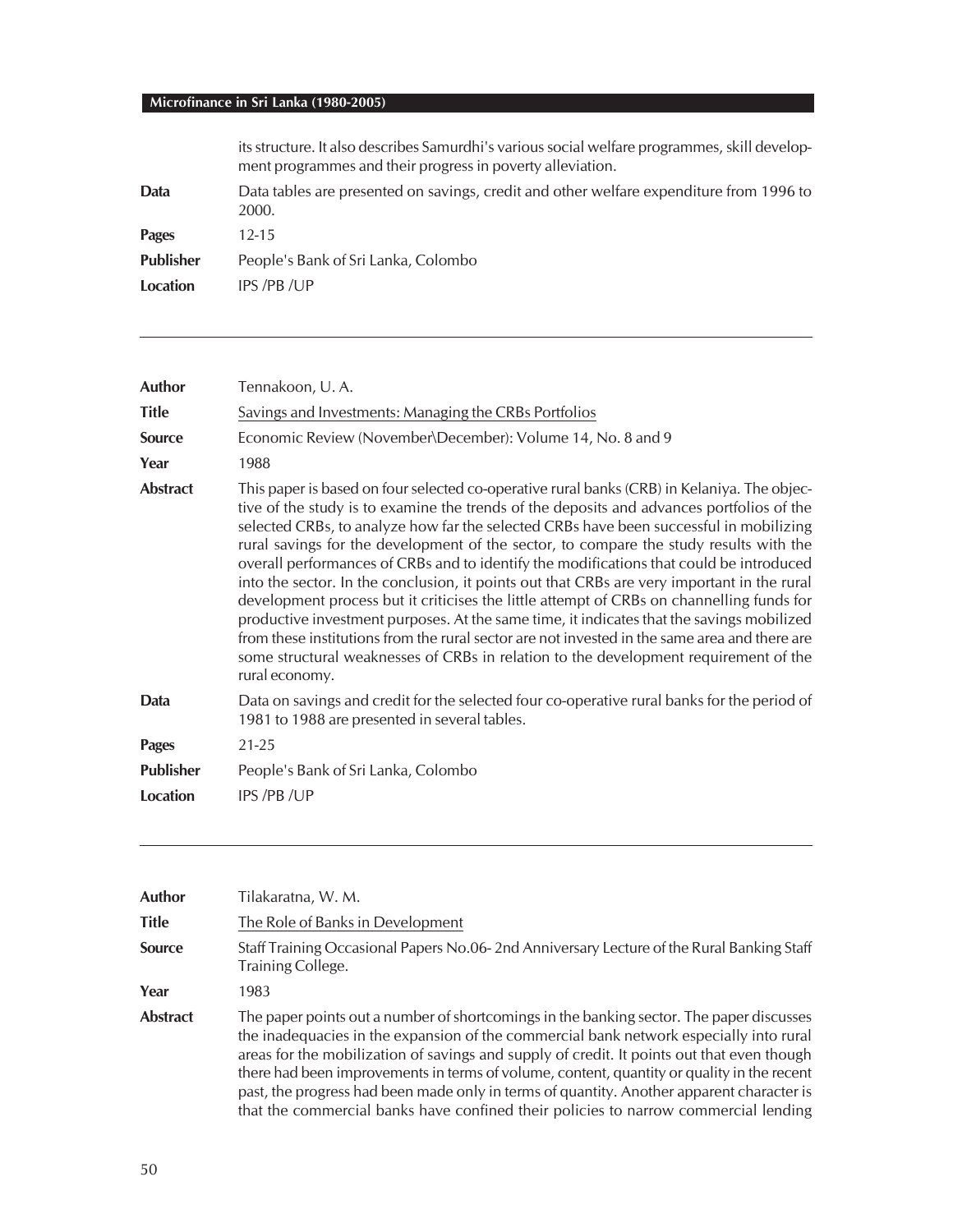its structure. It also describes Samurdhi's various social welfare programmes, skill development programmes and their progress in poverty alleviation.

**Data** Data tables are presented on savings, credit and other welfare expenditure from 1996 to 2000.

**Pages** 12-15

**Publisher** People's Bank of Sri Lanka, Colombo

**Location** IPS /PB /UP

---

**Author** Tennakoon, U. A.

**Title** Savings and Investments: Managing the CRBs Portfolios

**Source** Economic Review (November\December): Volume 14, No. 8 and 9

**Year** 1988

**Abstract** This paper is based on four selected co-operative rural banks (CRB) in Kelaniya. The objective of the study is to examine the trends of the deposits and advances portfolios of the selected CRBs, to analyze how far the selected CRBs have been successful in mobilizing rural savings for the development of the sector, to compare the study results with the overall performances of CRBs and to identify the modifications that could be introduced into the sector. In the conclusion, it points out that CRBs are very important in the rural development process but it criticises the little attempt of CRBs on channelling funds for productive investment purposes. At the same time, it indicates that the savings mobilized from these institutions from the rural sector are not invested in the same area and there are some structural weaknesses of CRBs in relation to the development requirement of the rural economy.

**Data** Data on savings and credit for the selected four co-operative rural banks for the period of 1981 to 1988 are presented in several tables.

**Pages** 21-25

**Publisher** People's Bank of Sri Lanka, Colombo

**Location** IPS /PB /UP

---

**Author** Tilakaratna, W. M.

**Title** The Role of Banks in Development

**Source** Staff Training Occasional Papers No.06- 2nd Anniversary Lecture of the Rural Banking Staff Training College.

**Year** 1983

**Abstract** The paper points out a number of shortcomings in the banking sector. The paper discusses the inadequacies in the expansion of the commercial bank network especially into rural areas for the mobilization of savings and supply of credit. It points out that even though there had been improvements in terms of volume, content, quantity or quality in the recent past, the progress had been made only in terms of quantity. Another apparent character is that the commercial banks have confined their policies to narrow commercial lending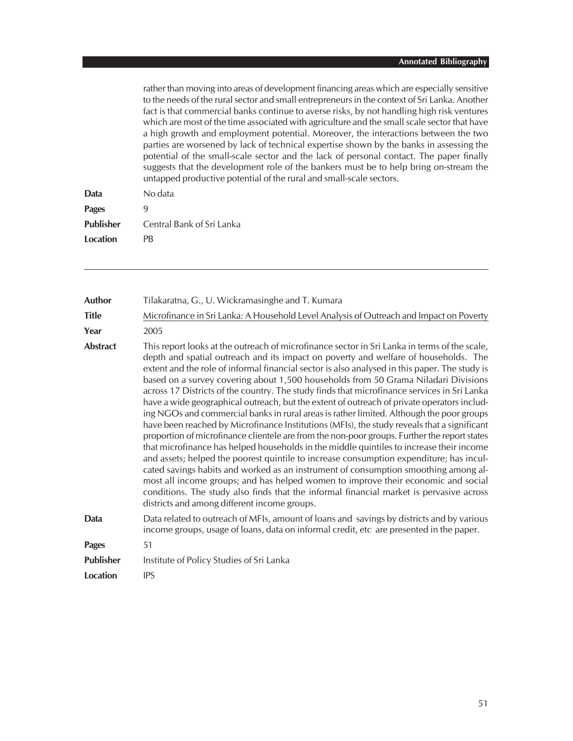rather than moving into areas of development financing areas which are especially sensitive to the needs of the rural sector and small entrepreneurs in the context of Sri Lanka. Another fact is that commercial banks continue to averse risks, by not handling high risk ventures which are most of the time associated with agriculture and the small scale sector that have a high growth and employment potential. Moreover, the interactions between the two parties are worsened by lack of technical expertise shown by the banks in assessing the potential of the small-scale sector and the lack of personal contact. The paper finally suggests that the development role of the bankers must be to help bring on-stream the untapped productive potential of the rural and small-scale sectors.

**Data** No data

**Pages** 9

**Publisher** Central Bank of Sri Lanka

**Location** PB

---

**Author** Tilakaratna, G., U. Wickramasinghe and T. Kumara

**Title** Microfinance in Sri Lanka: A Household Level Analysis of Outreach and Impact on Poverty

**Year** 2005

**Abstract** This report looks at the outreach of microfinance sector in Sri Lanka in terms of the scale, depth and spatial outreach and its impact on poverty and welfare of households. The extent and the role of informal financial sector is also analysed in this paper. The study is based on a survey covering about 1,500 households from 50 Grama Niladari Divisions across 17 Districts of the country. The study finds that microfinance services in Sri Lanka have a wide geographical outreach, but the extent of outreach of private operators including NGOs and commercial banks in rural areas is rather limited. Although the poor groups have been reached by Microfinance Institutions (MFIs), the study reveals that a significant proportion of microfinance clientele are from the non-poor groups. Further the report states that microfinance has helped households in the middle quintiles to increase their income and assets; helped the poorest quintile to increase consumption expenditure; has inculcated savings habits and worked as an instrument of consumption smoothing among almost all income groups; and has helped women to improve their economic and social conditions. The study also finds that the informal financial market is pervasive across districts and among different income groups.

**Data** Data related to outreach of MFIs, amount of loans and savings by districts and by various income groups, usage of loans, data on informal credit, etc are presented in the paper.

**Pages** 51

**Publisher** Institute of Policy Studies of Sri Lanka

**Location** IPS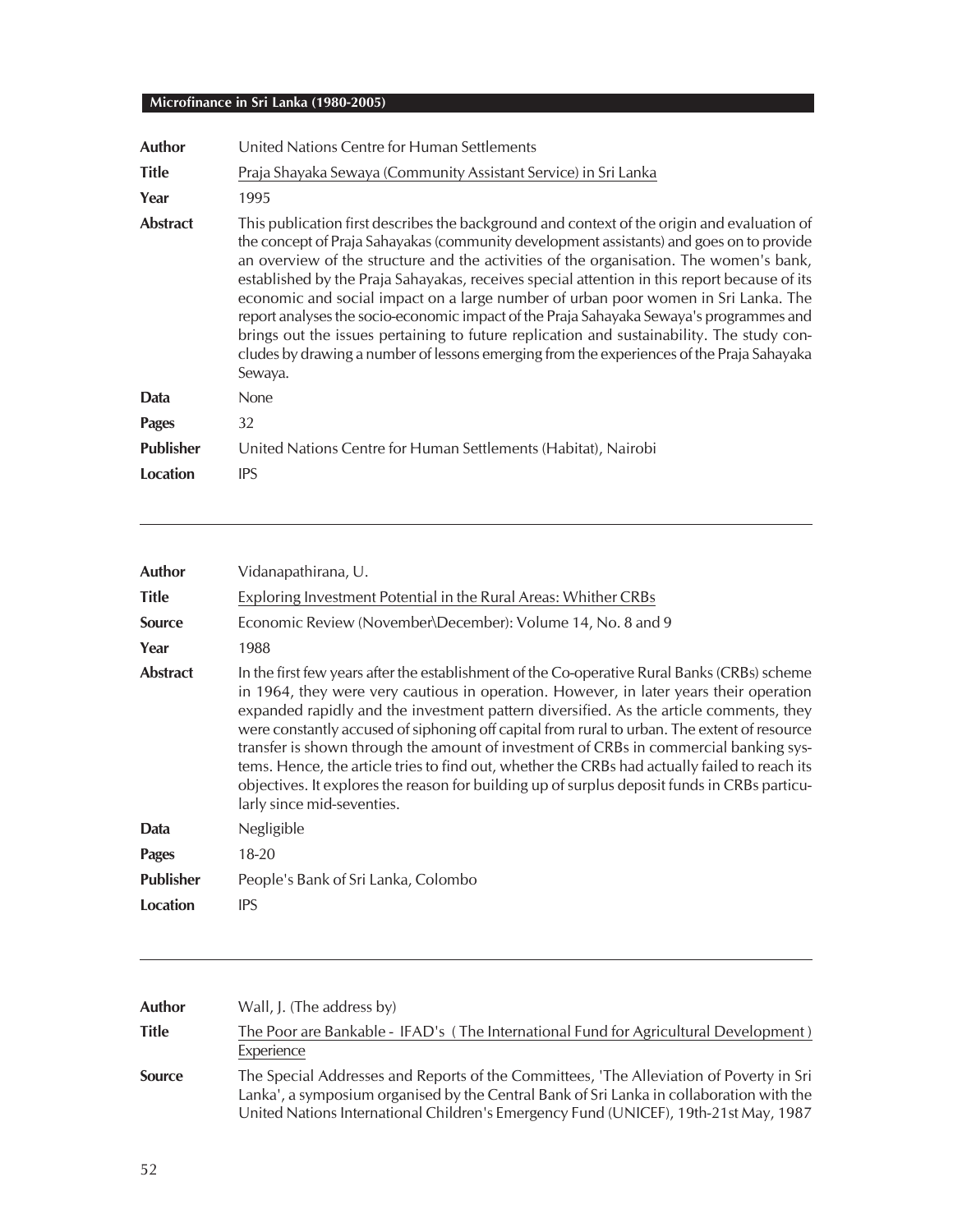| | |
|---|---|
| **Author** | United Nations Centre for Human Settlements |
| **Title** | Praja Shayaka Sewaya (Community Assistant Service) in Sri Lanka |
| **Year** | 1995 |
| **Abstract** | This publication first describes the background and context of the origin and evaluation of the concept of Praja Sahayakas (community development assistants) and goes on to provide an overview of the structure and the activities of the organisation. The women's bank, established by the Praja Sahayakas, receives special attention in this report because of its economic and social impact on a large number of urban poor women in Sri Lanka. The report analyses the socio-economic impact of the Praja Sahayaka Sewaya's programmes and brings out the issues pertaining to future replication and sustainability. The study concludes by drawing a number of lessons emerging from the experiences of the Praja Sahayaka Sewaya. |
| **Data** | None |
| **Pages** | 32 |
| **Publisher** | United Nations Centre for Human Settlements (Habitat), Nairobi |
| **Location** | IPS |

---

| | |
|---|---|
| **Author** | Vidanapathirana, U. |
| **Title** | Exploring Investment Potential in the Rural Areas: Whither CRBs |
| **Source** | Economic Review (November\December): Volume 14, No. 8 and 9 |
| **Year** | 1988 |
| **Abstract** | In the first few years after the establishment of the Co-operative Rural Banks (CRBs) scheme in 1964, they were very cautious in operation. However, in later years their operation expanded rapidly and the investment pattern diversified. As the article comments, they were constantly accused of siphoning off capital from rural to urban. The extent of resource transfer is shown through the amount of investment of CRBs in commercial banking systems. Hence, the article tries to find out, whether the CRBs had actually failed to reach its objectives. It explores the reason for building up of surplus deposit funds in CRBs particularly since mid-seventies. |
| **Data** | Negligible |
| **Pages** | 18-20 |
| **Publisher** | People's Bank of Sri Lanka, Colombo |
| **Location** | IPS |

---

| | |
|---|---|
| **Author** | Wall, J. (The address by) |
| **Title** | The Poor are Bankable - IFAD's ( The International Fund for Agricultural Development ) Experience |
| **Source** | The Special Addresses and Reports of the Committees, 'The Alleviation of Poverty in Sri Lanka', a symposium organised by the Central Bank of Sri Lanka in collaboration with the United Nations International Children's Emergency Fund (UNICEF), 19th-21st May, 1987 |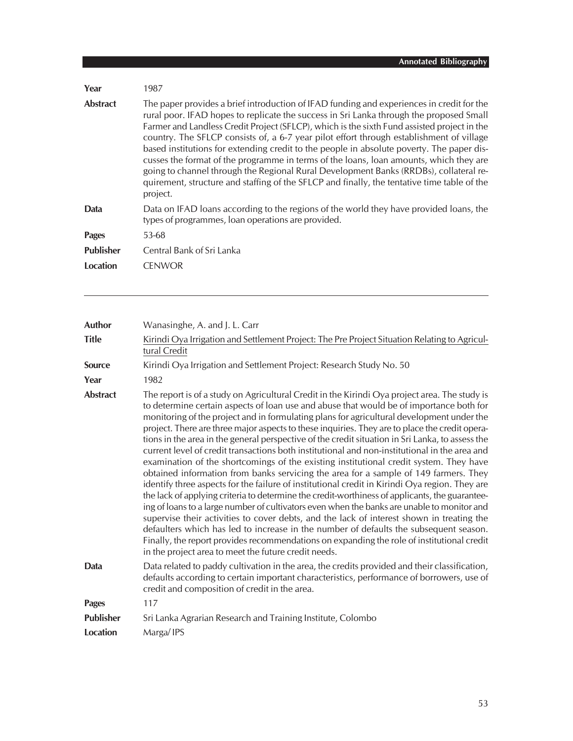| | |
|---|---|
| **Year** | 1987 |
| **Abstract** | The paper provides a brief introduction of IFAD funding and experiences in credit for the rural poor. IFAD hopes to replicate the success in Sri Lanka through the proposed Small Farmer and Landless Credit Project (SFLCP), which is the sixth Fund assisted project in the country. The SFLCP consists of, a 6-7 year pilot effort through establishment of village based institutions for extending credit to the people in absolute poverty. The paper discusses the format of the programme in terms of the loans, loan amounts, which they are going to channel through the Regional Rural Development Banks (RRDBs), collateral requirement, structure and staffing of the SFLCP and finally, the tentative time table of the project. |
| **Data** | Data on IFAD loans according to the regions of the world they have provided loans, the types of programmes, loan operations are provided. |
| **Pages** | 53-68 |
| **Publisher** | Central Bank of Sri Lanka |
| **Location** | CENWOR |

---

| | |
|---|---|
| **Author** | Wanasinghe, A. and J. L. Carr |
| **Title** | Kirindi Oya Irrigation and Settlement Project: The Pre Project Situation Relating to Agricultural Credit |
| **Source** | Kirindi Oya Irrigation and Settlement Project: Research Study No. 50 |
| **Year** | 1982 |
| **Abstract** | The report is of a study on Agricultural Credit in the Kirindi Oya project area. The study is to determine certain aspects of loan use and abuse that would be of importance both for monitoring of the project and in formulating plans for agricultural development under the project. There are three major aspects to these inquiries. They are to place the credit operations in the area in the general perspective of the credit situation in Sri Lanka, to assess the current level of credit transactions both institutional and non-institutional in the area and examination of the shortcomings of the existing institutional credit system. They have obtained information from banks servicing the area for a sample of 149 farmers. They identify three aspects for the failure of institutional credit in Kirindi Oya region. They are the lack of applying criteria to determine the credit-worthiness of applicants, the guaranteeing of loans to a large number of cultivators even when the banks are unable to monitor and supervise their activities to cover debts, and the lack of interest shown in treating the defaulters which has led to increase in the number of defaults the subsequent season. Finally, the report provides recommendations on expanding the role of institutional credit in the project area to meet the future credit needs. |
| **Data** | Data related to paddy cultivation in the area, the credits provided and their classification, defaults according to certain important characteristics, performance of borrowers, use of credit and composition of credit in the area. |
| **Pages** | 117 |
| **Publisher** | Sri Lanka Agrarian Research and Training Institute, Colombo |
| **Location** | Marga/ IPS |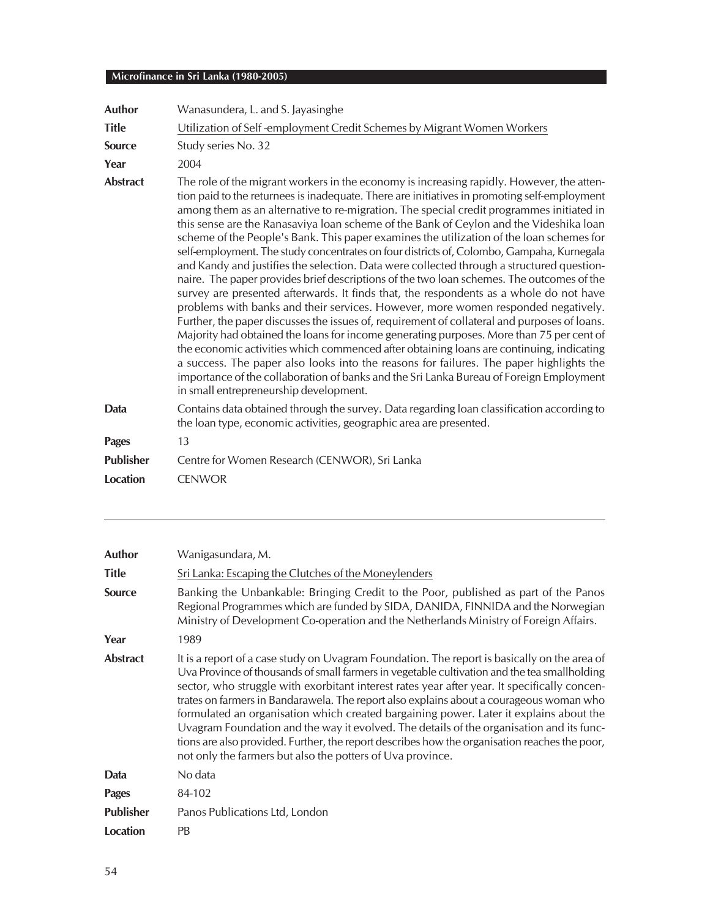| | |
|---|---|
| **Author** | Wanasundera, L. and S. Jayasinghe |
| **Title** | Utilization of Self -employment Credit Schemes by Migrant Women Workers |
| **Source** | Study series No. 32 |
| **Year** | 2004 |
| **Abstract** | The role of the migrant workers in the economy is increasing rapidly. However, the attention paid to the returnees is inadequate. There are initiatives in promoting self-employment among them as an alternative to re-migration. The special credit programmes initiated in this sense are the Ranasaviya loan scheme of the Bank of Ceylon and the Videshika loan scheme of the People's Bank. This paper examines the utilization of the loan schemes for self-employment. The study concentrates on four districts of, Colombo, Gampaha, Kurnegala and Kandy and justifies the selection. Data were collected through a structured questionnaire. The paper provides brief descriptions of the two loan schemes. The outcomes of the survey are presented afterwards. It finds that, the respondents as a whole do not have problems with banks and their services. However, more women responded negatively. Further, the paper discusses the issues of, requirement of collateral and purposes of loans. Majority had obtained the loans for income generating purposes. More than 75 per cent of the economic activities which commenced after obtaining loans are continuing, indicating a success. The paper also looks into the reasons for failures. The paper highlights the importance of the collaboration of banks and the Sri Lanka Bureau of Foreign Employment in small entrepreneurship development. |
| **Data** | Contains data obtained through the survey. Data regarding loan classification according to the loan type, economic activities, geographic area are presented. |
| **Pages** | 13 |
| **Publisher** | Centre for Women Research (CENWOR), Sri Lanka |
| **Location** | CENWOR |

---

| | |
|---|---|
| **Author** | Wanigasundara, M. |
| **Title** | Sri Lanka: Escaping the Clutches of the Moneylenders |
| **Source** | Banking the Unbankable: Bringing Credit to the Poor, published as part of the Panos Regional Programmes which are funded by SIDA, DANIDA, FINNIDA and the Norwegian Ministry of Development Co-operation and the Netherlands Ministry of Foreign Affairs. |
| **Year** | 1989 |
| **Abstract** | It is a report of a case study on Uvagram Foundation. The report is basically on the area of Uva Province of thousands of small farmers in vegetable cultivation and the tea smallholding sector, who struggle with exorbitant interest rates year after year. It specifically concentrates on farmers in Bandarawela. The report also explains about a courageous woman who formulated an organisation which created bargaining power. Later it explains about the Uvagram Foundation and the way it evolved. The details of the organisation and its functions are also provided. Further, the report describes how the organisation reaches the poor, not only the farmers but also the potters of Uva province. |
| **Data** | No data |
| **Pages** | 84-102 |
| **Publisher** | Panos Publications Ltd, London |
| **Location** | PB |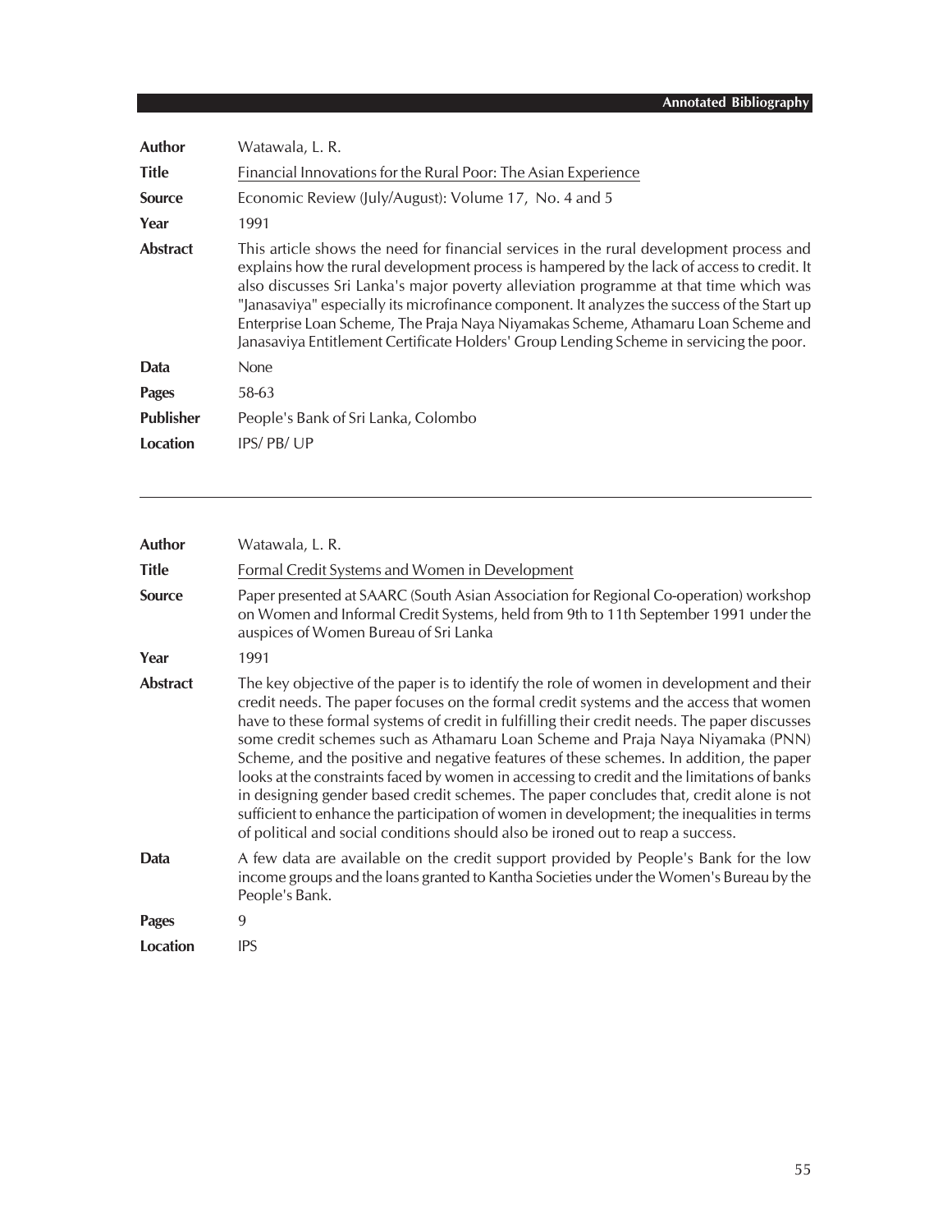| | |
|---|---|
| **Author** | Watawala, L. R. |
| **Title** | Financial Innovations for the Rural Poor: The Asian Experience |
| **Source** | Economic Review (July/August): Volume 17, No. 4 and 5 |
| **Year** | 1991 |
| **Abstract** | This article shows the need for financial services in the rural development process and explains how the rural development process is hampered by the lack of access to credit. It also discusses Sri Lanka's major poverty alleviation programme at that time which was "Janasaviya" especially its microfinance component. It analyzes the success of the Start up Enterprise Loan Scheme, The Praja Naya Niyamakas Scheme, Athamaru Loan Scheme and Janasaviya Entitlement Certificate Holders' Group Lending Scheme in servicing the poor. |
| **Data** | None |
| **Pages** | 58-63 |
| **Publisher** | People's Bank of Sri Lanka, Colombo |
| **Location** | IPS/ PB/ UP |

---

| | |
|---|---|
| **Author** | Watawala, L. R. |
| **Title** | Formal Credit Systems and Women in Development |
| **Source** | Paper presented at SAARC (South Asian Association for Regional Co-operation) workshop on Women and Informal Credit Systems, held from 9th to 11th September 1991 under the auspices of Women Bureau of Sri Lanka |
| **Year** | 1991 |
| **Abstract** | The key objective of the paper is to identify the role of women in development and their credit needs. The paper focuses on the formal credit systems and the access that women have to these formal systems of credit in fulfilling their credit needs. The paper discusses some credit schemes such as Athamaru Loan Scheme and Praja Naya Niyamaka (PNN) Scheme, and the positive and negative features of these schemes. In addition, the paper looks at the constraints faced by women in accessing to credit and the limitations of banks in designing gender based credit schemes. The paper concludes that, credit alone is not sufficient to enhance the participation of women in development; the inequalities in terms of political and social conditions should also be ironed out to reap a success. |
| **Data** | A few data are available on the credit support provided by People's Bank for the low income groups and the loans granted to Kantha Societies under the Women's Bureau by the People's Bank. |
| **Pages** | 9 |
| **Location** | IPS |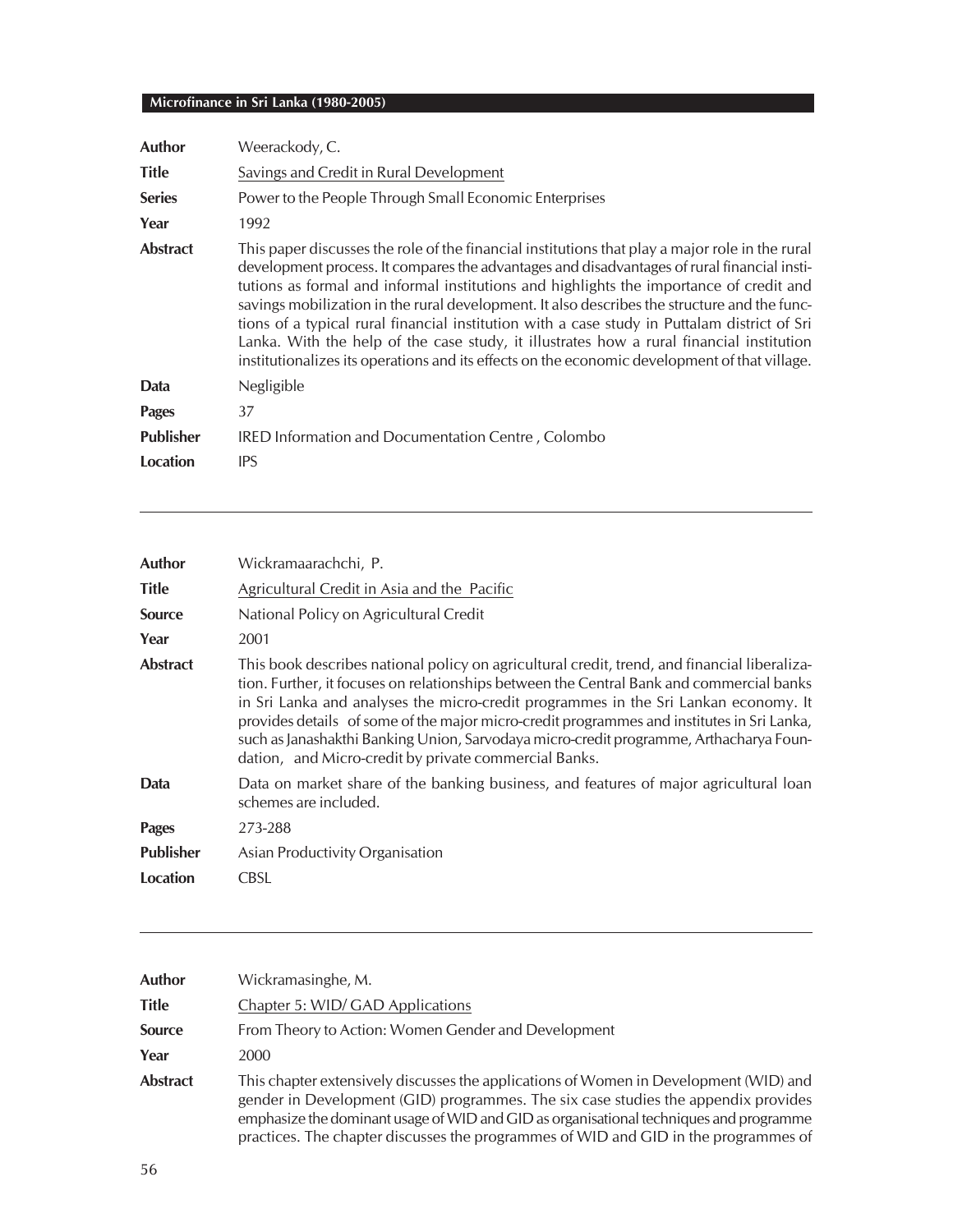| | |
|---|---|
| **Author** | Weerackody, C. |
| **Title** | Savings and Credit in Rural Development |
| **Series** | Power to the People Through Small Economic Enterprises |
| **Year** | 1992 |
| **Abstract** | This paper discusses the role of the financial institutions that play a major role in the rural development process. It compares the advantages and disadvantages of rural financial institutions as formal and informal institutions and highlights the importance of credit and savings mobilization in the rural development. It also describes the structure and the functions of a typical rural financial institution with a case study in Puttalam district of Sri Lanka. With the help of the case study, it illustrates how a rural financial institution institutionalizes its operations and its effects on the economic development of that village. |
| **Data** | Negligible |
| **Pages** | 37 |
| **Publisher** | IRED Information and Documentation Centre , Colombo |
| **Location** | IPS |

---

| | |
|---|---|
| **Author** | Wickramaarachchi, P. |
| **Title** | Agricultural Credit in Asia and the Pacific |
| **Source** | National Policy on Agricultural Credit |
| **Year** | 2001 |
| **Abstract** | This book describes national policy on agricultural credit, trend, and financial liberalization. Further, it focuses on relationships between the Central Bank and commercial banks in Sri Lanka and analyses the micro-credit programmes in the Sri Lankan economy. It provides details of some of the major micro-credit programmes and institutes in Sri Lanka, such as Janashakthi Banking Union, Sarvodaya micro-credit programme, Arthacharya Foundation, and Micro-credit by private commercial Banks. |
| **Data** | Data on market share of the banking business, and features of major agricultural loan schemes are included. |
| **Pages** | 273-288 |
| **Publisher** | Asian Productivity Organisation |
| **Location** | CBSL |

---

| | |
|---|---|
| **Author** | Wickramasinghe, M. |
| **Title** | Chapter 5: WID/ GAD Applications |
| **Source** | From Theory to Action: Women Gender and Development |
| **Year** | 2000 |
| **Abstract** | This chapter extensively discusses the applications of Women in Development (WID) and gender in Development (GID) programmes. The six case studies the appendix provides emphasize the dominant usage of WID and GID as organisational techniques and programme practices. The chapter discusses the programmes of WID and GID in the programmes of |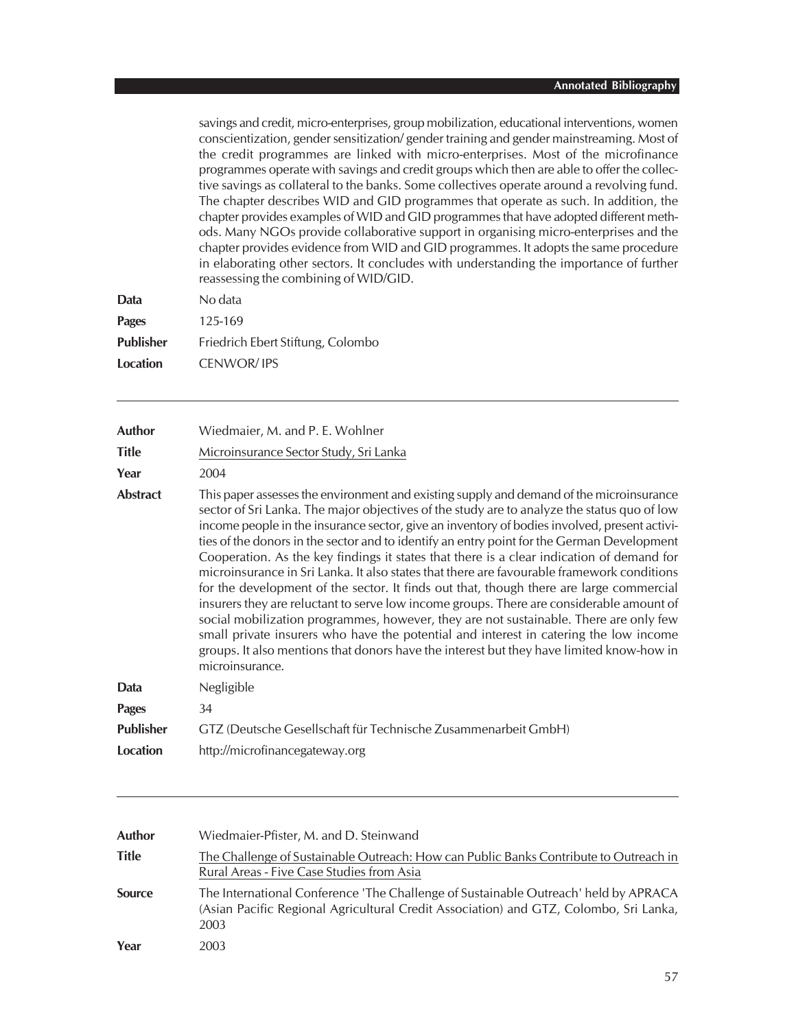savings and credit, micro-enterprises, group mobilization, educational interventions, women conscientization, gender sensitization/ gender training and gender mainstreaming. Most of the credit programmes are linked with micro-enterprises. Most of the microfinance programmes operate with savings and credit groups which then are able to offer the collective savings as collateral to the banks. Some collectives operate around a revolving fund. The chapter describes WID and GID programmes that operate as such. In addition, the chapter provides examples of WID and GID programmes that have adopted different methods. Many NGOs provide collaborative support in organising micro-enterprises and the chapter provides evidence from WID and GID programmes. It adopts the same procedure in elaborating other sectors. It concludes with understanding the importance of further reassessing the combining of WID/GID.

| | |
|---|---|
| **Data** | No data |
| **Pages** | 125-169 |
| **Publisher** | Friedrich Ebert Stiftung, Colombo |
| **Location** | CENWOR/ IPS |

---

| | |
|---|---|
| **Author** | Wiedmaier, M. and P. E. Wohlner |
| **Title** | Microinsurance Sector Study, Sri Lanka |
| **Year** | 2004 |
| **Abstract** | This paper assesses the environment and existing supply and demand of the microinsurance sector of Sri Lanka. The major objectives of the study are to analyze the status quo of low income people in the insurance sector, give an inventory of bodies involved, present activities of the donors in the sector and to identify an entry point for the German Development Cooperation. As the key findings it states that there is a clear indication of demand for microinsurance in Sri Lanka. It also states that there are favourable framework conditions for the development of the sector. It finds out that, though there are large commercial insurers they are reluctant to serve low income groups. There are considerable amount of social mobilization programmes, however, they are not sustainable. There are only few small private insurers who have the potential and interest in catering the low income groups. It also mentions that donors have the interest but they have limited know-how in microinsurance. |
| **Data** | Negligible |
| **Pages** | 34 |
| **Publisher** | GTZ (Deutsche Gesellschaft für Technische Zusammenarbeit GmbH) |
| **Location** | http://microfinancegateway.org |

---

| | |
|---|---|
| **Author** | Wiedmaier-Pfister, M. and D. Steinwand |
| **Title** | The Challenge of Sustainable Outreach: How can Public Banks Contribute to Outreach in Rural Areas - Five Case Studies from Asia |
| **Source** | The International Conference 'The Challenge of Sustainable Outreach' held by APRACA (Asian Pacific Regional Agricultural Credit Association) and GTZ, Colombo, Sri Lanka, 2003 |
| **Year** | 2003 |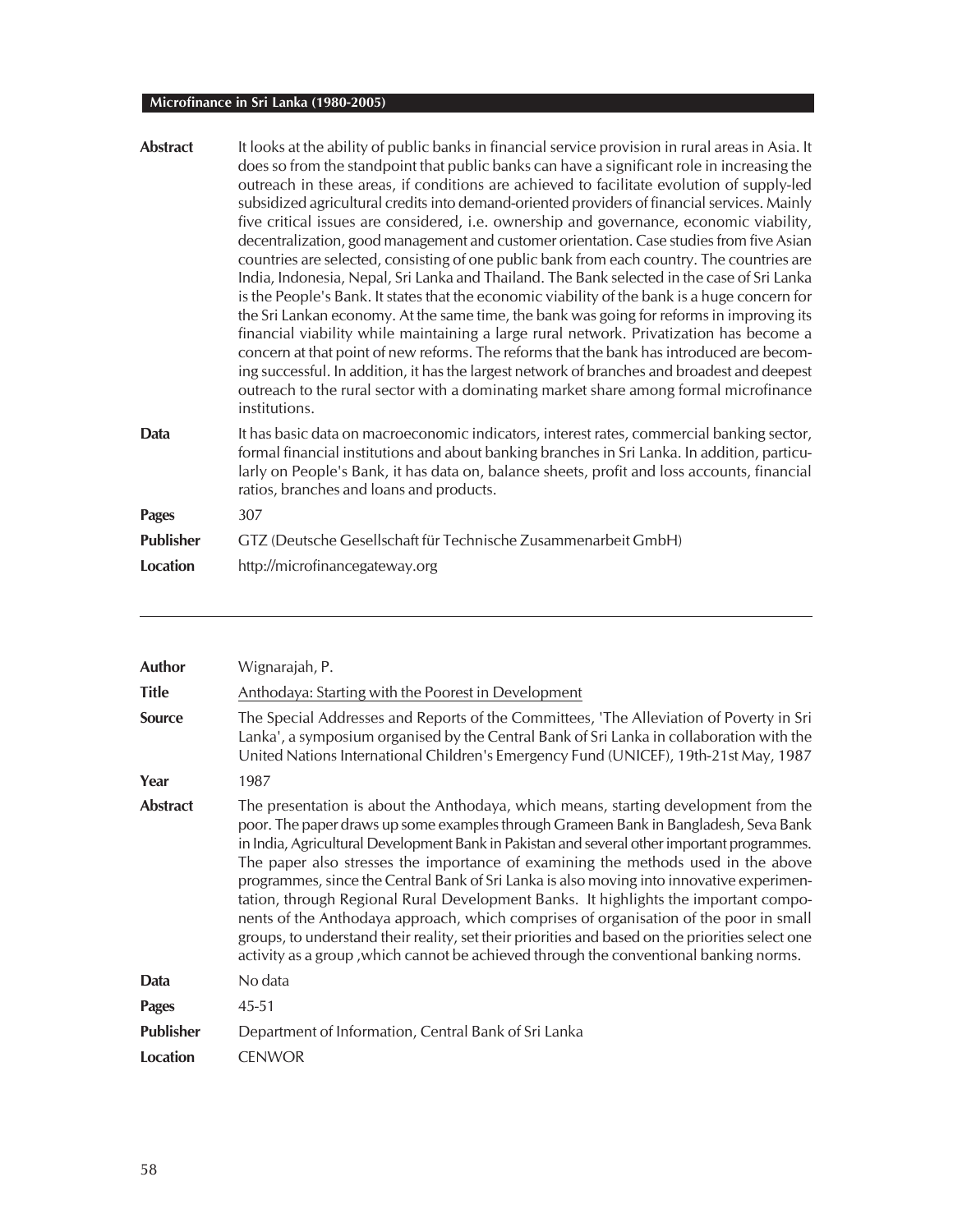| | |
|---|---|
| **Abstract** | It looks at the ability of public banks in financial service provision in rural areas in Asia. It does so from the standpoint that public banks can have a significant role in increasing the outreach in these areas, if conditions are achieved to facilitate evolution of supply-led subsidized agricultural credits into demand-oriented providers of financial services. Mainly five critical issues are considered, i.e. ownership and governance, economic viability, decentralization, good management and customer orientation. Case studies from five Asian countries are selected, consisting of one public bank from each country. The countries are India, Indonesia, Nepal, Sri Lanka and Thailand. The Bank selected in the case of Sri Lanka is the People's Bank. It states that the economic viability of the bank is a huge concern for the Sri Lankan economy. At the same time, the bank was going for reforms in improving its financial viability while maintaining a large rural network. Privatization has become a concern at that point of new reforms. The reforms that the bank has introduced are becoming successful. In addition, it has the largest network of branches and broadest and deepest outreach to the rural sector with a dominating market share among formal microfinance institutions. |
| **Data** | It has basic data on macroeconomic indicators, interest rates, commercial banking sector, formal financial institutions and about banking branches in Sri Lanka. In addition, particularly on People's Bank, it has data on, balance sheets, profit and loss accounts, financial ratios, branches and loans and products. |
| **Pages** | 307 |
| **Publisher** | GTZ (Deutsche Gesellschaft für Technische Zusammenarbeit GmbH) |
| **Location** | http://microfinancegateway.org |

---

| | |
|---|---|
| **Author** | Wignarajah, P. |
| **Title** | Anthodaya: Starting with the Poorest in Development |
| **Source** | The Special Addresses and Reports of the Committees, 'The Alleviation of Poverty in Sri Lanka', a symposium organised by the Central Bank of Sri Lanka in collaboration with the United Nations International Children's Emergency Fund (UNICEF), 19th-21st May, 1987 |
| **Year** | 1987 |
| **Abstract** | The presentation is about the Anthodaya, which means, starting development from the poor. The paper draws up some examples through Grameen Bank in Bangladesh, Seva Bank in India, Agricultural Development Bank in Pakistan and several other important programmes. The paper also stresses the importance of examining the methods used in the above programmes, since the Central Bank of Sri Lanka is also moving into innovative experimentation, through Regional Rural Development Banks. It highlights the important components of the Anthodaya approach, which comprises of organisation of the poor in small groups, to understand their reality, set their priorities and based on the priorities select one activity as a group ,which cannot be achieved through the conventional banking norms. |
| **Data** | No data |
| **Pages** | 45-51 |
| **Publisher** | Department of Information, Central Bank of Sri Lanka |
| **Location** | CENWOR |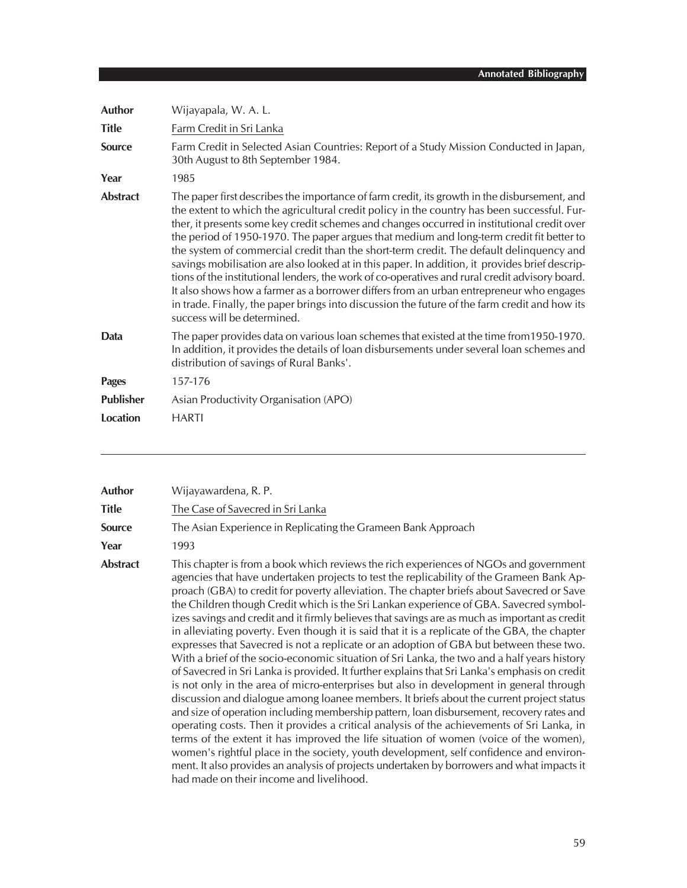| | |
|---|---|
| **Author** | Wijayapala, W. A. L. |
| **Title** | Farm Credit in Sri Lanka |
| **Source** | Farm Credit in Selected Asian Countries: Report of a Study Mission Conducted in Japan, 30th August to 8th September 1984. |
| **Year** | 1985 |
| **Abstract** | The paper first describes the importance of farm credit, its growth in the disbursement, and the extent to which the agricultural credit policy in the country has been successful. Further, it presents some key credit schemes and changes occurred in institutional credit over the period of 1950-1970. The paper argues that medium and long-term credit fit better to the system of commercial credit than the short-term credit. The default delinquency and savings mobilisation are also looked at in this paper. In addition, it provides brief descriptions of the institutional lenders, the work of co-operatives and rural credit advisory board. It also shows how a farmer as a borrower differs from an urban entrepreneur who engages in trade. Finally, the paper brings into discussion the future of the farm credit and how its success will be determined. |
| **Data** | The paper provides data on various loan schemes that existed at the time from1950-1970. In addition, it provides the details of loan disbursements under several loan schemes and distribution of savings of Rural Banks'. |
| **Pages** | 157-176 |
| **Publisher** | Asian Productivity Organisation (APO) |
| **Location** | HARTI |

---

| | |
|---|---|
| **Author** | Wijayawardena, R. P. |
| **Title** | The Case of Savecred in Sri Lanka |
| **Source** | The Asian Experience in Replicating the Grameen Bank Approach |
| **Year** | 1993 |
| **Abstract** | This chapter is from a book which reviews the rich experiences of NGOs and government agencies that have undertaken projects to test the replicability of the Grameen Bank Approach (GBA) to credit for poverty alleviation. The chapter briefs about Savecred or Save the Children though Credit which is the Sri Lankan experience of GBA. Savecred symbolizes savings and credit and it firmly believes that savings are as much as important as credit in alleviating poverty. Even though it is said that it is a replicate of the GBA, the chapter expresses that Savecred is not a replicate or an adoption of GBA but between these two. With a brief of the socio-economic situation of Sri Lanka, the two and a half years history of Savecred in Sri Lanka is provided. It further explains that Sri Lanka's emphasis on credit is not only in the area of micro-enterprises but also in development in general through discussion and dialogue among loanee members. It briefs about the current project status and size of operation including membership pattern, loan disbursement, recovery rates and operating costs. Then it provides a critical analysis of the achievements of Sri Lanka, in terms of the extent it has improved the life situation of women (voice of the women), women's rightful place in the society, youth development, self confidence and environment. It also provides an analysis of projects undertaken by borrowers and what impacts it had made on their income and livelihood. |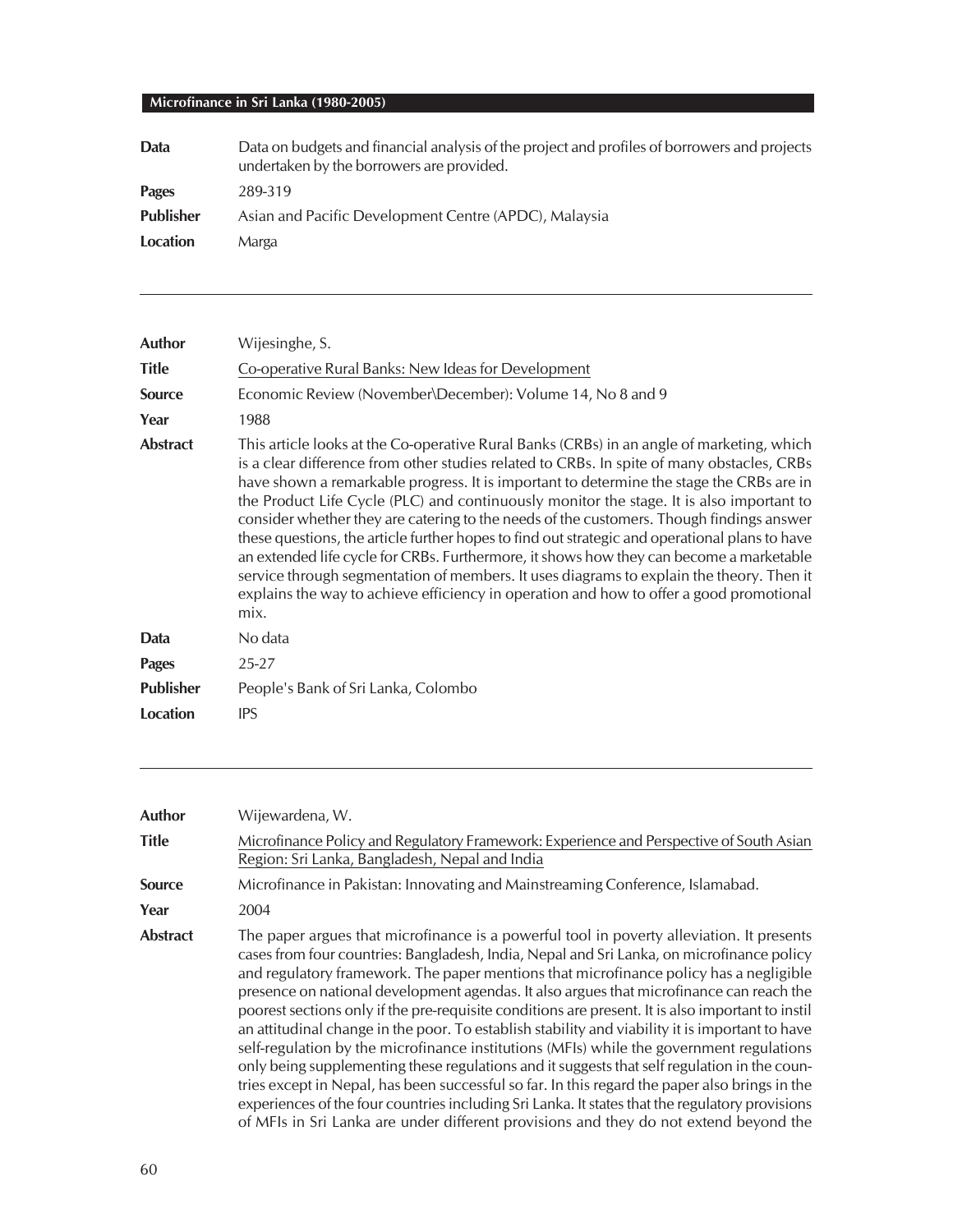| | |
|---|---|
| **Data** | Data on budgets and financial analysis of the project and profiles of borrowers and projects undertaken by the borrowers are provided. |
| **Pages** | 289-319 |
| **Publisher** | Asian and Pacific Development Centre (APDC), Malaysia |
| **Location** | Marga |

---

| | |
|---|---|
| **Author** | Wijesinghe, S. |
| **Title** | Co-operative Rural Banks: New Ideas for Development |
| **Source** | Economic Review (November\December): Volume 14, No 8 and 9 |
| **Year** | 1988 |
| **Abstract** | This article looks at the Co-operative Rural Banks (CRBs) in an angle of marketing, which is a clear difference from other studies related to CRBs. In spite of many obstacles, CRBs have shown a remarkable progress. It is important to determine the stage the CRBs are in the Product Life Cycle (PLC) and continuously monitor the stage. It is also important to consider whether they are catering to the needs of the customers. Though findings answer these questions, the article further hopes to find out strategic and operational plans to have an extended life cycle for CRBs. Furthermore, it shows how they can become a marketable service through segmentation of members. It uses diagrams to explain the theory. Then it explains the way to achieve efficiency in operation and how to offer a good promotional mix. |
| **Data** | No data |
| **Pages** | 25-27 |
| **Publisher** | People's Bank of Sri Lanka, Colombo |
| **Location** | IPS |

---

| | |
|---|---|
| **Author** | Wijewardena, W. |
| **Title** | Microfinance Policy and Regulatory Framework: Experience and Perspective of South Asian Region: Sri Lanka, Bangladesh, Nepal and India |
| **Source** | Microfinance in Pakistan: Innovating and Mainstreaming Conference, Islamabad. |
| **Year** | 2004 |
| **Abstract** | The paper argues that microfinance is a powerful tool in poverty alleviation. It presents cases from four countries: Bangladesh, India, Nepal and Sri Lanka, on microfinance policy and regulatory framework. The paper mentions that microfinance policy has a negligible presence on national development agendas. It also argues that microfinance can reach the poorest sections only if the pre-requisite conditions are present. It is also important to instil an attitudinal change in the poor. To establish stability and viability it is important to have self-regulation by the microfinance institutions (MFIs) while the government regulations only being supplementing these regulations and it suggests that self regulation in the countries except in Nepal, has been successful so far. In this regard the paper also brings in the experiences of the four countries including Sri Lanka. It states that the regulatory provisions of MFIs in Sri Lanka are under different provisions and they do not extend beyond the |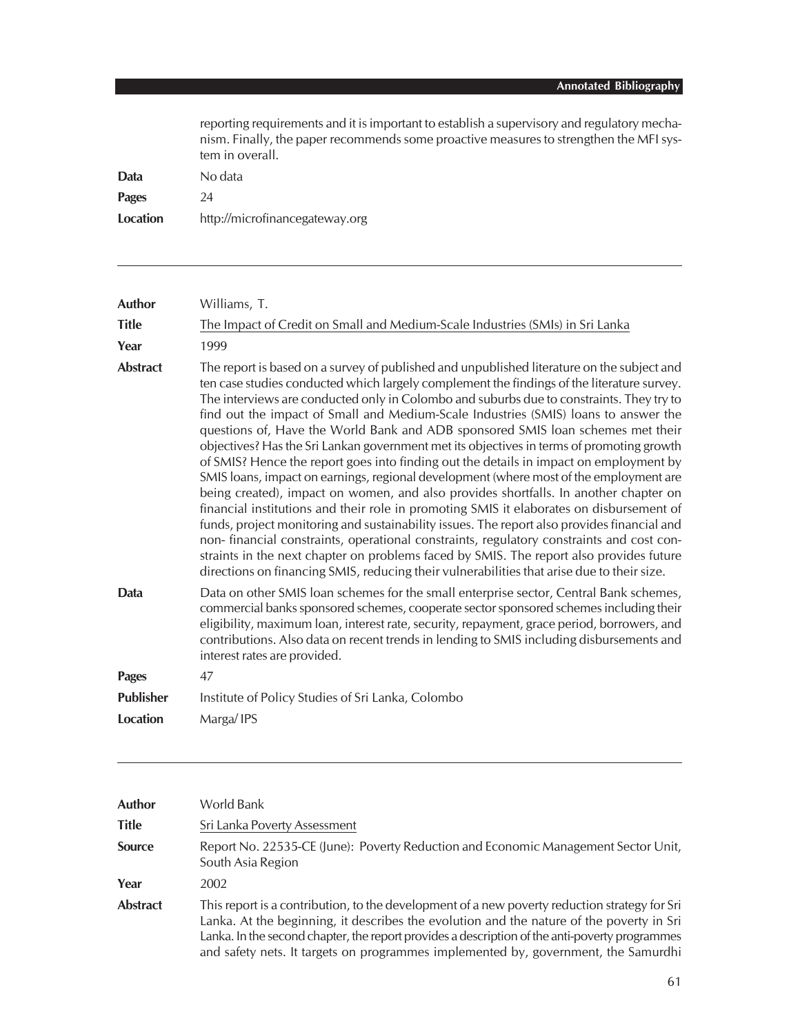reporting requirements and it is important to establish a supervisory and regulatory mechanism. Finally, the paper recommends some proactive measures to strengthen the MFI system in overall.

**Data** No data

**Pages** 24

**Location** http://microfinancegateway.org

---

**Author** Williams, T.

**Title** The Impact of Credit on Small and Medium-Scale Industries (SMIs) in Sri Lanka

**Year** 1999

**Abstract** The report is based on a survey of published and unpublished literature on the subject and ten case studies conducted which largely complement the findings of the literature survey. The interviews are conducted only in Colombo and suburbs due to constraints. They try to find out the impact of Small and Medium-Scale Industries (SMIS) loans to answer the questions of, Have the World Bank and ADB sponsored SMIS loan schemes met their objectives? Has the Sri Lankan government met its objectives in terms of promoting growth of SMIS? Hence the report goes into finding out the details in impact on employment by SMIS loans, impact on earnings, regional development (where most of the employment are being created), impact on women, and also provides shortfalls. In another chapter on financial institutions and their role in promoting SMIS it elaborates on disbursement of funds, project monitoring and sustainability issues. The report also provides financial and non- financial constraints, operational constraints, regulatory constraints and cost constraints in the next chapter on problems faced by SMIS. The report also provides future directions on financing SMIS, reducing their vulnerabilities that arise due to their size.

**Data** Data on other SMIS loan schemes for the small enterprise sector, Central Bank schemes, commercial banks sponsored schemes, cooperate sector sponsored schemes including their eligibility, maximum loan, interest rate, security, repayment, grace period, borrowers, and contributions. Also data on recent trends in lending to SMIS including disbursements and interest rates are provided.

**Pages** 47

**Publisher** Institute of Policy Studies of Sri Lanka, Colombo

**Location** Marga/ IPS

---

**Author** World Bank

**Title** Sri Lanka Poverty Assessment

**Source** Report No. 22535-CE (June): Poverty Reduction and Economic Management Sector Unit, South Asia Region

**Year** 2002

**Abstract** This report is a contribution, to the development of a new poverty reduction strategy for Sri Lanka. At the beginning, it describes the evolution and the nature of the poverty in Sri Lanka. In the second chapter, the report provides a description of the anti-poverty programmes and safety nets. It targets on programmes implemented by, government, the Samurdhi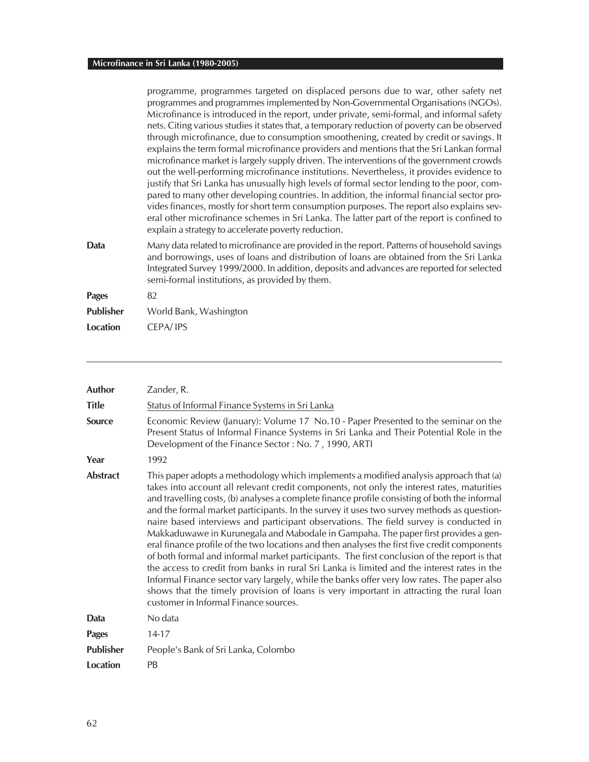programme, programmes targeted on displaced persons due to war, other safety net programmes and programmes implemented by Non-Governmental Organisations (NGOs). Microfinance is introduced in the report, under private, semi-formal, and informal safety nets. Citing various studies it states that, a temporary reduction of poverty can be observed through microfinance, due to consumption smoothening, created by credit or savings. It explains the term formal microfinance providers and mentions that the Sri Lankan formal microfinance market is largely supply driven. The interventions of the government crowds out the well-performing microfinance institutions. Nevertheless, it provides evidence to justify that Sri Lanka has unusually high levels of formal sector lending to the poor, compared to many other developing countries. In addition, the informal financial sector provides finances, mostly for short term consumption purposes. The report also explains several other microfinance schemes in Sri Lanka. The latter part of the report is confined to explain a strategy to accelerate poverty reduction.

**Data** Many data related to microfinance are provided in the report. Patterns of household savings and borrowings, uses of loans and distribution of loans are obtained from the Sri Lanka Integrated Survey 1999/2000. In addition, deposits and advances are reported for selected semi-formal institutions, as provided by them.

**Pages** 82

**Publisher** World Bank, Washington

**Location** CEPA/ IPS

---

**Author** Zander, R.

**Title** Status of Informal Finance Systems in Sri Lanka

**Source** Economic Review (January): Volume 17 No.10 - Paper Presented to the seminar on the Present Status of Informal Finance Systems in Sri Lanka and Their Potential Role in the Development of the Finance Sector : No. 7 , 1990, ARTI

**Year** 1992

**Abstract** This paper adopts a methodology which implements a modified analysis approach that (a) takes into account all relevant credit components, not only the interest rates, maturities and travelling costs, (b) analyses a complete finance profile consisting of both the informal and the formal market participants. In the survey it uses two survey methods as questionnaire based interviews and participant observations. The field survey is conducted in Makkaduwawe in Kurunegala and Mabodale in Gampaha. The paper first provides a general finance profile of the two locations and then analyses the first five credit components of both formal and informal market participants. The first conclusion of the report is that the access to credit from banks in rural Sri Lanka is limited and the interest rates in the Informal Finance sector vary largely, while the banks offer very low rates. The paper also shows that the timely provision of loans is very important in attracting the rural loan customer in Informal Finance sources.

**Data** No data

**Pages** 14-17

**Publisher** People's Bank of Sri Lanka, Colombo

**Location** PB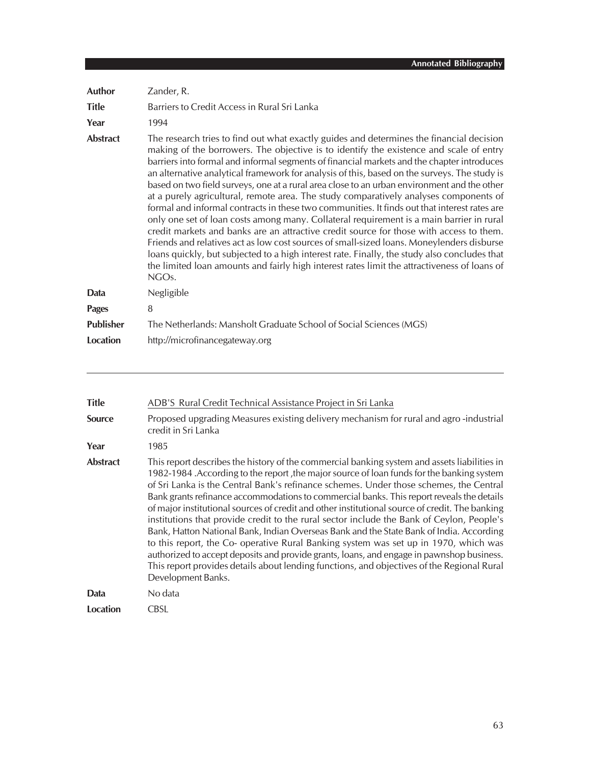| | |
|---|---|
| **Author** | Zander, R. |
| **Title** | Barriers to Credit Access in Rural Sri Lanka |
| **Year** | 1994 |
| **Abstract** | The research tries to find out what exactly guides and determines the financial decision making of the borrowers. The objective is to identify the existence and scale of entry barriers into formal and informal segments of financial markets and the chapter introduces an alternative analytical framework for analysis of this, based on the surveys. The study is based on two field surveys, one at a rural area close to an urban environment and the other at a purely agricultural, remote area. The study comparatively analyses components of formal and informal contracts in these two communities. It finds out that interest rates are only one set of loan costs among many. Collateral requirement is a main barrier in rural credit markets and banks are an attractive credit source for those with access to them. Friends and relatives act as low cost sources of small-sized loans. Moneylenders disburse loans quickly, but subjected to a high interest rate. Finally, the study also concludes that the limited loan amounts and fairly high interest rates limit the attractiveness of loans of NGOs. |
| **Data** | Negligible |
| **Pages** | 8 |
| **Publisher** | The Netherlands: Mansholt Graduate School of Social Sciences (MGS) |
| **Location** | http://microfinancegateway.org |

---

| | |
|---|---|
| **Title** | ADB'S Rural Credit Technical Assistance Project in Sri Lanka |
| **Source** | Proposed upgrading Measures existing delivery mechanism for rural and agro -industrial credit in Sri Lanka |
| **Year** | 1985 |
| **Abstract** | This report describes the history of the commercial banking system and assets liabilities in 1982-1984 .According to the report ,the major source of loan funds for the banking system of Sri Lanka is the Central Bank's refinance schemes. Under those schemes, the Central Bank grants refinance accommodations to commercial banks. This report reveals the details of major institutional sources of credit and other institutional source of credit. The banking institutions that provide credit to the rural sector include the Bank of Ceylon, People's Bank, Hatton National Bank, Indian Overseas Bank and the State Bank of India. According to this report, the Co- operative Rural Banking system was set up in 1970, which was authorized to accept deposits and provide grants, loans, and engage in pawnshop business. This report provides details about lending functions, and objectives of the Regional Rural Development Banks. |
| **Data** | No data |
| **Location** | CBSL |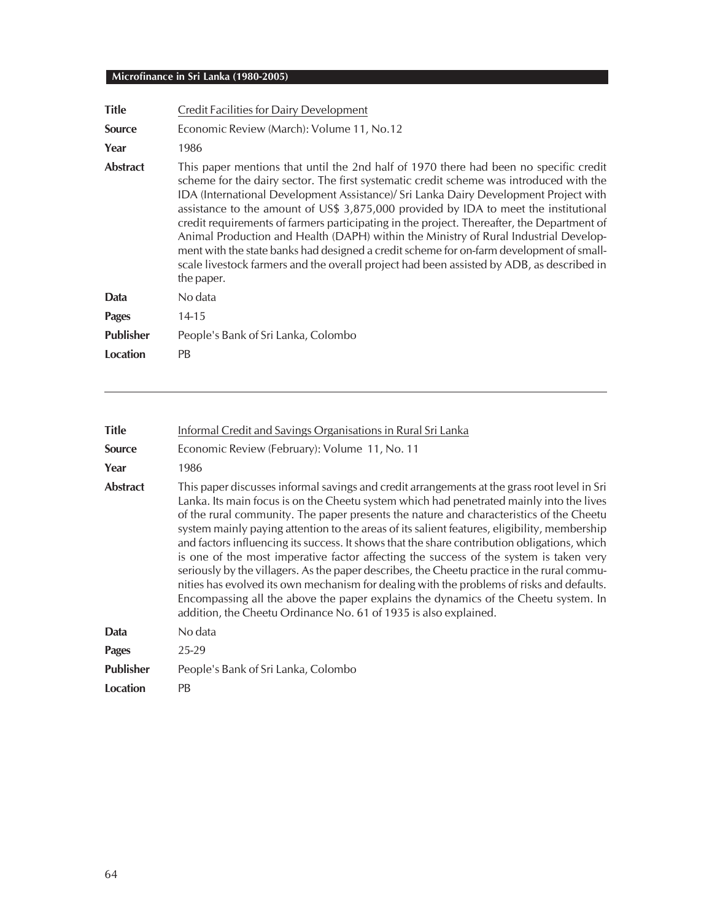| | |
|---|---|
| **Title** | Credit Facilities for Dairy Development |
| **Source** | Economic Review (March): Volume 11, No.12 |
| **Year** | 1986 |
| **Abstract** | This paper mentions that until the 2nd half of 1970 there had been no specific credit scheme for the dairy sector. The first systematic credit scheme was introduced with the IDA (International Development Assistance)/ Sri Lanka Dairy Development Project with assistance to the amount of US$ 3,875,000 provided by IDA to meet the institutional credit requirements of farmers participating in the project. Thereafter, the Department of Animal Production and Health (DAPH) within the Ministry of Rural Industrial Development with the state banks had designed a credit scheme for on-farm development of small-scale livestock farmers and the overall project had been assisted by ADB, as described in the paper. |
| **Data** | No data |
| **Pages** | 14-15 |
| **Publisher** | People's Bank of Sri Lanka, Colombo |
| **Location** | PB |

---

| | |
|---|---|
| **Title** | Informal Credit and Savings Organisations in Rural Sri Lanka |
| **Source** | Economic Review (February): Volume 11, No. 11 |
| **Year** | 1986 |
| **Abstract** | This paper discusses informal savings and credit arrangements at the grass root level in Sri Lanka. Its main focus is on the Cheetu system which had penetrated mainly into the lives of the rural community. The paper presents the nature and characteristics of the Cheetu system mainly paying attention to the areas of its salient features, eligibility, membership and factors influencing its success. It shows that the share contribution obligations, which is one of the most imperative factor affecting the success of the system is taken very seriously by the villagers. As the paper describes, the Cheetu practice in the rural communities has evolved its own mechanism for dealing with the problems of risks and defaults. Encompassing all the above the paper explains the dynamics of the Cheetu system. In addition, the Cheetu Ordinance No. 61 of 1935 is also explained. |
| **Data** | No data |
| **Pages** | 25-29 |
| **Publisher** | People's Bank of Sri Lanka, Colombo |
| **Location** | PB |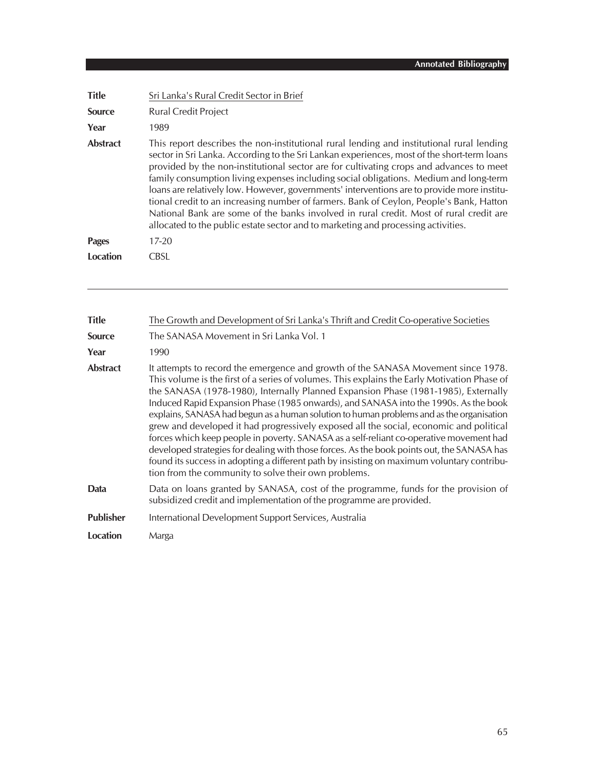| | |
|---|---|
| **Title** | Sri Lanka's Rural Credit Sector in Brief |
| **Source** | Rural Credit Project |
| **Year** | 1989 |
| **Abstract** | This report describes the non-institutional rural lending and institutional rural lending sector in Sri Lanka. According to the Sri Lankan experiences, most of the short-term loans provided by the non-institutional sector are for cultivating crops and advances to meet family consumption living expenses including social obligations. Medium and long-term loans are relatively low. However, governments' interventions are to provide more institutional credit to an increasing number of farmers. Bank of Ceylon, People's Bank, Hatton National Bank are some of the banks involved in rural credit. Most of rural credit are allocated to the public estate sector and to marketing and processing activities. |
| **Pages** | 17-20 |
| **Location** | CBSL |

---

| | |
|---|---|
| **Title** | The Growth and Development of Sri Lanka's Thrift and Credit Co-operative Societies |
| **Source** | The SANASA Movement in Sri Lanka Vol. 1 |
| **Year** | 1990 |
| **Abstract** | It attempts to record the emergence and growth of the SANASA Movement since 1978. This volume is the first of a series of volumes. This explains the Early Motivation Phase of the SANASA (1978-1980), Internally Planned Expansion Phase (1981-1985), Externally Induced Rapid Expansion Phase (1985 onwards), and SANASA into the 1990s. As the book explains, SANASA had begun as a human solution to human problems and as the organisation grew and developed it had progressively exposed all the social, economic and political forces which keep people in poverty. SANASA as a self-reliant co-operative movement had developed strategies for dealing with those forces. As the book points out, the SANASA has found its success in adopting a different path by insisting on maximum voluntary contribution from the community to solve their own problems. |
| **Data** | Data on loans granted by SANASA, cost of the programme, funds for the provision of subsidized credit and implementation of the programme are provided. |
| **Publisher** | International Development Support Services, Australia |
| **Location** | Marga |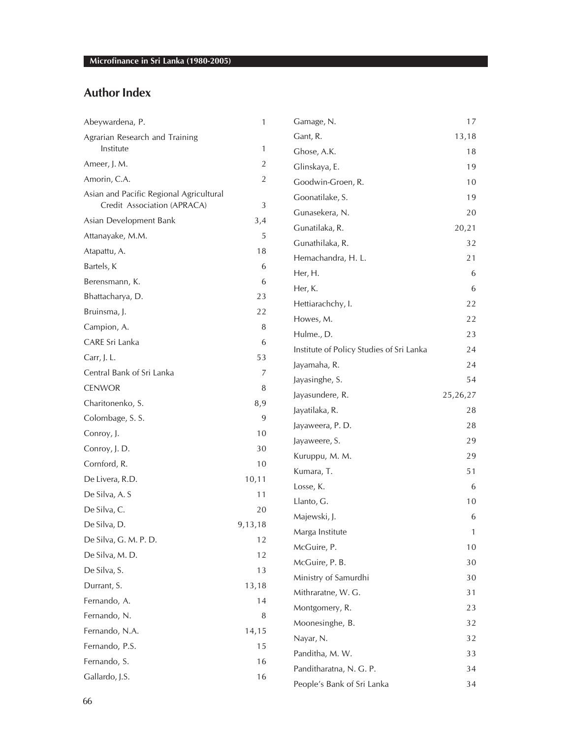## Author Index

| | |
|---|---|
| Abeywardena, P. | 1 |
| Agrarian Research and Training Institute | 1 |
| Ameer, J. M. | 2 |
| Amorin, C.A. | 2 |
| Asian and Pacific Regional Agricultural Credit Association (APRACA) | 3 |
| Asian Development Bank | 3,4 |
| Attanayake, M.M. | 5 |
| Atapattu, A. | 18 |
| Bartels, K | 6 |
| Berensmann, K. | 6 |
| Bhattacharya, D. | 23 |
| Bruinsma, J. | 22 |
| Campion, A. | 8 |
| CARE Sri Lanka | 6 |
| Carr, J. L. | 53 |
| Central Bank of Sri Lanka | 7 |
| CENWOR | 8 |
| Charitonenko, S. | 8,9 |
| Colombage, S. S. | 9 |
| Conroy, J. | 10 |
| Conroy, J. D. | 30 |
| Cornford, R. | 10 |
| De Livera, R.D. | 10,11 |
| De Silva, A. S | 11 |
| De Silva, C. | 20 |
| De Silva, D. | 9,13,18 |
| De Silva, G. M. P. D. | 12 |
| De Silva, M. D. | 12 |
| De Silva, S. | 13 |
| Durrant, S. | 13,18 |
| Fernando, A. | 14 |
| Fernando, N. | 8 |
| Fernando, N.A. | 14,15 |
| Fernando, P.S. | 15 |
| Fernando, S. | 16 |
| Gallardo, J.S. | 16 |
| Gamage, N. | 17 |
| Gant, R. | 13,18 |
| Ghose, A.K. | 18 |
| Glinskaya, E. | 19 |
| Goodwin-Groen, R. | 10 |
| Goonatilake, S. | 19 |
| Gunasekera, N. | 20 |
| Gunatilaka, R. | 20,21 |
| Gunathilaka, R. | 32 |
| Hemachandra, H. L. | 21 |
| Her, H. | 6 |
| Her, K. | 6 |
| Hettiarachchy, I. | 22 |
| Howes, M. | 22 |
| Hulme., D. | 23 |
| Institute of Policy Studies of Sri Lanka | 24 |
| Jayamaha, R. | 24 |
| Jayasinghe, S. | 54 |
| Jayasundere, R. | 25,26,27 |
| Jayatilaka, R. | 28 |
| Jayaweera, P. D. | 28 |
| Jayaweere, S. | 29 |
| Kuruppu, M. M. | 29 |
| Kumara, T. | 51 |
| Losse, K. | 6 |
| Llanto, G. | 10 |
| Majewski, J. | 6 |
| Marga Institute | 1 |
| McGuire, P. | 10 |
| McGuire, P. B. | 30 |
| Ministry of Samurdhi | 30 |
| Mithraratne, W. G. | 31 |
| Montgomery, R. | 23 |
| Moonesinghe, B. | 32 |
| Nayar, N. | 32 |
| Panditha, M. W. | 33 |
| Panditharatna, N. G. P. | 34 |
| People's Bank of Sri Lanka | 34 |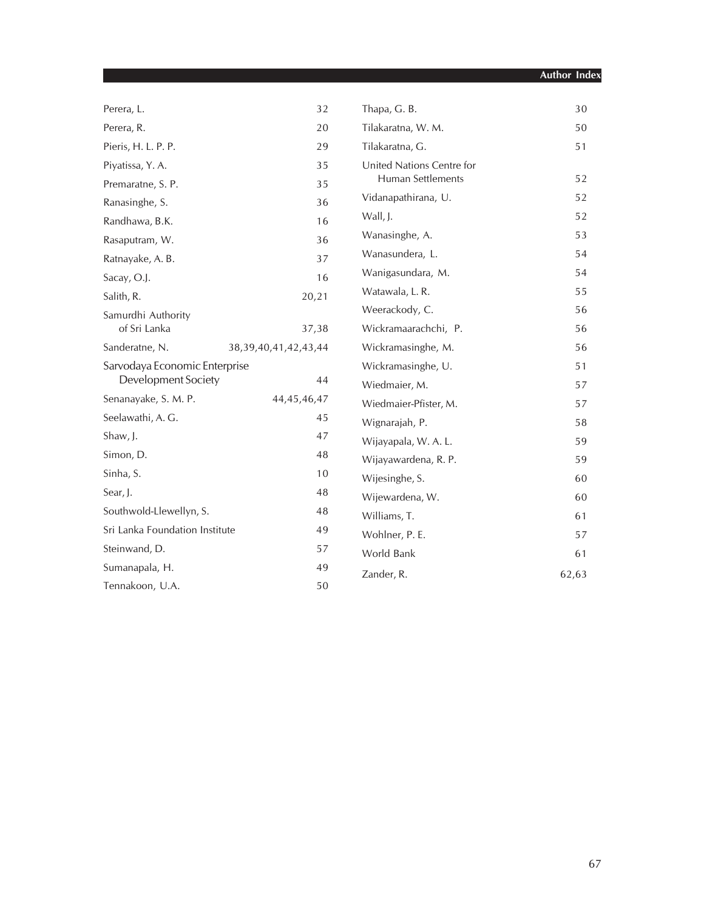| | |
|---|---|
| Perera, L. | 32 |
| Perera, R. | 20 |
| Pieris, H. L. P. P. | 29 |
| Piyatissa, Y. A. | 35 |
| Premaratne, S. P. | 35 |
| Ranasinghe, S. | 36 |
| Randhawa, B.K. | 16 |
| Rasaputram, W. | 36 |
| Ratnayake, A. B. | 37 |
| Sacay, O.J. | 16 |
| Salith, R. | 20,21 |
| Samurdhi Authority of Sri Lanka | 37,38 |
| Sanderatne, N. | 38,39,40,41,42,43,44 |
| Sarvodaya Economic Enterprise Development Society | 44 |
| Senanayake, S. M. P. | 44,45,46,47 |
| Seelawathi, A. G. | 45 |
| Shaw, J. | 47 |
| Simon, D. | 48 |
| Sinha, S. | 10 |
| Sear, J. | 48 |
| Southwold-Llewellyn, S. | 48 |
| Sri Lanka Foundation Institute | 49 |
| Steinwand, D. | 57 |
| Sumanapala, H. | 49 |
| Tennakoon, U.A. | 50 |
| Thapa, G. B. | 30 |
| Tilakaratna, W. M. | 50 |
| Tilakaratna, G. | 51 |
| United Nations Centre for Human Settlements | 52 |
| Vidanapathirana, U. | 52 |
| Wall, J. | 52 |
| Wanasinghe, A. | 53 |
| Wanasundera, L. | 54 |
| Wanigasundara, M. | 54 |
| Watawala, L. R. | 55 |
| Weerackody, C. | 56 |
| Wickramaarachchi, P. | 56 |
| Wickramasinghe, M. | 56 |
| Wickramasinghe, U. | 51 |
| Wiedmaier, M. | 57 |
| Wiedmaier-Pfister, M. | 57 |
| Wignarajah, P. | 58 |
| Wijayapala, W. A. L. | 59 |
| Wijayawardena, R. P. | 59 |
| Wijesinghe, S. | 60 |
| Wijewardena, W. | 60 |
| Williams, T. | 61 |
| Wohlner, P. E. | 57 |
| World Bank | 61 |
| Zander, R. | 62,63 |